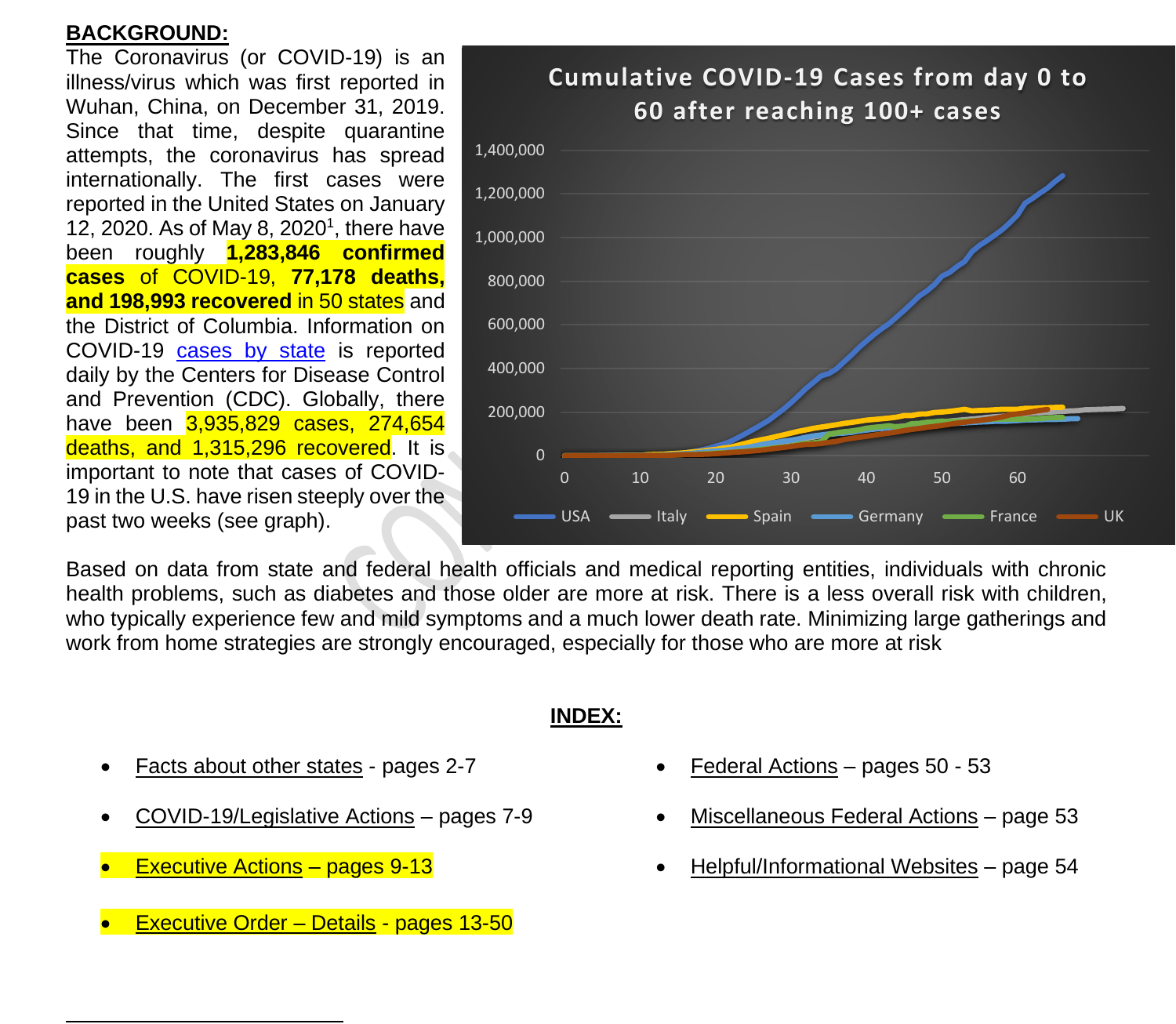**BACKGROUND:**

The Coronavirus (or COVID-19) is an illness/virus which was first reported in Wuhan, China, on December 31, 2019. Since that time, despite quarantine attempts, the coronavirus has spread internationally. The first cases were reported in the United States on January 12, 2020. As of May 8, 2020[1], there have been roughly **1,283,846 confirmed cases** of COVID-19, **77,178 deaths, and 198,993 recovered** in 50 states and the District of Columbia. Information on COVID-19 cases by state is reported daily by the Centers for Disease Control and Prevention (CDC). Globally, there have been 3,935,829 cases, 274,654 deaths, and 1,315,296 recovered. It is important to note that cases of COVID-19 in the U.S. have risen steeply over the past two weeks (see graph).

Based on data from state and federal health officials and medical reporting entities, individuals with chronic health problems, such as diabetes and those older are more at risk. There is a less overall risk with children, who typically experience few and mild symptoms and a much lower death rate. Minimizing large gatherings and work from home strategies are strongly encouraged, especially for those who are more at risk

**INDEX:**

- Facts about other states - pages 2-7
- COVID-19/Legislative Actions – pages 7-9
- Executive Actions – pages 9-13
- Executive Order – Details - pages 13-50
- Federal Actions – pages 50 - 53
- Miscellaneous Federal Actions – page 53
- Helpful/Informational Websites – page 54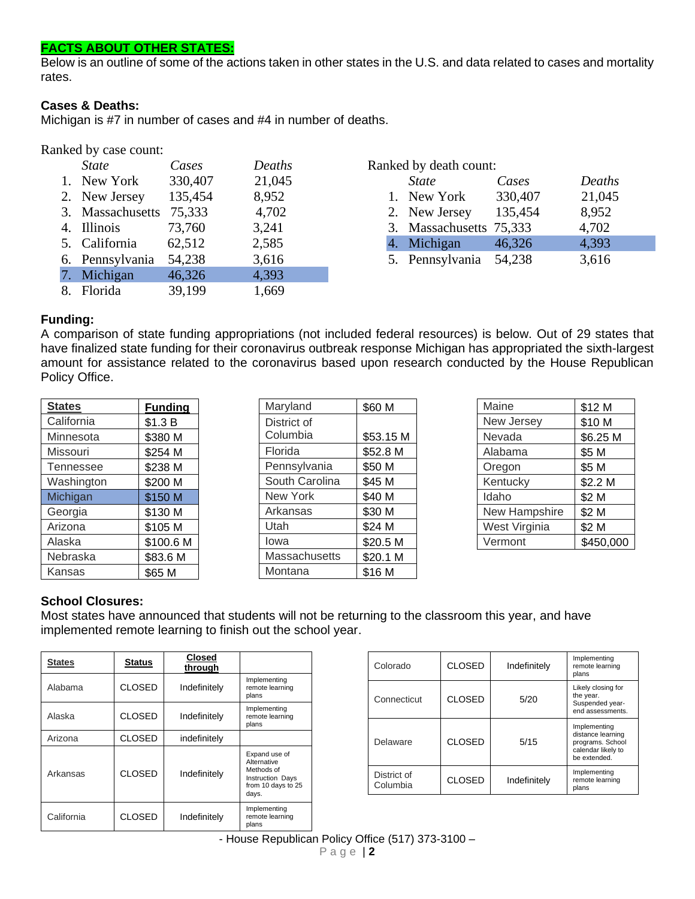## FACTS ABOUT OTHER STATES:

Below is an outline of some of the actions taken in other states in the U.S. and data related to cases and mortality rates.

### Cases & Deaths:

Michigan is #7 in number of cases and #4 in number of deaths.

Ranked by case count:

| | *State* | *Cases* | *Deaths* |
|---|---|---|---|
| 1. | New York | 330,407 | 21,045 |
| 2. | New Jersey | 135,454 | 8,952 |
| 3. | Massachusetts | 75,333 | 4,702 |
| 4. | Illinois | 73,760 | 3,241 |
| 5. | California | 62,512 | 2,585 |
| 6. | Pennsylvania | 54,238 | 3,616 |
| 7. | Michigan | 46,326 | 4,393 |
| 8. | Florida | 39,199 | 1,669 |

Ranked by death count:

| | *State* | *Cases* | *Deaths* |
|---|---|---|---|
| 1. | New York | 330,407 | 21,045 |
| 2. | New Jersey | 135,454 | 8,952 |
| 3. | Massachusetts | 75,333 | 4,702 |
| 4. | Michigan | 46,326 | 4,393 |
| 5. | Pennsylvania | 54,238 | 3,616 |

### Funding:

A comparison of state funding appropriations (not included federal resources) is below. Out of 29 states that have finalized state funding for their coronavirus outbreak response Michigan has appropriated the sixth-largest amount for assistance related to the coronavirus based upon research conducted by the House Republican Policy Office.

| States | Funding |
|---|---|
| California | $1.3 B |
| Minnesota | $380 M |
| Missouri | $254 M |
| Tennessee | $238 M |
| Washington | $200 M |
| Michigan | $150 M |
| Georgia | $130 M |
| Arizona | $105 M |
| Alaska | $100.6 M |
| Nebraska | $83.6 M |
| Kansas | $65 M |
| Maryland | $60 M |
| District of Columbia | $53.15 M |
| Florida | $52.8 M |
| Pennsylvania | $50 M |
| South Carolina | $45 M |
| New York | $40 M |
| Arkansas | $30 M |
| Utah | $24 M |
| Iowa | $20.5 M |
| Massachusetts | $20.1 M |
| Montana | $16 M |
| Maine | $12 M |
| New Jersey | $10 M |
| Nevada | $6.25 M |
| Alabama | $5 M |
| Oregon | $5 M |
| Kentucky | $2.2 M |
| Idaho | $2 M |
| New Hampshire | $2 M |
| West Virginia | $2 M |
| Vermont | $450,000 |

### School Closures:

Most states have announced that students will not be returning to the classroom this year, and have implemented remote learning to finish out the school year.

| States | Status | Closed through | |
|---|---|---|---|
| Alabama | CLOSED | Indefinitely | Implementing remote learning plans |
| Alaska | CLOSED | Indefinitely | Implementing remote learning plans |
| Arizona | CLOSED | indefinitely | |
| Arkansas | CLOSED | Indefinitely | Expand use of Alternative Methods of Instruction Days from 10 days to 25 days. |
| California | CLOSED | Indefinitely | Implementing remote learning plans |
| Colorado | CLOSED | Indefinitely | Implementing remote learning plans |
| Connecticut | CLOSED | 5/20 | Likely closing for the year. Suspended year-end assessments. |
| Delaware | CLOSED | 5/15 | Implementing distance learning programs. School calendar likely to be extended. |
| District of Columbia | CLOSED | Indefinitely | Implementing remote learning plans |

- House Republican Policy Office (517) 373-3100 –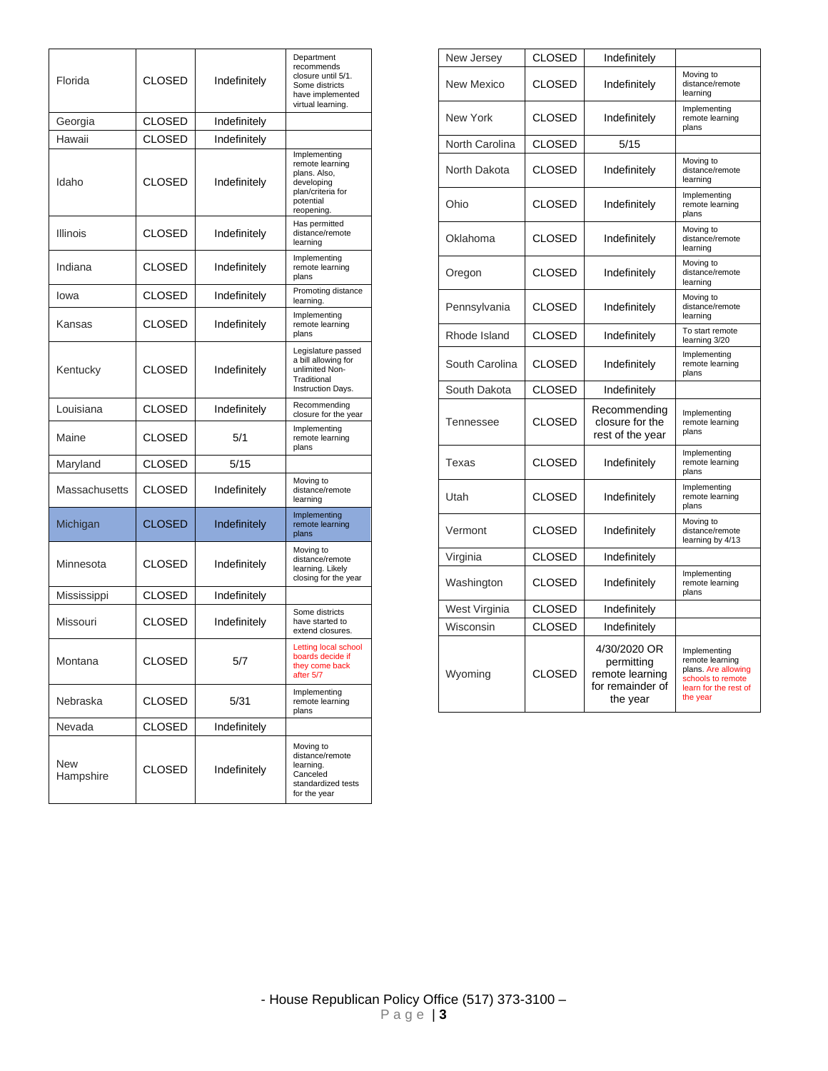| | | | |
|---|---|---|---|
| Florida | CLOSED | Indefinitely | Department recommends closure until 5/1. Some districts have implemented virtual learning. |
| Georgia | CLOSED | Indefinitely | |
| Hawaii | CLOSED | Indefinitely | |
| Idaho | CLOSED | Indefinitely | Implementing remote learning plans. Also, developing plan/criteria for potential reopening. |
| Illinois | CLOSED | Indefinitely | Has permitted distance/remote learning |
| Indiana | CLOSED | Indefinitely | Implementing remote learning plans |
| Iowa | CLOSED | Indefinitely | Promoting distance learning. |
| Kansas | CLOSED | Indefinitely | Implementing remote learning plans |
| Kentucky | CLOSED | Indefinitely | Legislature passed a bill allowing for unlimited Non-Traditional Instruction Days. |
| Louisiana | CLOSED | Indefinitely | Recommending closure for the year |
| Maine | CLOSED | 5/1 | Implementing remote learning plans |
| Maryland | CLOSED | 5/15 | |
| Massachusetts | CLOSED | Indefinitely | Moving to distance/remote learning |
| Michigan | CLOSED | Indefinitely | Implementing remote learning plans |
| Minnesota | CLOSED | Indefinitely | Moving to distance/remote learning. Likely closing for the year |
| Mississippi | CLOSED | Indefinitely | |
| Missouri | CLOSED | Indefinitely | Some districts have started to extend closures. |
| Montana | CLOSED | 5/7 | Letting local school boards decide if they come back after 5/7 |
| Nebraska | CLOSED | 5/31 | Implementing remote learning plans |
| Nevada | CLOSED | Indefinitely | |
| New Hampshire | CLOSED | Indefinitely | Moving to distance/remote learning. Canceled standardized tests for the year |
| New Jersey | CLOSED | Indefinitely | |
| New Mexico | CLOSED | Indefinitely | Moving to distance/remote learning |
| New York | CLOSED | Indefinitely | Implementing remote learning plans |
| North Carolina | CLOSED | 5/15 | |
| North Dakota | CLOSED | Indefinitely | Moving to distance/remote learning |
| Ohio | CLOSED | Indefinitely | Implementing remote learning plans |
| Oklahoma | CLOSED | Indefinitely | Moving to distance/remote learning |
| Oregon | CLOSED | Indefinitely | Moving to distance/remote learning |
| Pennsylvania | CLOSED | Indefinitely | Moving to distance/remote learning |
| Rhode Island | CLOSED | Indefinitely | To start remote learning 3/20 |
| South Carolina | CLOSED | Indefinitely | Implementing remote learning plans |
| South Dakota | CLOSED | Indefinitely | |
| Tennessee | CLOSED | Recommending closure for the rest of the year | Implementing remote learning plans |
| Texas | CLOSED | Indefinitely | Implementing remote learning plans |
| Utah | CLOSED | Indefinitely | Implementing remote learning plans |
| Vermont | CLOSED | Indefinitely | Moving to distance/remote learning by 4/13 |
| Virginia | CLOSED | Indefinitely | |
| Washington | CLOSED | Indefinitely | Implementing remote learning plans |
| West Virginia | CLOSED | Indefinitely | |
| Wisconsin | CLOSED | Indefinitely | |
| Wyoming | CLOSED | 4/30/2020 OR permitting remote learning for remainder of the year | Implementing remote learning plans. Are allowing schools to remote learn for the rest of the year |

- House Republican Policy Office (517) 373-3100 –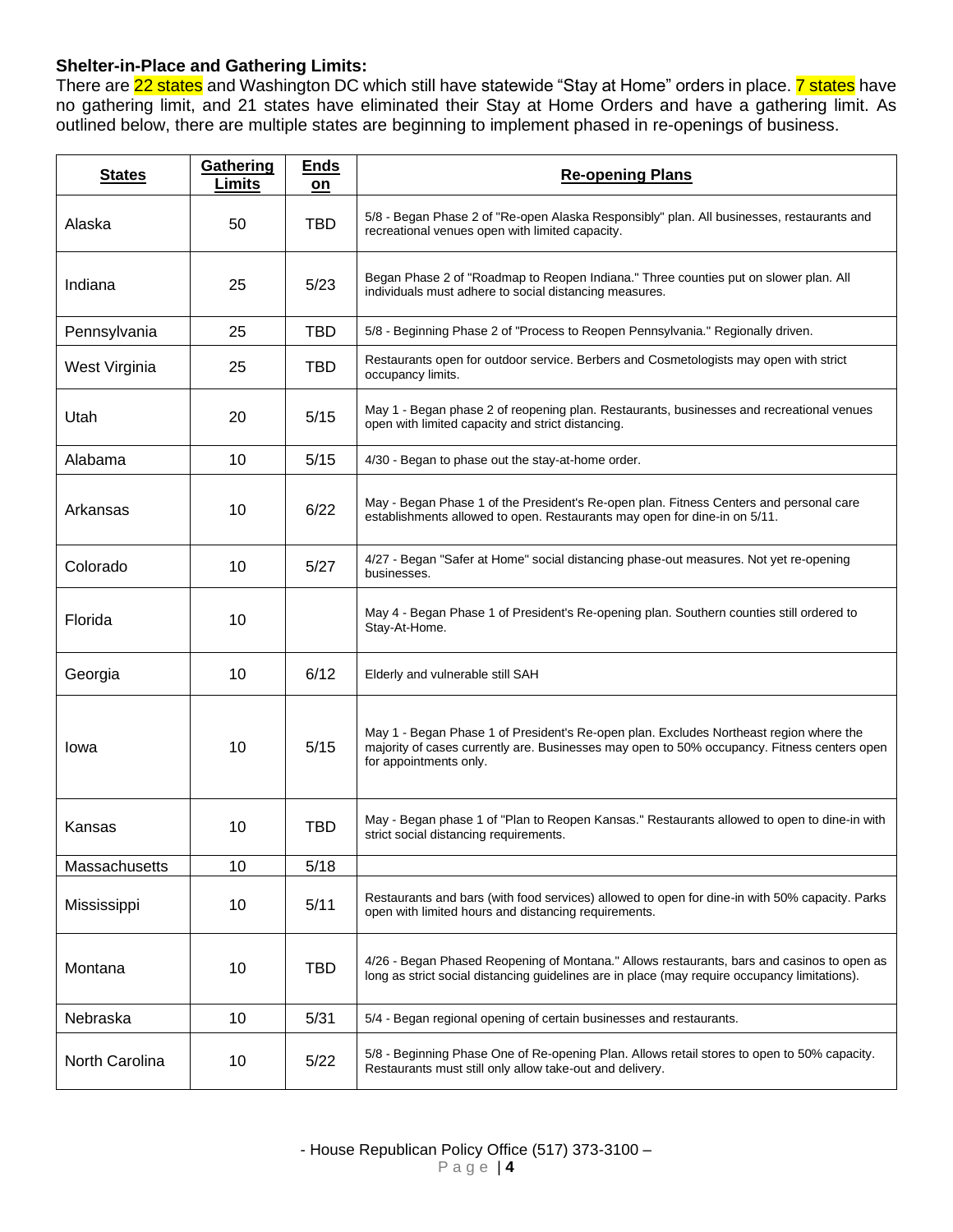**Shelter-in-Place and Gathering Limits:**

There are 22 states and Washington DC which still have statewide "Stay at Home" orders in place. 7 states have no gathering limit, and 21 states have eliminated their Stay at Home Orders and have a gathering limit. As outlined below, there are multiple states are beginning to implement phased in re-openings of business.

| States | Gathering Limits | Ends on | Re-opening Plans |
|---|---|---|---|
| Alaska | 50 | TBD | 5/8 - Began Phase 2 of "Re-open Alaska Responsibly" plan. All businesses, restaurants and recreational venues open with limited capacity. |
| Indiana | 25 | 5/23 | Began Phase 2 of "Roadmap to Reopen Indiana." Three counties put on slower plan. All individuals must adhere to social distancing measures. |
| Pennsylvania | 25 | TBD | 5/8 - Beginning Phase 2 of "Process to Reopen Pennsylvania." Regionally driven. |
| West Virginia | 25 | TBD | Restaurants open for outdoor service. Berbers and Cosmetologists may open with strict occupancy limits. |
| Utah | 20 | 5/15 | May 1 - Began phase 2 of reopening plan. Restaurants, businesses and recreational venues open with limited capacity and strict distancing. |
| Alabama | 10 | 5/15 | 4/30 - Began to phase out the stay-at-home order. |
| Arkansas | 10 | 6/22 | May - Began Phase 1 of the President's Re-open plan. Fitness Centers and personal care establishments allowed to open. Restaurants may open for dine-in on 5/11. |
| Colorado | 10 | 5/27 | 4/27 - Began "Safer at Home" social distancing phase-out measures. Not yet re-opening businesses. |
| Florida | 10 | | May 4 - Began Phase 1 of President's Re-opening plan. Southern counties still ordered to Stay-At-Home. |
| Georgia | 10 | 6/12 | Elderly and vulnerable still SAH |
| Iowa | 10 | 5/15 | May 1 - Began Phase 1 of President's Re-open plan. Excludes Northeast region where the majority of cases currently are. Businesses may open to 50% occupancy. Fitness centers open for appointments only. |
| Kansas | 10 | TBD | May - Began phase 1 of "Plan to Reopen Kansas." Restaurants allowed to open to dine-in with strict social distancing requirements. |
| Massachusetts | 10 | 5/18 | |
| Mississippi | 10 | 5/11 | Restaurants and bars (with food services) allowed to open for dine-in with 50% capacity. Parks open with limited hours and distancing requirements. |
| Montana | 10 | TBD | 4/26 - Began Phased Reopening of Montana." Allows restaurants, bars and casinos to open as long as strict social distancing guidelines are in place (may require occupancy limitations). |
| Nebraska | 10 | 5/31 | 5/4 - Began regional opening of certain businesses and restaurants. |
| North Carolina | 10 | 5/22 | 5/8 - Beginning Phase One of Re-opening Plan. Allows retail stores to open to 50% capacity. Restaurants must still only allow take-out and delivery. |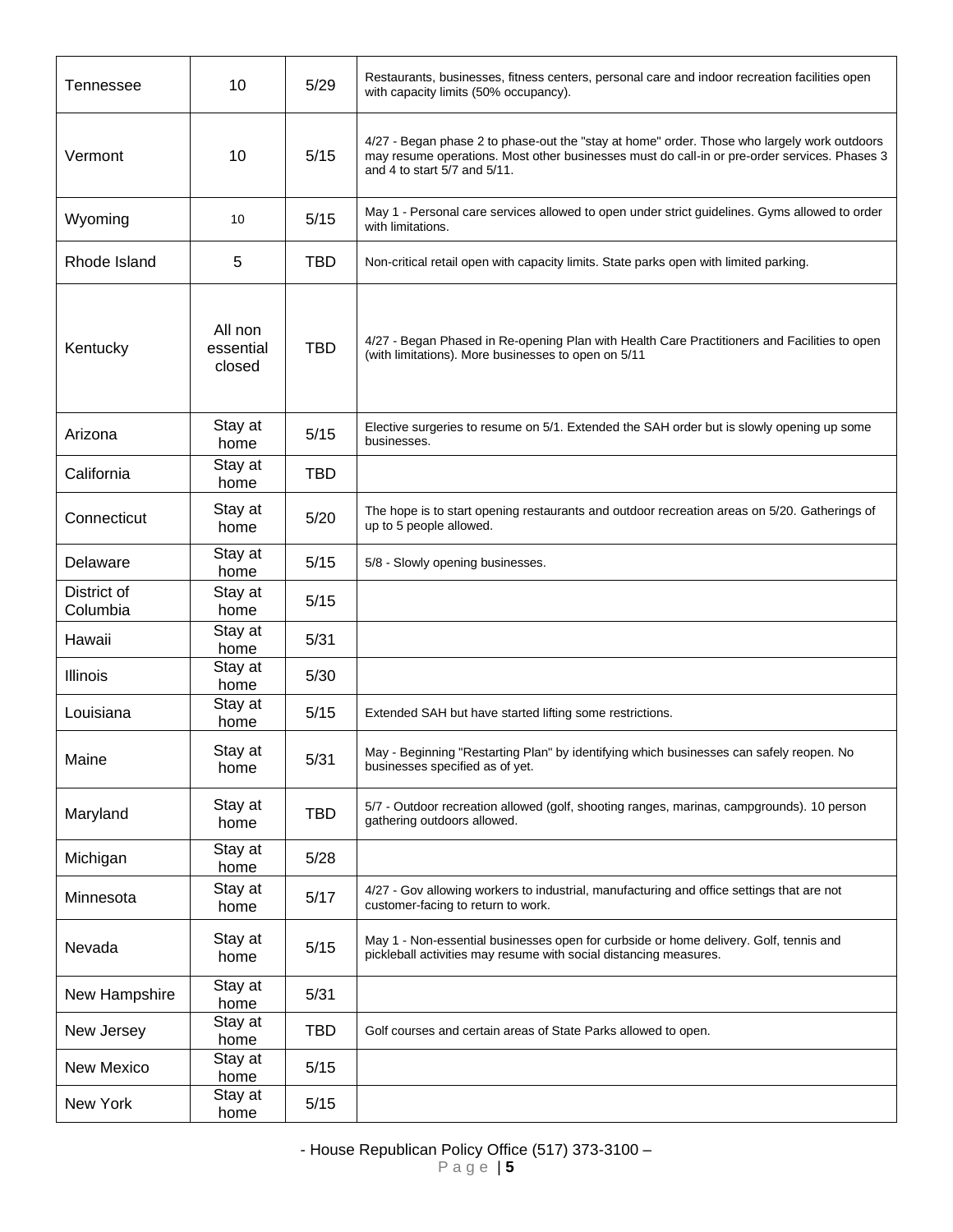| Tennessee | 10 | 5/29 | Restaurants, businesses, fitness centers, personal care and indoor recreation facilities open with capacity limits (50% occupancy). |
|---|---|---|---|
| Vermont | 10 | 5/15 | 4/27 - Began phase 2 to phase-out the "stay at home" order. Those who largely work outdoors may resume operations. Most other businesses must do call-in or pre-order services. Phases 3 and 4 to start 5/7 and 5/11. |
| Wyoming | 10 | 5/15 | May 1 - Personal care services allowed to open under strict guidelines. Gyms allowed to order with limitations. |
| Rhode Island | 5 | TBD | Non-critical retail open with capacity limits. State parks open with limited parking. |
| Kentucky | All non essential closed | TBD | 4/27 - Began Phased in Re-opening Plan with Health Care Practitioners and Facilities to open (with limitations). More businesses to open on 5/11 |
| Arizona | Stay at home | 5/15 | Elective surgeries to resume on 5/1. Extended the SAH order but is slowly opening up some businesses. |
| California | Stay at home | TBD | |
| Connecticut | Stay at home | 5/20 | The hope is to start opening restaurants and outdoor recreation areas on 5/20. Gatherings of up to 5 people allowed. |
| Delaware | Stay at home | 5/15 | 5/8 - Slowly opening businesses. |
| District of Columbia | Stay at home | 5/15 | |
| Hawaii | Stay at home | 5/31 | |
| Illinois | Stay at home | 5/30 | |
| Louisiana | Stay at home | 5/15 | Extended SAH but have started lifting some restrictions. |
| Maine | Stay at home | 5/31 | May - Beginning "Restarting Plan" by identifying which businesses can safely reopen. No businesses specified as of yet. |
| Maryland | Stay at home | TBD | 5/7 - Outdoor recreation allowed (golf, shooting ranges, marinas, campgrounds). 10 person gathering outdoors allowed. |
| Michigan | Stay at home | 5/28 | |
| Minnesota | Stay at home | 5/17 | 4/27 - Gov allowing workers to industrial, manufacturing and office settings that are not customer-facing to return to work. |
| Nevada | Stay at home | 5/15 | May 1 - Non-essential businesses open for curbside or home delivery. Golf, tennis and pickleball activities may resume with social distancing measures. |
| New Hampshire | Stay at home | 5/31 | |
| New Jersey | Stay at home | TBD | Golf courses and certain areas of State Parks allowed to open. |
| New Mexico | Stay at home | 5/15 | |
| New York | Stay at home | 5/15 | |

- House Republican Policy Office (517) 373-3100 –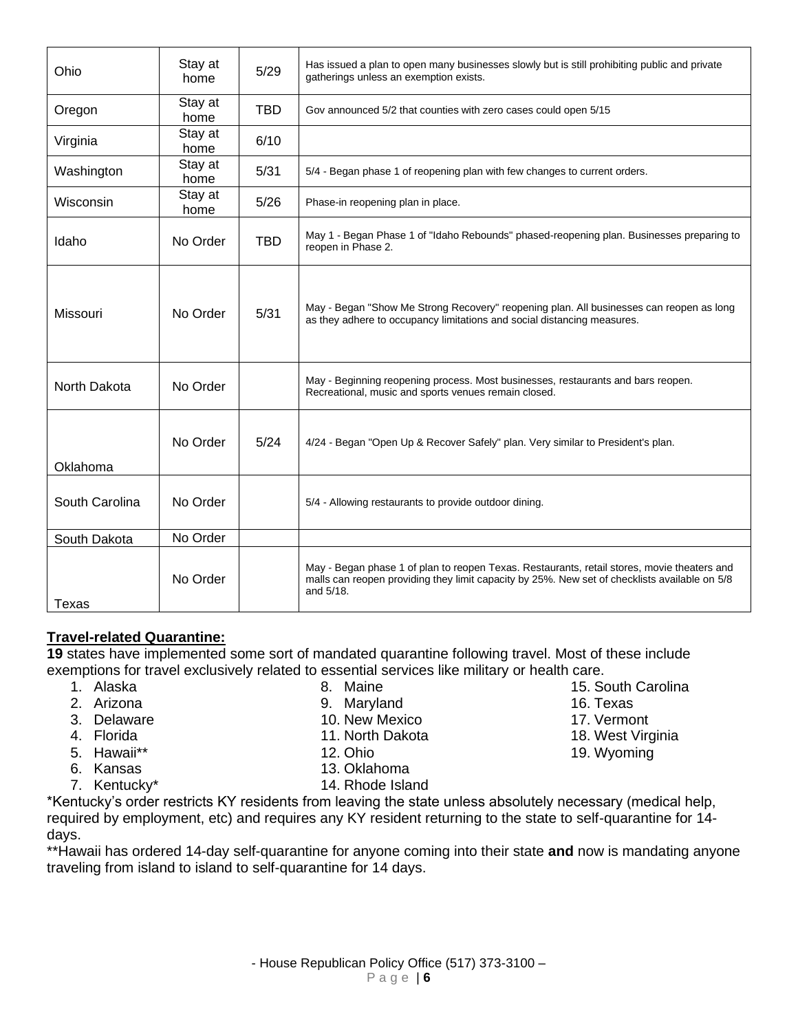| Ohio | Stay at home | 5/29 | Has issued a plan to open many businesses slowly but is still prohibiting public and private gatherings unless an exemption exists. |
|---|---|---|---|
| Oregon | Stay at home | TBD | Gov announced 5/2 that counties with zero cases could open 5/15 |
| Virginia | Stay at home | 6/10 | |
| Washington | Stay at home | 5/31 | 5/4 - Began phase 1 of reopening plan with few changes to current orders. |
| Wisconsin | Stay at home | 5/26 | Phase-in reopening plan in place. |
| Idaho | No Order | TBD | May 1 - Began Phase 1 of "Idaho Rebounds" phased-reopening plan. Businesses preparing to reopen in Phase 2. |
| Missouri | No Order | 5/31 | May - Began "Show Me Strong Recovery" reopening plan. All businesses can reopen as long as they adhere to occupancy limitations and social distancing measures. |
| North Dakota | No Order | | May - Beginning reopening process. Most businesses, restaurants and bars reopen. Recreational, music and sports venues remain closed. |
| Oklahoma | No Order | 5/24 | 4/24 - Began "Open Up & Recover Safely" plan. Very similar to President's plan. |
| South Carolina | No Order | | 5/4 - Allowing restaurants to provide outdoor dining. |
| South Dakota | No Order | | |
| Texas | No Order | | May - Began phase 1 of plan to reopen Texas. Restaurants, retail stores, movie theaters and malls can reopen providing they limit capacity by 25%. New set of checklists available on 5/8 and 5/18. |

**Travel-related Quarantine:**

**19** states have implemented some sort of mandated quarantine following travel. Most of these include exemptions for travel exclusively related to essential services like military or health care.

1. Alaska
2. Arizona
3. Delaware
4. Florida
5. Hawaii**
6. Kansas
7. Kentucky*
8. Maine
9. Maryland
10. New Mexico
11. North Dakota
12. Ohio
13. Oklahoma
14. Rhode Island
15. South Carolina
16. Texas
17. Vermont
18. West Virginia
19. Wyoming

*Kentucky's order restricts KY residents from leaving the state unless absolutely necessary (medical help, required by employment, etc) and requires any KY resident returning to the state to self-quarantine for 14-days.

**Hawaii has ordered 14-day self-quarantine for anyone coming into their state **and** now is mandating anyone traveling from island to island to self-quarantine for 14 days.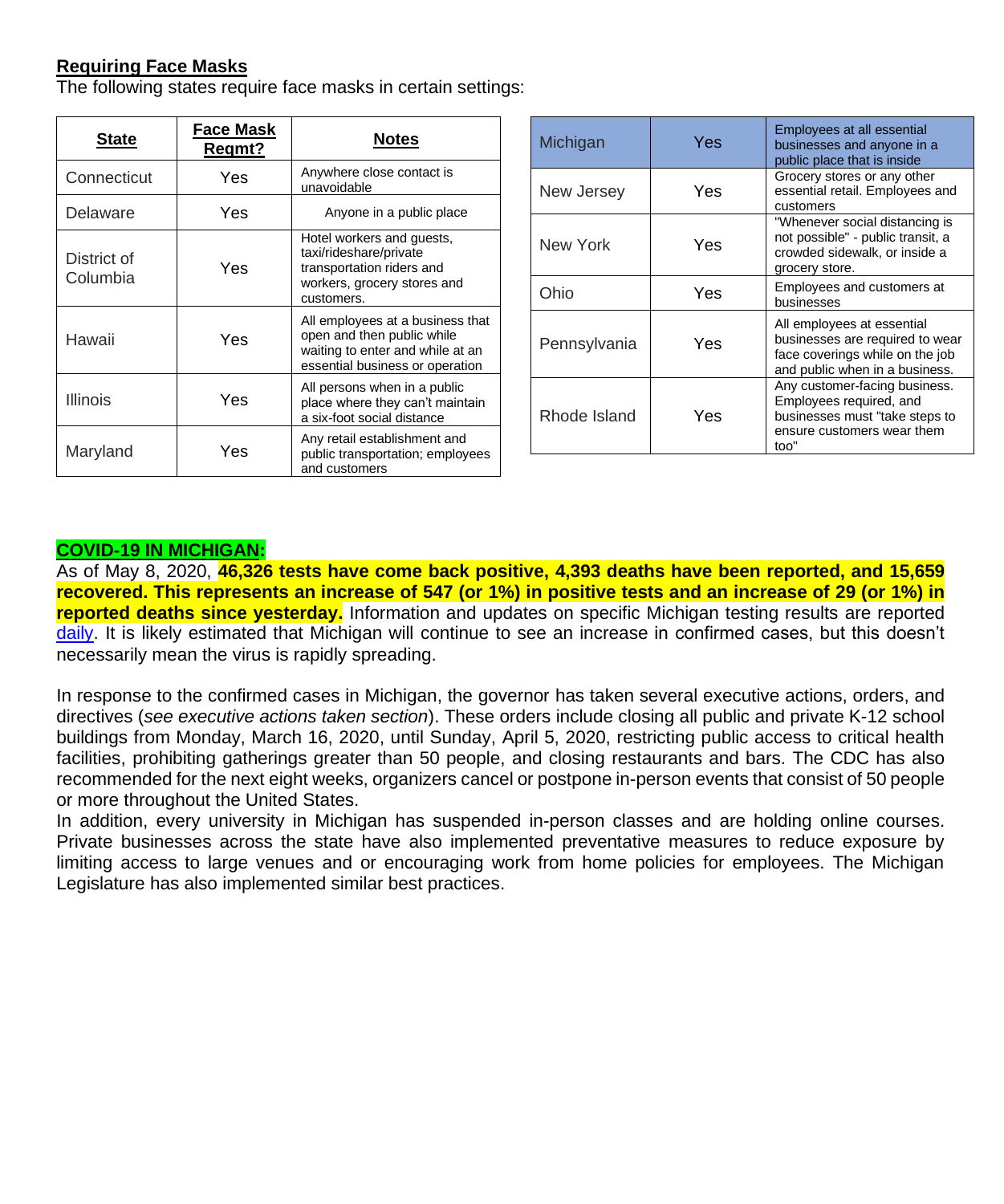**Requiring Face Masks**

The following states require face masks in certain settings:

| State | Face Mask Reqmt? | Notes |
|---|---|---|
| Connecticut | Yes | Anywhere close contact is unavoidable |
| Delaware | Yes | Anyone in a public place |
| District of Columbia | Yes | Hotel workers and guests, taxi/rideshare/private transportation riders and workers, grocery stores and customers. |
| Hawaii | Yes | All employees at a business that open and then public while waiting to enter and while at an essential business or operation |
| Illinois | Yes | All persons when in a public place where they can't maintain a six-foot social distance |
| Maryland | Yes | Any retail establishment and public transportation; employees and customers |
| Michigan | Yes | Employees at all essential businesses and anyone in a public place that is inside |
| New Jersey | Yes | Grocery stores or any other essential retail. Employees and customers |
| New York | Yes | "Whenever social distancing is not possible" - public transit, a crowded sidewalk, or inside a grocery store. |
| Ohio | Yes | Employees and customers at businesses |
| Pennsylvania | Yes | All employees at essential businesses are required to wear face coverings while on the job and public when in a business. |
| Rhode Island | Yes | Any customer-facing business. Employees required, and businesses must "take steps to ensure customers wear them too" |

**COVID-19 IN MICHIGAN:**

As of May 8, 2020, **46,326 tests have come back positive, 4,393 deaths have been reported, and 15,659 recovered. This represents an increase of 547 (or 1%) in positive tests and an increase of 29 (or 1%) in reported deaths since yesterday.** Information and updates on specific Michigan testing results are reported daily. It is likely estimated that Michigan will continue to see an increase in confirmed cases, but this doesn't necessarily mean the virus is rapidly spreading.

In response to the confirmed cases in Michigan, the governor has taken several executive actions, orders, and directives (*see executive actions taken section*). These orders include closing all public and private K-12 school buildings from Monday, March 16, 2020, until Sunday, April 5, 2020, restricting public access to critical health facilities, prohibiting gatherings greater than 50 people, and closing restaurants and bars. The CDC has also recommended for the next eight weeks, organizers cancel or postpone in-person events that consist of 50 people or more throughout the United States.

In addition, every university in Michigan has suspended in-person classes and are holding online courses. Private businesses across the state have also implemented preventative measures to reduce exposure by limiting access to large venues and or encouraging work from home policies for employees. The Michigan Legislature has also implemented similar best practices.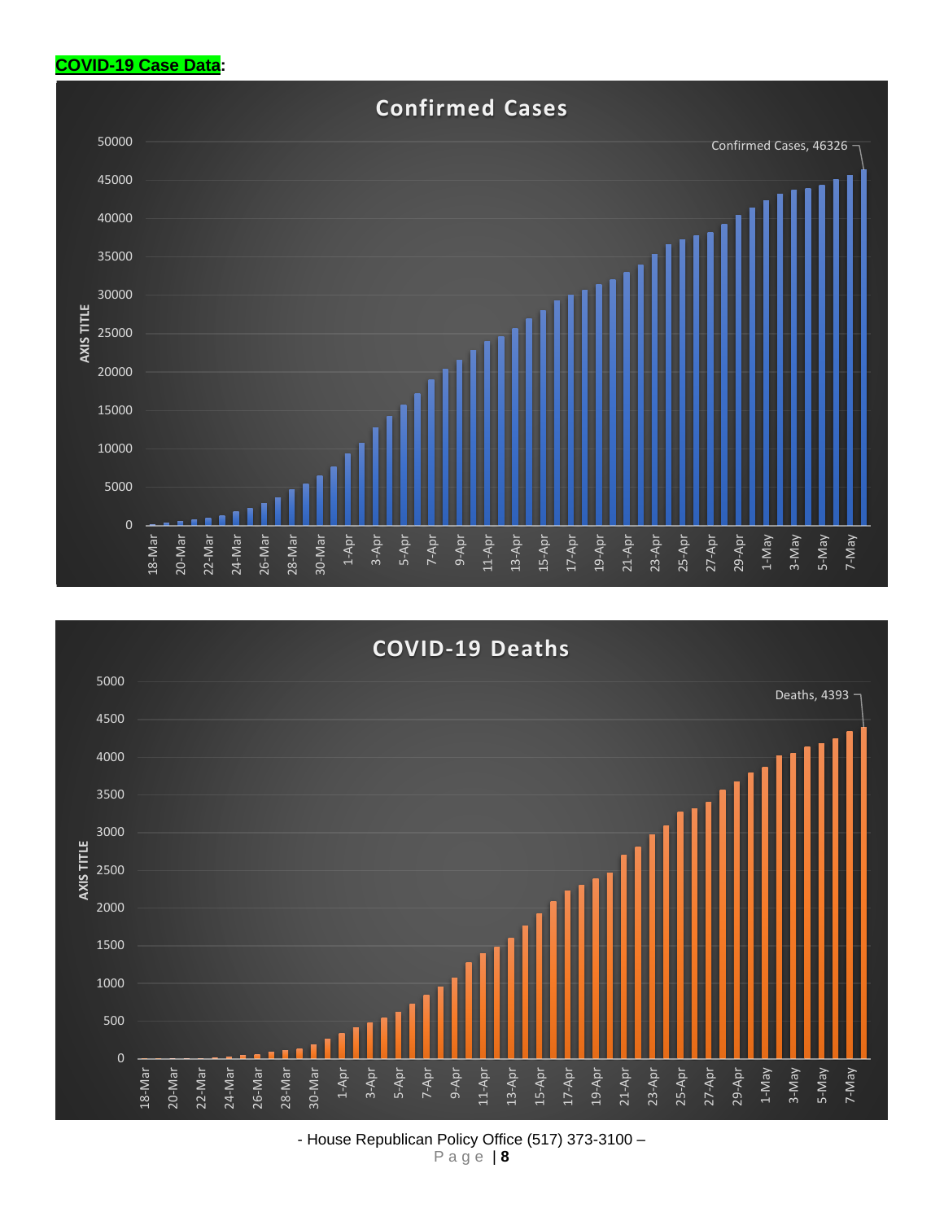**COVID-19 Case Data:**

Confirmed Cases

Confirmed Cases, 46326

COVID-19 Deaths

Deaths, 4393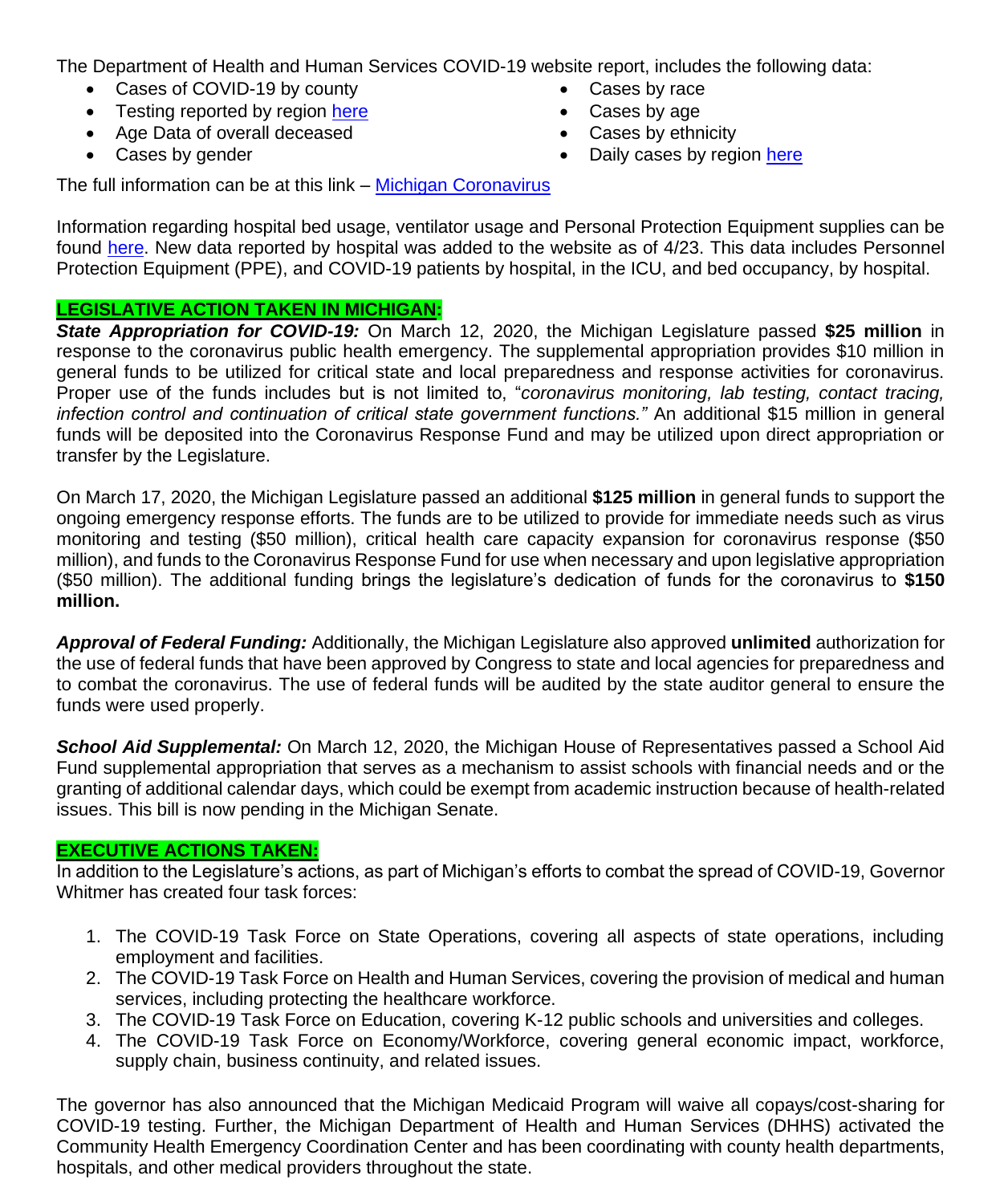The Department of Health and Human Services COVID-19 website report, includes the following data:

- Cases of COVID-19 by county
- Testing reported by region here
- Age Data of overall deceased
- Cases by gender
- Cases by race
- Cases by age
- Cases by ethnicity
- Daily cases by region here

The full information can be at this link – Michigan Coronavirus

Information regarding hospital bed usage, ventilator usage and Personal Protection Equipment supplies can be found here. New data reported by hospital was added to the website as of 4/23. This data includes Personnel Protection Equipment (PPE), and COVID-19 patients by hospital, in the ICU, and bed occupancy, by hospital.

## LEGISLATIVE ACTION TAKEN IN MICHIGAN:

***State Appropriation for COVID-19:*** On March 12, 2020, the Michigan Legislature passed **$25 million** in response to the coronavirus public health emergency. The supplemental appropriation provides $10 million in general funds to be utilized for critical state and local preparedness and response activities for coronavirus. Proper use of the funds includes but is not limited to, "*coronavirus monitoring, lab testing, contact tracing, infection control and continuation of critical state government functions."* An additional $15 million in general funds will be deposited into the Coronavirus Response Fund and may be utilized upon direct appropriation or transfer by the Legislature.

On March 17, 2020, the Michigan Legislature passed an additional **$125 million** in general funds to support the ongoing emergency response efforts. The funds are to be utilized to provide for immediate needs such as virus monitoring and testing ($50 million), critical health care capacity expansion for coronavirus response ($50 million), and funds to the Coronavirus Response Fund for use when necessary and upon legislative appropriation ($50 million). The additional funding brings the legislature's dedication of funds for the coronavirus to **$150 million.**

***Approval of Federal Funding:*** Additionally, the Michigan Legislature also approved **unlimited** authorization for the use of federal funds that have been approved by Congress to state and local agencies for preparedness and to combat the coronavirus. The use of federal funds will be audited by the state auditor general to ensure the funds were used properly.

***School Aid Supplemental:*** On March 12, 2020, the Michigan House of Representatives passed a School Aid Fund supplemental appropriation that serves as a mechanism to assist schools with financial needs and or the granting of additional calendar days, which could be exempt from academic instruction because of health-related issues. This bill is now pending in the Michigan Senate.

## EXECUTIVE ACTIONS TAKEN:

In addition to the Legislature's actions, as part of Michigan's efforts to combat the spread of COVID-19, Governor Whitmer has created four task forces:

1. The COVID-19 Task Force on State Operations, covering all aspects of state operations, including employment and facilities.
2. The COVID-19 Task Force on Health and Human Services, covering the provision of medical and human services, including protecting the healthcare workforce.
3. The COVID-19 Task Force on Education, covering K-12 public schools and universities and colleges.
4. The COVID-19 Task Force on Economy/Workforce, covering general economic impact, workforce, supply chain, business continuity, and related issues.

The governor has also announced that the Michigan Medicaid Program will waive all copays/cost-sharing for COVID-19 testing. Further, the Michigan Department of Health and Human Services (DHHS) activated the Community Health Emergency Coordination Center and has been coordinating with county health departments, hospitals, and other medical providers throughout the state.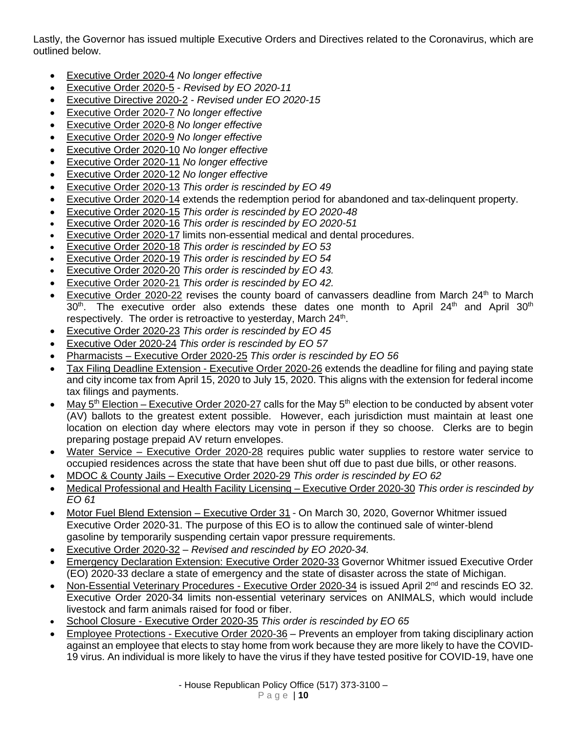Lastly, the Governor has issued multiple Executive Orders and Directives related to the Coronavirus, which are outlined below.

- Executive Order 2020-4 *No longer effective*
- Executive Order 2020-5 - *Revised by EO 2020-11*
- Executive Directive 2020-2 - *Revised under EO 2020-15*
- Executive Order 2020-7 *No longer effective*
- Executive Order 2020-8 *No longer effective*
- Executive Order 2020-9 *No longer effective*
- Executive Order 2020-10 *No longer effective*
- Executive Order 2020-11 *No longer effective*
- Executive Order 2020-12 *No longer effective*
- Executive Order 2020-13 *This order is rescinded by EO 49*
- Executive Order 2020-14 extends the redemption period for abandoned and tax-delinquent property.
- Executive Order 2020-15 *This order is rescinded by EO 2020-48*
- Executive Order 2020-16 *This order is rescinded by EO 2020-51*
- Executive Order 2020-17 limits non-essential medical and dental procedures.
- Executive Order 2020-18 *This order is rescinded by EO 53*
- Executive Order 2020-19 *This order is rescinded by EO 54*
- Executive Order 2020-20 *This order is rescinded by EO 43.*
- Executive Order 2020-21 *This order is rescinded by EO 42.*
- Executive Order 2020-22 revises the county board of canvassers deadline from March 24th to March 30th. The executive order also extends these dates one month to April 24th and April 30th respectively. The order is retroactive to yesterday, March 24th.
- Executive Order 2020-23 *This order is rescinded by EO 45*
- Executive Oder 2020-24 *This order is rescinded by EO 57*
- Pharmacists – Executive Order 2020-25 *This order is rescinded by EO 56*
- Tax Filing Deadline Extension - Executive Order 2020-26 extends the deadline for filing and paying state and city income tax from April 15, 2020 to July 15, 2020. This aligns with the extension for federal income tax filings and payments.
- May 5th Election – Executive Order 2020-27 calls for the May 5th election to be conducted by absent voter (AV) ballots to the greatest extent possible. However, each jurisdiction must maintain at least one location on election day where electors may vote in person if they so choose. Clerks are to begin preparing postage prepaid AV return envelopes.
- Water Service – Executive Order 2020-28 requires public water supplies to restore water service to occupied residences across the state that have been shut off due to past due bills, or other reasons.
- MDOC & County Jails – Executive Order 2020-29 *This order is rescinded by EO 62*
- Medical Professional and Health Facility Licensing – Executive Order 2020-30 *This order is rescinded by EO 61*
- Motor Fuel Blend Extension – Executive Order 31 - On March 30, 2020, Governor Whitmer issued Executive Order 2020-31. The purpose of this EO is to allow the continued sale of winter-blend gasoline by temporarily suspending certain vapor pressure requirements.
- Executive Order 2020-32 – *Revised and rescinded by EO 2020-34.*
- Emergency Declaration Extension: Executive Order 2020-33 Governor Whitmer issued Executive Order (EO) 2020-33 declare a state of emergency and the state of disaster across the state of Michigan.
- Non-Essential Veterinary Procedures - Executive Order 2020-34 is issued April 2nd and rescinds EO 32. Executive Order 2020-34 limits non-essential veterinary services on ANIMALS, which would include livestock and farm animals raised for food or fiber.
- School Closure - Executive Order 2020-35 *This order is rescinded by EO 65*
- Employee Protections - Executive Order 2020-36 – Prevents an employer from taking disciplinary action against an employee that elects to stay home from work because they are more likely to have the COVID-19 virus. An individual is more likely to have the virus if they have tested positive for COVID-19, have one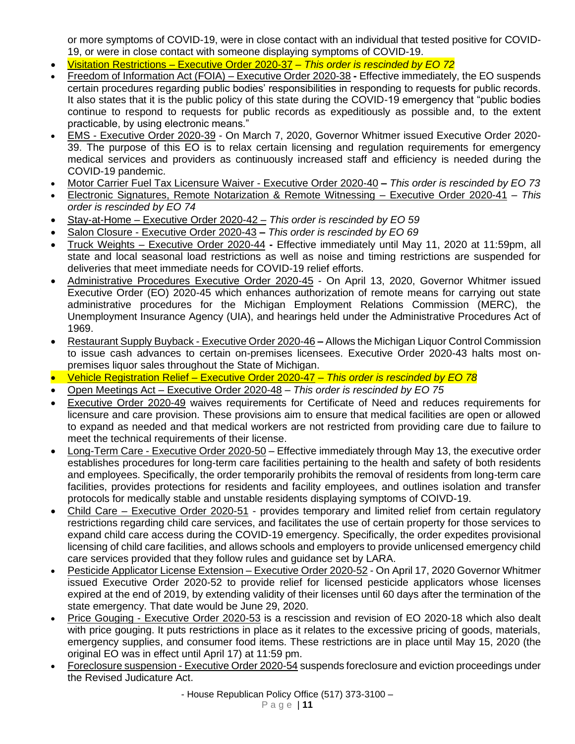or more symptoms of COVID-19, were in close contact with an individual that tested positive for COVID-19, or were in close contact with someone displaying symptoms of COVID-19.

- Visitation Restrictions – Executive Order 2020-37 – *This order is rescinded by EO 72*
- Freedom of Information Act (FOIA) – Executive Order 2020-38 **-** Effective immediately, the EO suspends certain procedures regarding public bodies' responsibilities in responding to requests for public records. It also states that it is the public policy of this state during the COVID-19 emergency that "public bodies continue to respond to requests for public records as expeditiously as possible and, to the extent practicable, by using electronic means."
- EMS - Executive Order 2020-39 - On March 7, 2020, Governor Whitmer issued Executive Order 2020-39. The purpose of this EO is to relax certain licensing and regulation requirements for emergency medical services and providers as continuously increased staff and efficiency is needed during the COVID-19 pandemic.
- Motor Carrier Fuel Tax Licensure Waiver - Executive Order 2020-40 **–** *This order is rescinded by EO 73*
- Electronic Signatures, Remote Notarization & Remote Witnessing – Executive Order 2020-41 – *This order is rescinded by EO 74*
- Stay-at-Home – Executive Order 2020-42 – *This order is rescinded by EO 59*
- Salon Closure - Executive Order 2020-43 **–** *This order is rescinded by EO 69*
- Truck Weights – Executive Order 2020-44 **-** Effective immediately until May 11, 2020 at 11:59pm, all state and local seasonal load restrictions as well as noise and timing restrictions are suspended for deliveries that meet immediate needs for COVID-19 relief efforts.
- Administrative Procedures Executive Order 2020-45 - On April 13, 2020, Governor Whitmer issued Executive Order (EO) 2020-45 which enhances authorization of remote means for carrying out state administrative procedures for the Michigan Employment Relations Commission (MERC), the Unemployment Insurance Agency (UIA), and hearings held under the Administrative Procedures Act of 1969.
- Restaurant Supply Buyback - Executive Order 2020-46 **–** Allows the Michigan Liquor Control Commission to issue cash advances to certain on-premises licensees. Executive Order 2020-43 halts most on-premises liquor sales throughout the State of Michigan.
- Vehicle Registration Relief – Executive Order 2020-47 – *This order is rescinded by EO 78*
- Open Meetings Act – Executive Order 2020-48 – *This order is rescinded by EO 75*
- Executive Order 2020-49 waives requirements for Certificate of Need and reduces requirements for licensure and care provision. These provisions aim to ensure that medical facilities are open or allowed to expand as needed and that medical workers are not restricted from providing care due to failure to meet the technical requirements of their license.
- Long-Term Care - Executive Order 2020-50 – Effective immediately through May 13, the executive order establishes procedures for long-term care facilities pertaining to the health and safety of both residents and employees. Specifically, the order temporarily prohibits the removal of residents from long-term care facilities, provides protections for residents and facility employees, and outlines isolation and transfer protocols for medically stable and unstable residents displaying symptoms of COIVD-19.
- Child Care – Executive Order 2020-51 - provides temporary and limited relief from certain regulatory restrictions regarding child care services, and facilitates the use of certain property for those services to expand child care access during the COVID-19 emergency. Specifically, the order expedites provisional licensing of child care facilities, and allows schools and employers to provide unlicensed emergency child care services provided that they follow rules and guidance set by LARA.
- Pesticide Applicator License Extension – Executive Order 2020-52 - On April 17, 2020 Governor Whitmer issued Executive Order 2020-52 to provide relief for licensed pesticide applicators whose licenses expired at the end of 2019, by extending validity of their licenses until 60 days after the termination of the state emergency. That date would be June 29, 2020.
- Price Gouging - Executive Order 2020-53 is a rescission and revision of EO 2020-18 which also dealt with price gouging. It puts restrictions in place as it relates to the excessive pricing of goods, materials, emergency supplies, and consumer food items. These restrictions are in place until May 15, 2020 (the original EO was in effect until April 17) at 11:59 pm.
- Foreclosure suspension - Executive Order 2020-54 suspends foreclosure and eviction proceedings under the Revised Judicature Act.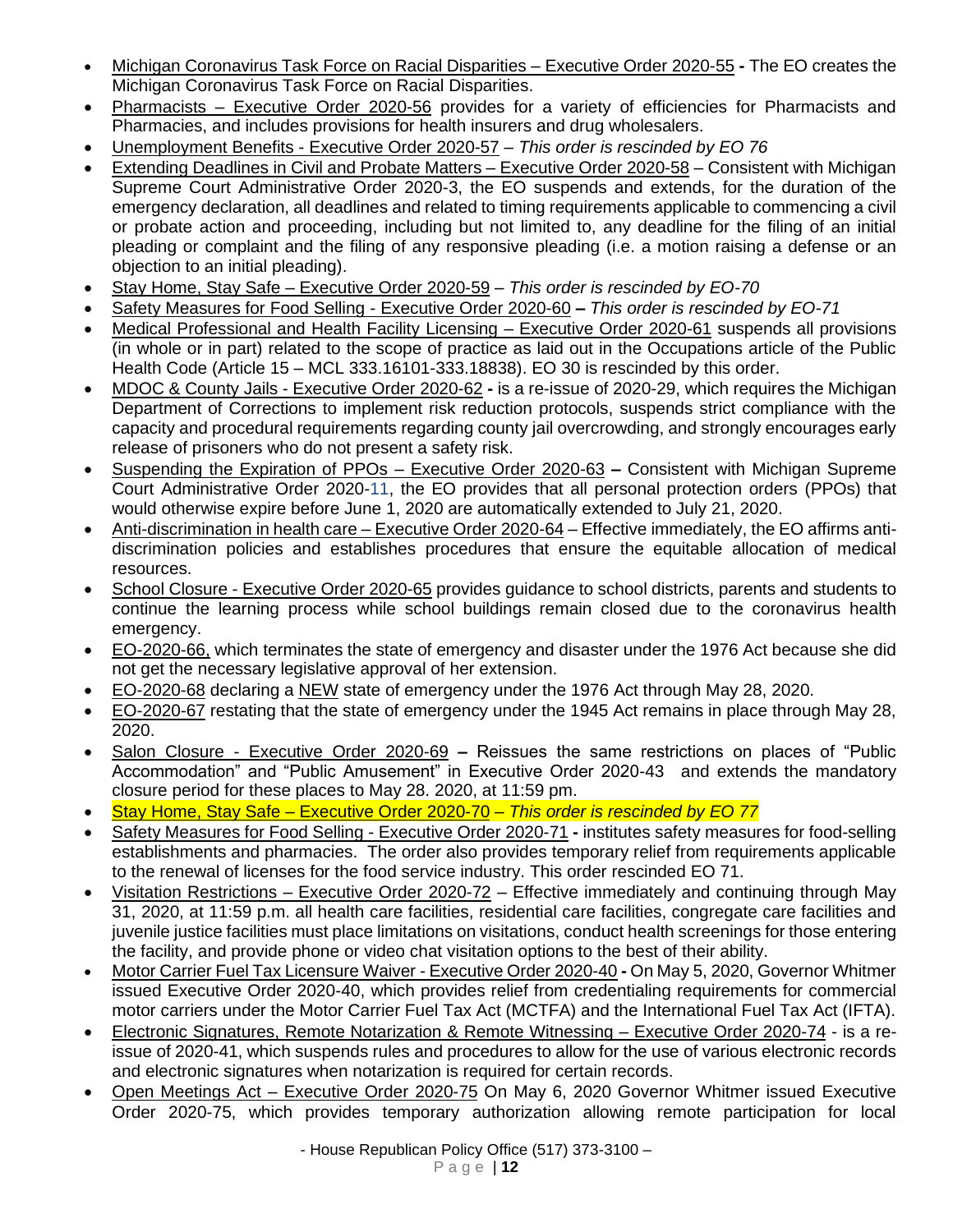- Michigan Coronavirus Task Force on Racial Disparities – Executive Order 2020-55 **-** The EO creates the Michigan Coronavirus Task Force on Racial Disparities.
- Pharmacists – Executive Order 2020-56 provides for a variety of efficiencies for Pharmacists and Pharmacies, and includes provisions for health insurers and drug wholesalers.
- Unemployment Benefits - Executive Order 2020-57 – *This order is rescinded by EO 76*
- Extending Deadlines in Civil and Probate Matters – Executive Order 2020-58 – Consistent with Michigan Supreme Court Administrative Order 2020-3, the EO suspends and extends, for the duration of the emergency declaration, all deadlines and related to timing requirements applicable to commencing a civil or probate action and proceeding, including but not limited to, any deadline for the filing of an initial pleading or complaint and the filing of any responsive pleading (i.e. a motion raising a defense or an objection to an initial pleading).
- Stay Home, Stay Safe – Executive Order 2020-59 – *This order is rescinded by EO-70*
- Safety Measures for Food Selling - Executive Order 2020-60 **–** *This order is rescinded by EO-71*
- Medical Professional and Health Facility Licensing – Executive Order 2020-61 suspends all provisions (in whole or in part) related to the scope of practice as laid out in the Occupations article of the Public Health Code (Article 15 – MCL 333.16101-333.18838). EO 30 is rescinded by this order.
- MDOC & County Jails - Executive Order 2020-62 **-** is a re-issue of 2020-29, which requires the Michigan Department of Corrections to implement risk reduction protocols, suspends strict compliance with the capacity and procedural requirements regarding county jail overcrowding, and strongly encourages early release of prisoners who do not present a safety risk.
- Suspending the Expiration of PPOs – Executive Order 2020-63 **–** Consistent with Michigan Supreme Court Administrative Order 2020-11, the EO provides that all personal protection orders (PPOs) that would otherwise expire before June 1, 2020 are automatically extended to July 21, 2020.
- Anti-discrimination in health care – Executive Order 2020-64 – Effective immediately, the EO affirms anti-discrimination policies and establishes procedures that ensure the equitable allocation of medical resources.
- School Closure - Executive Order 2020-65 provides guidance to school districts, parents and students to continue the learning process while school buildings remain closed due to the coronavirus health emergency.
- EO-2020-66, which terminates the state of emergency and disaster under the 1976 Act because she did not get the necessary legislative approval of her extension.
- EO-2020-68 declaring a NEW state of emergency under the 1976 Act through May 28, 2020.
- EO-2020-67 restating that the state of emergency under the 1945 Act remains in place through May 28, 2020.
- Salon Closure - Executive Order 2020-69 **–** Reissues the same restrictions on places of "Public Accommodation" and "Public Amusement" in Executive Order 2020-43 and extends the mandatory closure period for these places to May 28. 2020, at 11:59 pm.
- Stay Home, Stay Safe – Executive Order 2020-70 – *This order is rescinded by EO 77*
- Safety Measures for Food Selling - Executive Order 2020-71 **-** institutes safety measures for food-selling establishments and pharmacies. The order also provides temporary relief from requirements applicable to the renewal of licenses for the food service industry. This order rescinded EO 71.
- Visitation Restrictions – Executive Order 2020-72 – Effective immediately and continuing through May 31, 2020, at 11:59 p.m. all health care facilities, residential care facilities, congregate care facilities and juvenile justice facilities must place limitations on visitations, conduct health screenings for those entering the facility, and provide phone or video chat visitation options to the best of their ability.
- Motor Carrier Fuel Tax Licensure Waiver - Executive Order 2020-40 **-** On May 5, 2020, Governor Whitmer issued Executive Order 2020-40, which provides relief from credentialing requirements for commercial motor carriers under the Motor Carrier Fuel Tax Act (MCTFA) and the International Fuel Tax Act (IFTA).
- Electronic Signatures, Remote Notarization & Remote Witnessing – Executive Order 2020-74 - is a re-issue of 2020-41, which suspends rules and procedures to allow for the use of various electronic records and electronic signatures when notarization is required for certain records.
- Open Meetings Act – Executive Order 2020-75 On May 6, 2020 Governor Whitmer issued Executive Order 2020-75, which provides temporary authorization allowing remote participation for local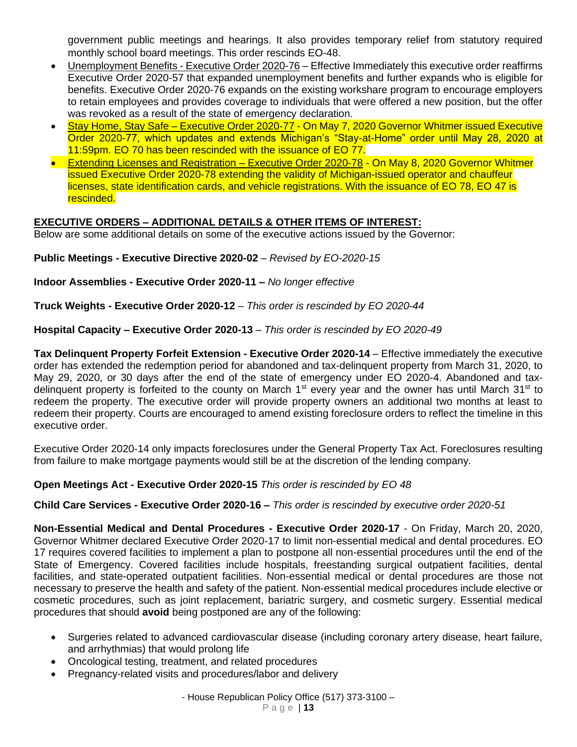government public meetings and hearings. It also provides temporary relief from statutory required monthly school board meetings. This order rescinds EO-48.

- Unemployment Benefits - Executive Order 2020-76 – Effective Immediately this executive order reaffirms Executive Order 2020-57 that expanded unemployment benefits and further expands who is eligible for benefits. Executive Order 2020-76 expands on the existing workshare program to encourage employers to retain employees and provides coverage to individuals that were offered a new position, but the offer was revoked as a result of the state of emergency declaration.
- Stay Home, Stay Safe – Executive Order 2020-77 - On May 7, 2020 Governor Whitmer issued Executive Order 2020-77, which updates and extends Michigan's "Stay-at-Home" order until May 28, 2020 at 11:59pm. EO 70 has been rescinded with the issuance of EO 77.
- Extending Licenses and Registration – Executive Order 2020-78 - On May 8, 2020 Governor Whitmer issued Executive Order 2020-78 extending the validity of Michigan-issued operator and chauffeur licenses, state identification cards, and vehicle registrations. With the issuance of EO 78, EO 47 is rescinded.

## EXECUTIVE ORDERS – ADDITIONAL DETAILS & OTHER ITEMS OF INTEREST:

Below are some additional details on some of the executive actions issued by the Governor:

**Public Meetings - Executive Directive 2020-02** – *Revised by EO-2020-15*

**Indoor Assemblies - Executive Order 2020-11 –** *No longer effective*

**Truck Weights - Executive Order 2020-12** – *This order is rescinded by EO 2020-44*

**Hospital Capacity – Executive Order 2020-13** – *This order is rescinded by EO 2020-49*

**Tax Delinquent Property Forfeit Extension - Executive Order 2020-14** – Effective immediately the executive order has extended the redemption period for abandoned and tax-delinquent property from March 31, 2020, to May 29, 2020, or 30 days after the end of the state of emergency under EO 2020-4. Abandoned and tax-delinquent property is forfeited to the county on March 1st every year and the owner has until March 31st to redeem the property. The executive order will provide property owners an additional two months at least to redeem their property. Courts are encouraged to amend existing foreclosure orders to reflect the timeline in this executive order.

Executive Order 2020-14 only impacts foreclosures under the General Property Tax Act. Foreclosures resulting from failure to make mortgage payments would still be at the discretion of the lending company.

**Open Meetings Act - Executive Order 2020-15** *This order is rescinded by EO 48*

**Child Care Services - Executive Order 2020-16 –** *This order is rescinded by executive order 2020-51*

**Non-Essential Medical and Dental Procedures - Executive Order 2020-17** - On Friday, March 20, 2020, Governor Whitmer declared Executive Order 2020-17 to limit non-essential medical and dental procedures. EO 17 requires covered facilities to implement a plan to postpone all non-essential procedures until the end of the State of Emergency. Covered facilities include hospitals, freestanding surgical outpatient facilities, dental facilities, and state-operated outpatient facilities. Non-essential medical or dental procedures are those not necessary to preserve the health and safety of the patient. Non-essential medical procedures include elective or cosmetic procedures, such as joint replacement, bariatric surgery, and cosmetic surgery. Essential medical procedures that should **avoid** being postponed are any of the following:

- Surgeries related to advanced cardiovascular disease (including coronary artery disease, heart failure, and arrhythmias) that would prolong life
- Oncological testing, treatment, and related procedures
- Pregnancy-related visits and procedures/labor and delivery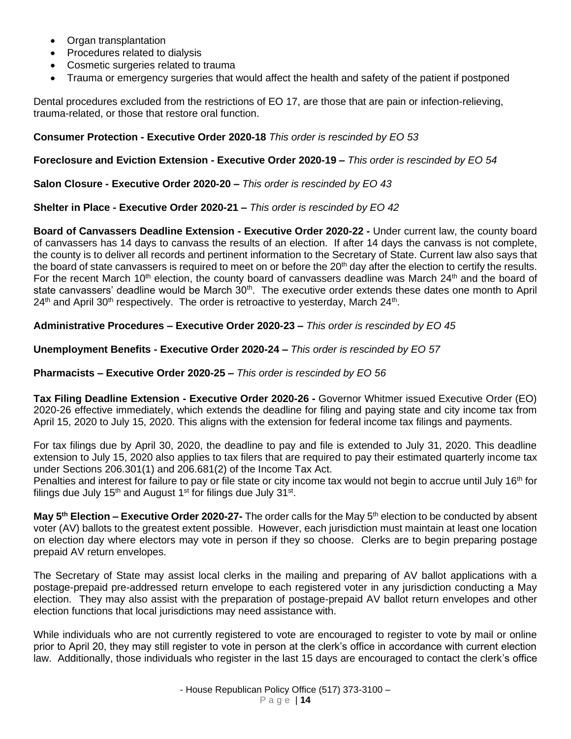- Organ transplantation
- Procedures related to dialysis
- Cosmetic surgeries related to trauma
- Trauma or emergency surgeries that would affect the health and safety of the patient if postponed

Dental procedures excluded from the restrictions of EO 17, are those that are pain or infection-relieving, trauma-related, or those that restore oral function.

**Consumer Protection - Executive Order 2020-18** *This order is rescinded by EO 53*

**Foreclosure and Eviction Extension - Executive Order 2020-19 –** *This order is rescinded by EO 54*

**Salon Closure - Executive Order 2020-20 –** *This order is rescinded by EO 43*

**Shelter in Place - Executive Order 2020-21 –** *This order is rescinded by EO 42*

**Board of Canvassers Deadline Extension - Executive Order 2020-22 -** Under current law, the county board of canvassers has 14 days to canvass the results of an election. If after 14 days the canvass is not complete, the county is to deliver all records and pertinent information to the Secretary of State. Current law also says that the board of state canvassers is required to meet on or before the 20th day after the election to certify the results. For the recent March 10th election, the county board of canvassers deadline was March 24th and the board of state canvassers' deadline would be March 30th. The executive order extends these dates one month to April 24th and April 30th respectively. The order is retroactive to yesterday, March 24th.

**Administrative Procedures – Executive Order 2020-23 –** *This order is rescinded by EO 45*

**Unemployment Benefits - Executive Order 2020-24 –** *This order is rescinded by EO 57*

**Pharmacists – Executive Order 2020-25 –** *This order is rescinded by EO 56*

**Tax Filing Deadline Extension - Executive Order 2020-26 -** Governor Whitmer issued Executive Order (EO) 2020-26 effective immediately, which extends the deadline for filing and paying state and city income tax from April 15, 2020 to July 15, 2020. This aligns with the extension for federal income tax filings and payments.

For tax filings due by April 30, 2020, the deadline to pay and file is extended to July 31, 2020. This deadline extension to July 15, 2020 also applies to tax filers that are required to pay their estimated quarterly income tax under Sections 206.301(1) and 206.681(2) of the Income Tax Act.
Penalties and interest for failure to pay or file state or city income tax would not begin to accrue until July 16th for filings due July 15th and August 1st for filings due July 31st.

**May 5th Election – Executive Order 2020-27-** The order calls for the May 5th election to be conducted by absent voter (AV) ballots to the greatest extent possible. However, each jurisdiction must maintain at least one location on election day where electors may vote in person if they so choose. Clerks are to begin preparing postage prepaid AV return envelopes.

The Secretary of State may assist local clerks in the mailing and preparing of AV ballot applications with a postage-prepaid pre-addressed return envelope to each registered voter in any jurisdiction conducting a May election. They may also assist with the preparation of postage-prepaid AV ballot return envelopes and other election functions that local jurisdictions may need assistance with.

While individuals who are not currently registered to vote are encouraged to register to vote by mail or online prior to April 20, they may still register to vote in person at the clerk's office in accordance with current election law. Additionally, those individuals who register in the last 15 days are encouraged to contact the clerk's office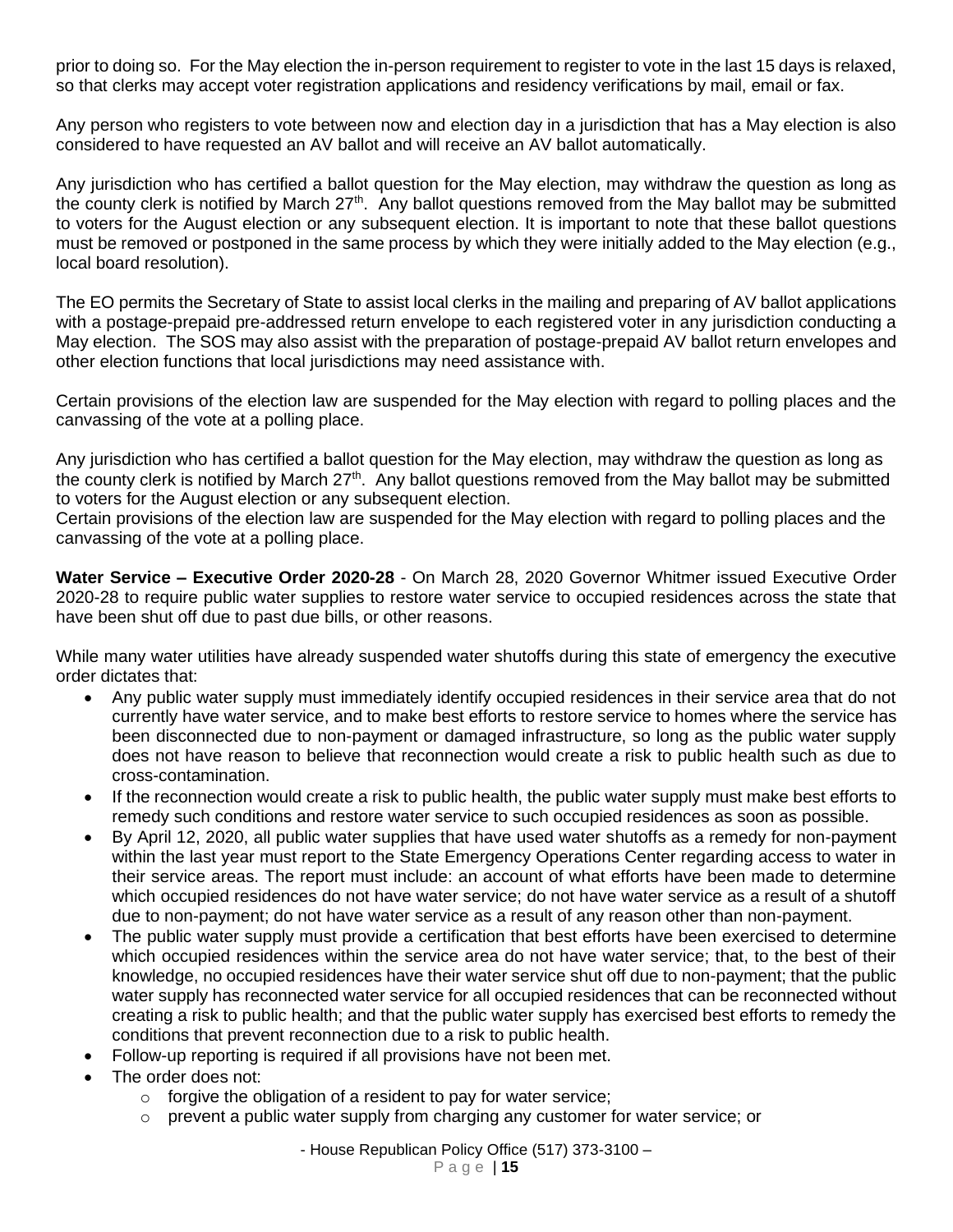prior to doing so. For the May election the in-person requirement to register to vote in the last 15 days is relaxed, so that clerks may accept voter registration applications and residency verifications by mail, email or fax.

Any person who registers to vote between now and election day in a jurisdiction that has a May election is also considered to have requested an AV ballot and will receive an AV ballot automatically.

Any jurisdiction who has certified a ballot question for the May election, may withdraw the question as long as the county clerk is notified by March 27th. Any ballot questions removed from the May ballot may be submitted to voters for the August election or any subsequent election. It is important to note that these ballot questions must be removed or postponed in the same process by which they were initially added to the May election (e.g., local board resolution).

The EO permits the Secretary of State to assist local clerks in the mailing and preparing of AV ballot applications with a postage-prepaid pre-addressed return envelope to each registered voter in any jurisdiction conducting a May election. The SOS may also assist with the preparation of postage-prepaid AV ballot return envelopes and other election functions that local jurisdictions may need assistance with.

Certain provisions of the election law are suspended for the May election with regard to polling places and the canvassing of the vote at a polling place.

Any jurisdiction who has certified a ballot question for the May election, may withdraw the question as long as the county clerk is notified by March 27th. Any ballot questions removed from the May ballot may be submitted to voters for the August election or any subsequent election.
Certain provisions of the election law are suspended for the May election with regard to polling places and the canvassing of the vote at a polling place.

**Water Service – Executive Order 2020-28** - On March 28, 2020 Governor Whitmer issued Executive Order 2020-28 to require public water supplies to restore water service to occupied residences across the state that have been shut off due to past due bills, or other reasons.

While many water utilities have already suspended water shutoffs during this state of emergency the executive order dictates that:

- Any public water supply must immediately identify occupied residences in their service area that do not currently have water service, and to make best efforts to restore service to homes where the service has been disconnected due to non-payment or damaged infrastructure, so long as the public water supply does not have reason to believe that reconnection would create a risk to public health such as due to cross-contamination.
- If the reconnection would create a risk to public health, the public water supply must make best efforts to remedy such conditions and restore water service to such occupied residences as soon as possible.
- By April 12, 2020, all public water supplies that have used water shutoffs as a remedy for non-payment within the last year must report to the State Emergency Operations Center regarding access to water in their service areas. The report must include: an account of what efforts have been made to determine which occupied residences do not have water service; do not have water service as a result of a shutoff due to non-payment; do not have water service as a result of any reason other than non-payment.
- The public water supply must provide a certification that best efforts have been exercised to determine which occupied residences within the service area do not have water service; that, to the best of their knowledge, no occupied residences have their water service shut off due to non-payment; that the public water supply has reconnected water service for all occupied residences that can be reconnected without creating a risk to public health; and that the public water supply has exercised best efforts to remedy the conditions that prevent reconnection due to a risk to public health.
- Follow-up reporting is required if all provisions have not been met.
- The order does not:
  - forgive the obligation of a resident to pay for water service;
  - prevent a public water supply from charging any customer for water service; or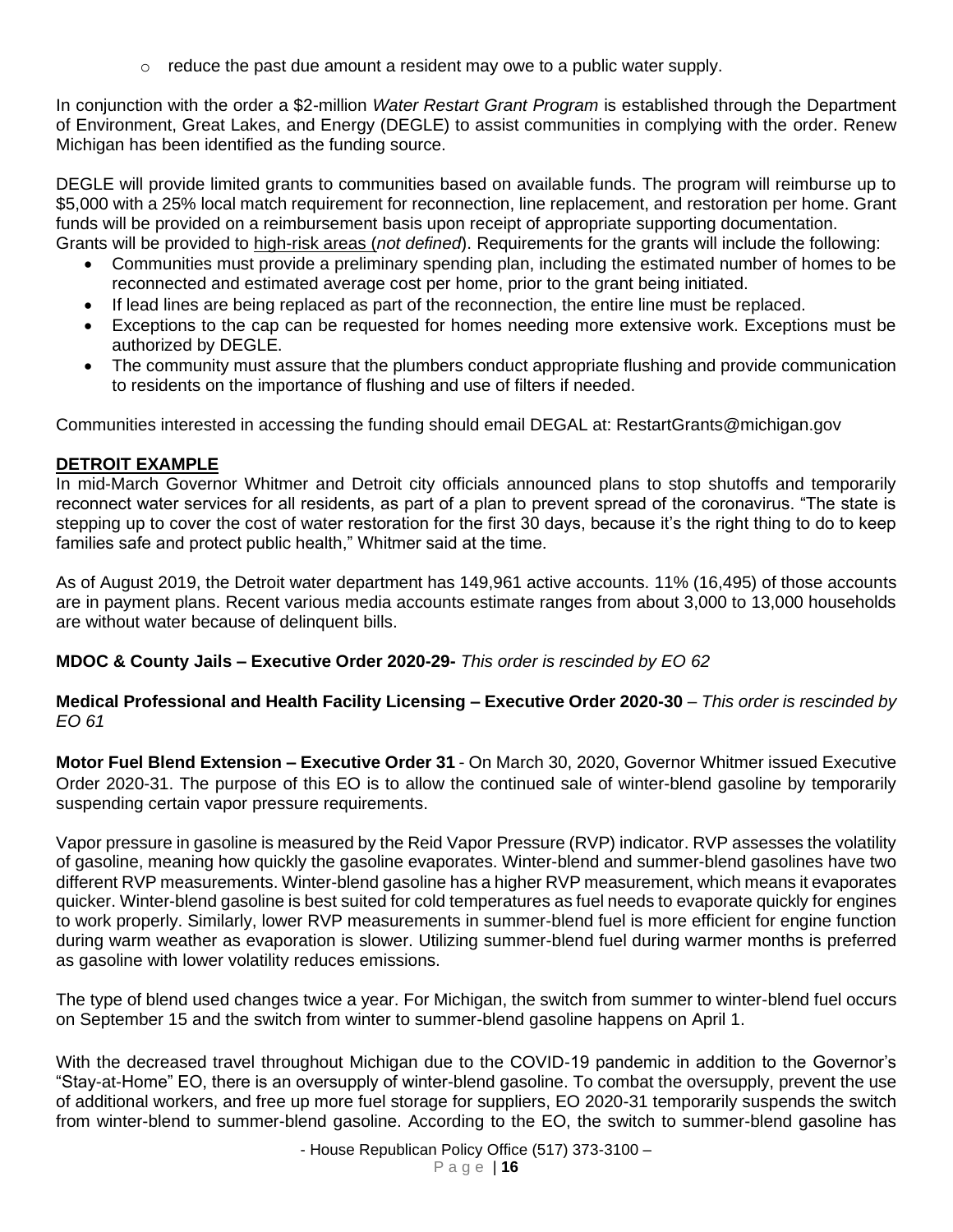- reduce the past due amount a resident may owe to a public water supply.

In conjunction with the order a $2-million *Water Restart Grant Program* is established through the Department of Environment, Great Lakes, and Energy (DEGLE) to assist communities in complying with the order. Renew Michigan has been identified as the funding source.

DEGLE will provide limited grants to communities based on available funds. The program will reimburse up to $5,000 with a 25% local match requirement for reconnection, line replacement, and restoration per home. Grant funds will be provided on a reimbursement basis upon receipt of appropriate supporting documentation. Grants will be provided to high-risk areas (*not defined*). Requirements for the grants will include the following:

- Communities must provide a preliminary spending plan, including the estimated number of homes to be reconnected and estimated average cost per home, prior to the grant being initiated.
- If lead lines are being replaced as part of the reconnection, the entire line must be replaced.
- Exceptions to the cap can be requested for homes needing more extensive work. Exceptions must be authorized by DEGLE.
- The community must assure that the plumbers conduct appropriate flushing and provide communication to residents on the importance of flushing and use of filters if needed.

Communities interested in accessing the funding should email DEGAL at: RestartGrants@michigan.gov

**DETROIT EXAMPLE**

In mid-March Governor Whitmer and Detroit city officials announced plans to stop shutoffs and temporarily reconnect water services for all residents, as part of a plan to prevent spread of the coronavirus. "The state is stepping up to cover the cost of water restoration for the first 30 days, because it's the right thing to do to keep families safe and protect public health," Whitmer said at the time.

As of August 2019, the Detroit water department has 149,961 active accounts. 11% (16,495) of those accounts are in payment plans. Recent various media accounts estimate ranges from about 3,000 to 13,000 households are without water because of delinquent bills.

**MDOC & County Jails – Executive Order 2020-29-** *This order is rescinded by EO 62*

**Medical Professional and Health Facility Licensing – Executive Order 2020-30** – *This order is rescinded by EO 61*

**Motor Fuel Blend Extension – Executive Order 31** - On March 30, 2020, Governor Whitmer issued Executive Order 2020-31. The purpose of this EO is to allow the continued sale of winter-blend gasoline by temporarily suspending certain vapor pressure requirements.

Vapor pressure in gasoline is measured by the Reid Vapor Pressure (RVP) indicator. RVP assesses the volatility of gasoline, meaning how quickly the gasoline evaporates. Winter-blend and summer-blend gasolines have two different RVP measurements. Winter-blend gasoline has a higher RVP measurement, which means it evaporates quicker. Winter-blend gasoline is best suited for cold temperatures as fuel needs to evaporate quickly for engines to work properly. Similarly, lower RVP measurements in summer-blend fuel is more efficient for engine function during warm weather as evaporation is slower. Utilizing summer-blend fuel during warmer months is preferred as gasoline with lower volatility reduces emissions.

The type of blend used changes twice a year. For Michigan, the switch from summer to winter-blend fuel occurs on September 15 and the switch from winter to summer-blend gasoline happens on April 1.

With the decreased travel throughout Michigan due to the COVID-19 pandemic in addition to the Governor's "Stay-at-Home" EO, there is an oversupply of winter-blend gasoline. To combat the oversupply, prevent the use of additional workers, and free up more fuel storage for suppliers, EO 2020-31 temporarily suspends the switch from winter-blend to summer-blend gasoline. According to the EO, the switch to summer-blend gasoline has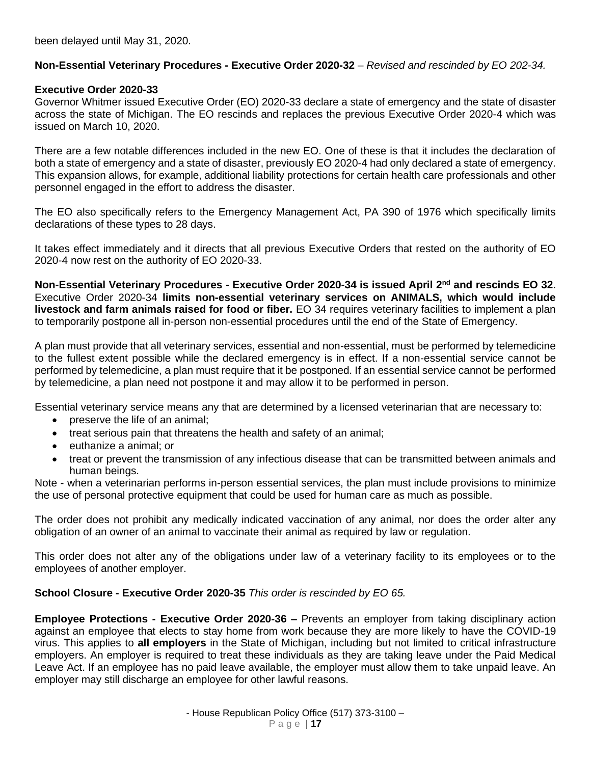been delayed until May 31, 2020.

**Non-Essential Veterinary Procedures - Executive Order 2020-32** – *Revised and rescinded by EO 202-34.*

**Executive Order 2020-33**
Governor Whitmer issued Executive Order (EO) 2020-33 declare a state of emergency and the state of disaster across the state of Michigan. The EO rescinds and replaces the previous Executive Order 2020-4 which was issued on March 10, 2020.

There are a few notable differences included in the new EO. One of these is that it includes the declaration of both a state of emergency and a state of disaster, previously EO 2020-4 had only declared a state of emergency. This expansion allows, for example, additional liability protections for certain health care professionals and other personnel engaged in the effort to address the disaster.

The EO also specifically refers to the Emergency Management Act, PA 390 of 1976 which specifically limits declarations of these types to 28 days.

It takes effect immediately and it directs that all previous Executive Orders that rested on the authority of EO 2020-4 now rest on the authority of EO 2020-33.

**Non-Essential Veterinary Procedures - Executive Order 2020-34 is issued April 2nd and rescinds EO 32**. Executive Order 2020-34 **limits non-essential veterinary services on ANIMALS, which would include livestock and farm animals raised for food or fiber.** EO 34 requires veterinary facilities to implement a plan to temporarily postpone all in-person non-essential procedures until the end of the State of Emergency.

A plan must provide that all veterinary services, essential and non-essential, must be performed by telemedicine to the fullest extent possible while the declared emergency is in effect. If a non-essential service cannot be performed by telemedicine, a plan must require that it be postponed. If an essential service cannot be performed by telemedicine, a plan need not postpone it and may allow it to be performed in person.

Essential veterinary service means any that are determined by a licensed veterinarian that are necessary to:

- preserve the life of an animal;
- treat serious pain that threatens the health and safety of an animal;
- euthanize a animal; or
- treat or prevent the transmission of any infectious disease that can be transmitted between animals and human beings.

Note - when a veterinarian performs in-person essential services, the plan must include provisions to minimize the use of personal protective equipment that could be used for human care as much as possible.

The order does not prohibit any medically indicated vaccination of any animal, nor does the order alter any obligation of an owner of an animal to vaccinate their animal as required by law or regulation.

This order does not alter any of the obligations under law of a veterinary facility to its employees or to the employees of another employer.

**School Closure - Executive Order 2020-35** *This order is rescinded by EO 65.*

**Employee Protections - Executive Order 2020-36 –** Prevents an employer from taking disciplinary action against an employee that elects to stay home from work because they are more likely to have the COVID-19 virus. This applies to **all employers** in the State of Michigan, including but not limited to critical infrastructure employers. An employer is required to treat these individuals as they are taking leave under the Paid Medical Leave Act. If an employee has no paid leave available, the employer must allow them to take unpaid leave. An employer may still discharge an employee for other lawful reasons.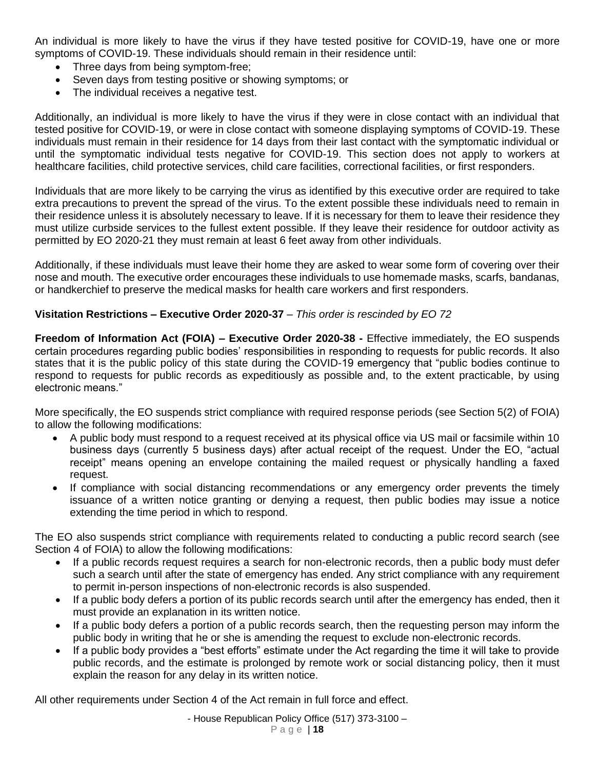An individual is more likely to have the virus if they have tested positive for COVID-19, have one or more symptoms of COVID-19. These individuals should remain in their residence until:

- Three days from being symptom-free;
- Seven days from testing positive or showing symptoms; or
- The individual receives a negative test.

Additionally, an individual is more likely to have the virus if they were in close contact with an individual that tested positive for COVID-19, or were in close contact with someone displaying symptoms of COVID-19. These individuals must remain in their residence for 14 days from their last contact with the symptomatic individual or until the symptomatic individual tests negative for COVID-19. This section does not apply to workers at healthcare facilities, child protective services, child care facilities, correctional facilities, or first responders.

Individuals that are more likely to be carrying the virus as identified by this executive order are required to take extra precautions to prevent the spread of the virus. To the extent possible these individuals need to remain in their residence unless it is absolutely necessary to leave. If it is necessary for them to leave their residence they must utilize curbside services to the fullest extent possible. If they leave their residence for outdoor activity as permitted by EO 2020-21 they must remain at least 6 feet away from other individuals.

Additionally, if these individuals must leave their home they are asked to wear some form of covering over their nose and mouth. The executive order encourages these individuals to use homemade masks, scarfs, bandanas, or handkerchief to preserve the medical masks for health care workers and first responders.

**Visitation Restrictions – Executive Order 2020-37** – *This order is rescinded by EO 72*

**Freedom of Information Act (FOIA) – Executive Order 2020-38 -** Effective immediately, the EO suspends certain procedures regarding public bodies' responsibilities in responding to requests for public records. It also states that it is the public policy of this state during the COVID-19 emergency that "public bodies continue to respond to requests for public records as expeditiously as possible and, to the extent practicable, by using electronic means."

More specifically, the EO suspends strict compliance with required response periods (see Section 5(2) of FOIA) to allow the following modifications:

- A public body must respond to a request received at its physical office via US mail or facsimile within 10 business days (currently 5 business days) after actual receipt of the request. Under the EO, "actual receipt" means opening an envelope containing the mailed request or physically handling a faxed request.
- If compliance with social distancing recommendations or any emergency order prevents the timely issuance of a written notice granting or denying a request, then public bodies may issue a notice extending the time period in which to respond.

The EO also suspends strict compliance with requirements related to conducting a public record search (see Section 4 of FOIA) to allow the following modifications:

- If a public records request requires a search for non-electronic records, then a public body must defer such a search until after the state of emergency has ended. Any strict compliance with any requirement to permit in-person inspections of non-electronic records is also suspended.
- If a public body defers a portion of its public records search until after the emergency has ended, then it must provide an explanation in its written notice.
- If a public body defers a portion of a public records search, then the requesting person may inform the public body in writing that he or she is amending the request to exclude non-electronic records.
- If a public body provides a "best efforts" estimate under the Act regarding the time it will take to provide public records, and the estimate is prolonged by remote work or social distancing policy, then it must explain the reason for any delay in its written notice.

All other requirements under Section 4 of the Act remain in full force and effect.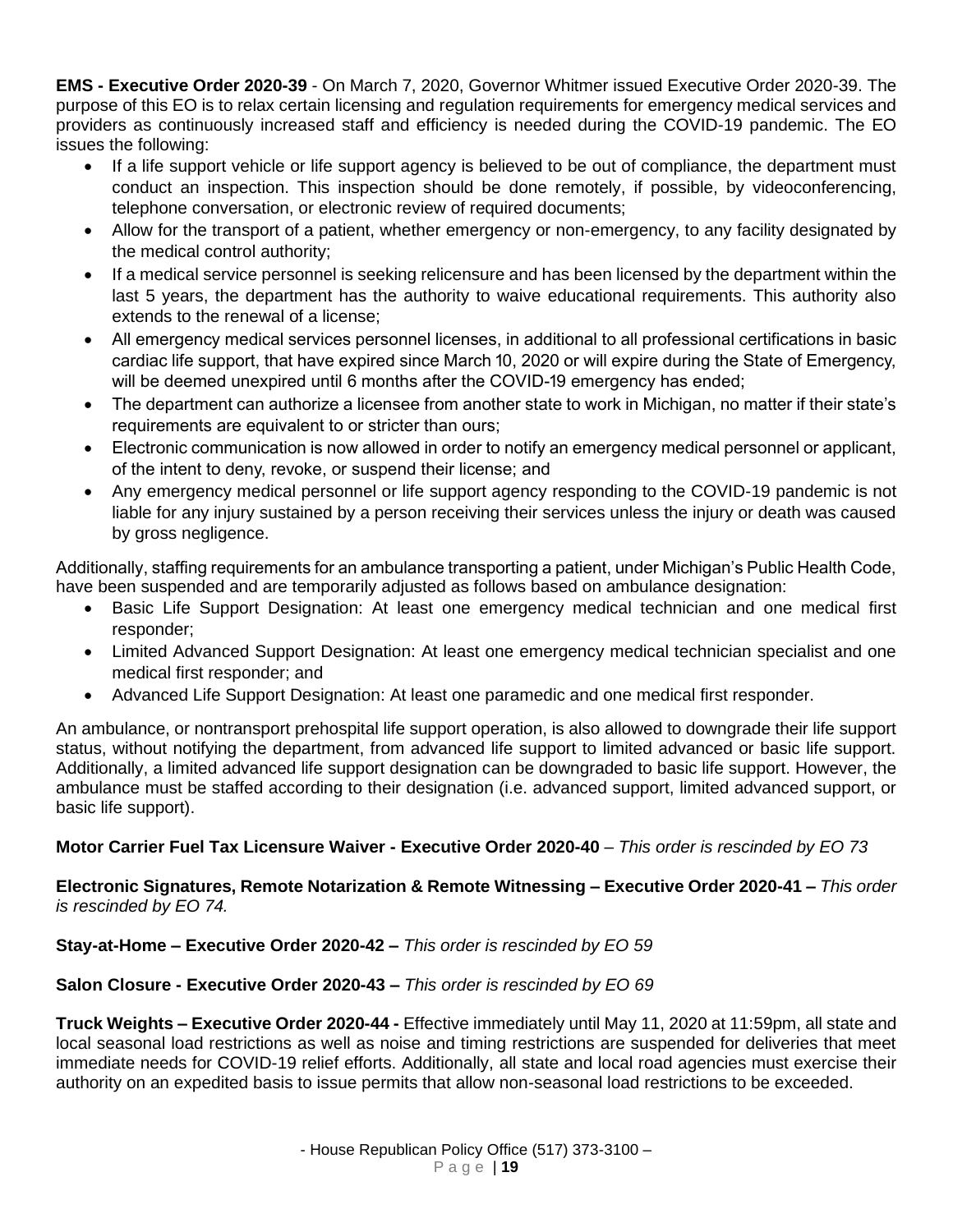**EMS - Executive Order 2020-39** - On March 7, 2020, Governor Whitmer issued Executive Order 2020-39. The purpose of this EO is to relax certain licensing and regulation requirements for emergency medical services and providers as continuously increased staff and efficiency is needed during the COVID-19 pandemic. The EO issues the following:

- If a life support vehicle or life support agency is believed to be out of compliance, the department must conduct an inspection. This inspection should be done remotely, if possible, by videoconferencing, telephone conversation, or electronic review of required documents;
- Allow for the transport of a patient, whether emergency or non-emergency, to any facility designated by the medical control authority;
- If a medical service personnel is seeking relicensure and has been licensed by the department within the last 5 years, the department has the authority to waive educational requirements. This authority also extends to the renewal of a license;
- All emergency medical services personnel licenses, in additional to all professional certifications in basic cardiac life support, that have expired since March 10, 2020 or will expire during the State of Emergency, will be deemed unexpired until 6 months after the COVID-19 emergency has ended;
- The department can authorize a licensee from another state to work in Michigan, no matter if their state's requirements are equivalent to or stricter than ours;
- Electronic communication is now allowed in order to notify an emergency medical personnel or applicant, of the intent to deny, revoke, or suspend their license; and
- Any emergency medical personnel or life support agency responding to the COVID-19 pandemic is not liable for any injury sustained by a person receiving their services unless the injury or death was caused by gross negligence.

Additionally, staffing requirements for an ambulance transporting a patient, under Michigan's Public Health Code, have been suspended and are temporarily adjusted as follows based on ambulance designation:

- Basic Life Support Designation: At least one emergency medical technician and one medical first responder;
- Limited Advanced Support Designation: At least one emergency medical technician specialist and one medical first responder; and
- Advanced Life Support Designation: At least one paramedic and one medical first responder.

An ambulance, or nontransport prehospital life support operation, is also allowed to downgrade their life support status, without notifying the department, from advanced life support to limited advanced or basic life support. Additionally, a limited advanced life support designation can be downgraded to basic life support. However, the ambulance must be staffed according to their designation (i.e. advanced support, limited advanced support, or basic life support).

**Motor Carrier Fuel Tax Licensure Waiver - Executive Order 2020-40** – *This order is rescinded by EO 73*

**Electronic Signatures, Remote Notarization & Remote Witnessing – Executive Order 2020-41 –** *This order is rescinded by EO 74.*

**Stay-at-Home – Executive Order 2020-42 –** *This order is rescinded by EO 59*

**Salon Closure - Executive Order 2020-43 –** *This order is rescinded by EO 69*

**Truck Weights – Executive Order 2020-44 -** Effective immediately until May 11, 2020 at 11:59pm, all state and local seasonal load restrictions as well as noise and timing restrictions are suspended for deliveries that meet immediate needs for COVID-19 relief efforts. Additionally, all state and local road agencies must exercise their authority on an expedited basis to issue permits that allow non-seasonal load restrictions to be exceeded.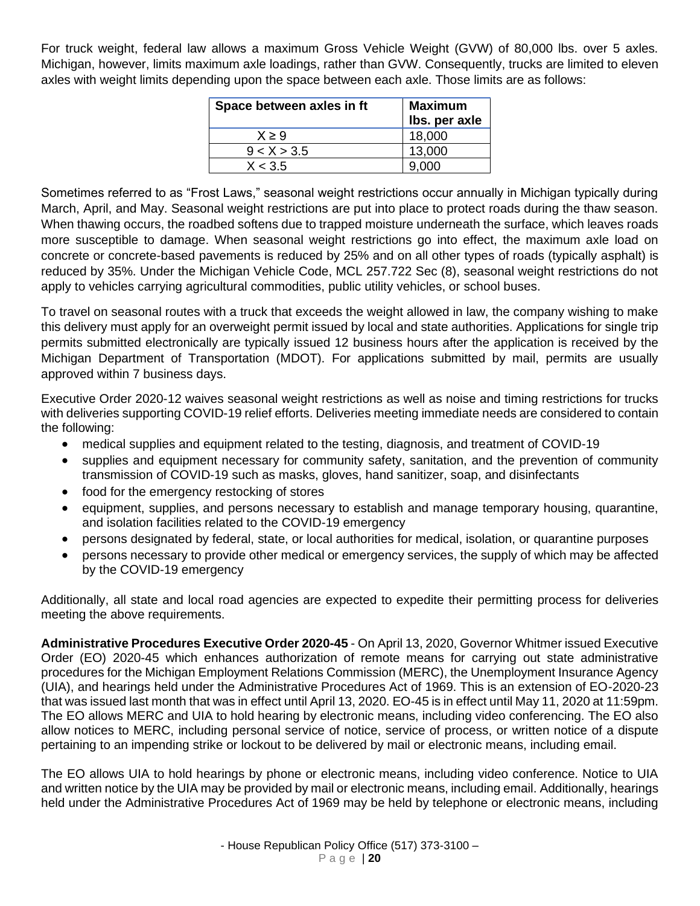For truck weight, federal law allows a maximum Gross Vehicle Weight (GVW) of 80,000 lbs. over 5 axles. Michigan, however, limits maximum axle loadings, rather than GVW. Consequently, trucks are limited to eleven axles with weight limits depending upon the space between each axle. Those limits are as follows:

| Space between axles in ft | Maximum lbs. per axle |
|---|---|
| $X \geq 9$ | 18,000 |
| $9 < X > 3.5$ | 13,000 |
| $X < 3.5$ | 9,000 |

Sometimes referred to as "Frost Laws," seasonal weight restrictions occur annually in Michigan typically during March, April, and May. Seasonal weight restrictions are put into place to protect roads during the thaw season. When thawing occurs, the roadbed softens due to trapped moisture underneath the surface, which leaves roads more susceptible to damage. When seasonal weight restrictions go into effect, the maximum axle load on concrete or concrete-based pavements is reduced by 25% and on all other types of roads (typically asphalt) is reduced by 35%. Under the Michigan Vehicle Code, MCL 257.722 Sec (8), seasonal weight restrictions do not apply to vehicles carrying agricultural commodities, public utility vehicles, or school buses.

To travel on seasonal routes with a truck that exceeds the weight allowed in law, the company wishing to make this delivery must apply for an overweight permit issued by local and state authorities. Applications for single trip permits submitted electronically are typically issued 12 business hours after the application is received by the Michigan Department of Transportation (MDOT). For applications submitted by mail, permits are usually approved within 7 business days.

Executive Order 2020-12 waives seasonal weight restrictions as well as noise and timing restrictions for trucks with deliveries supporting COVID-19 relief efforts. Deliveries meeting immediate needs are considered to contain the following:

- medical supplies and equipment related to the testing, diagnosis, and treatment of COVID-19
- supplies and equipment necessary for community safety, sanitation, and the prevention of community transmission of COVID-19 such as masks, gloves, hand sanitizer, soap, and disinfectants
- food for the emergency restocking of stores
- equipment, supplies, and persons necessary to establish and manage temporary housing, quarantine, and isolation facilities related to the COVID-19 emergency
- persons designated by federal, state, or local authorities for medical, isolation, or quarantine purposes
- persons necessary to provide other medical or emergency services, the supply of which may be affected by the COVID-19 emergency

Additionally, all state and local road agencies are expected to expedite their permitting process for deliveries meeting the above requirements.

**Administrative Procedures Executive Order 2020-45** - On April 13, 2020, Governor Whitmer issued Executive Order (EO) 2020-45 which enhances authorization of remote means for carrying out state administrative procedures for the Michigan Employment Relations Commission (MERC), the Unemployment Insurance Agency (UIA), and hearings held under the Administrative Procedures Act of 1969. This is an extension of EO-2020-23 that was issued last month that was in effect until April 13, 2020. EO-45 is in effect until May 11, 2020 at 11:59pm. The EO allows MERC and UIA to hold hearing by electronic means, including video conferencing. The EO also allow notices to MERC, including personal service of notice, service of process, or written notice of a dispute pertaining to an impending strike or lockout to be delivered by mail or electronic means, including email.

The EO allows UIA to hold hearings by phone or electronic means, including video conference. Notice to UIA and written notice by the UIA may be provided by mail or electronic means, including email. Additionally, hearings held under the Administrative Procedures Act of 1969 may be held by telephone or electronic means, including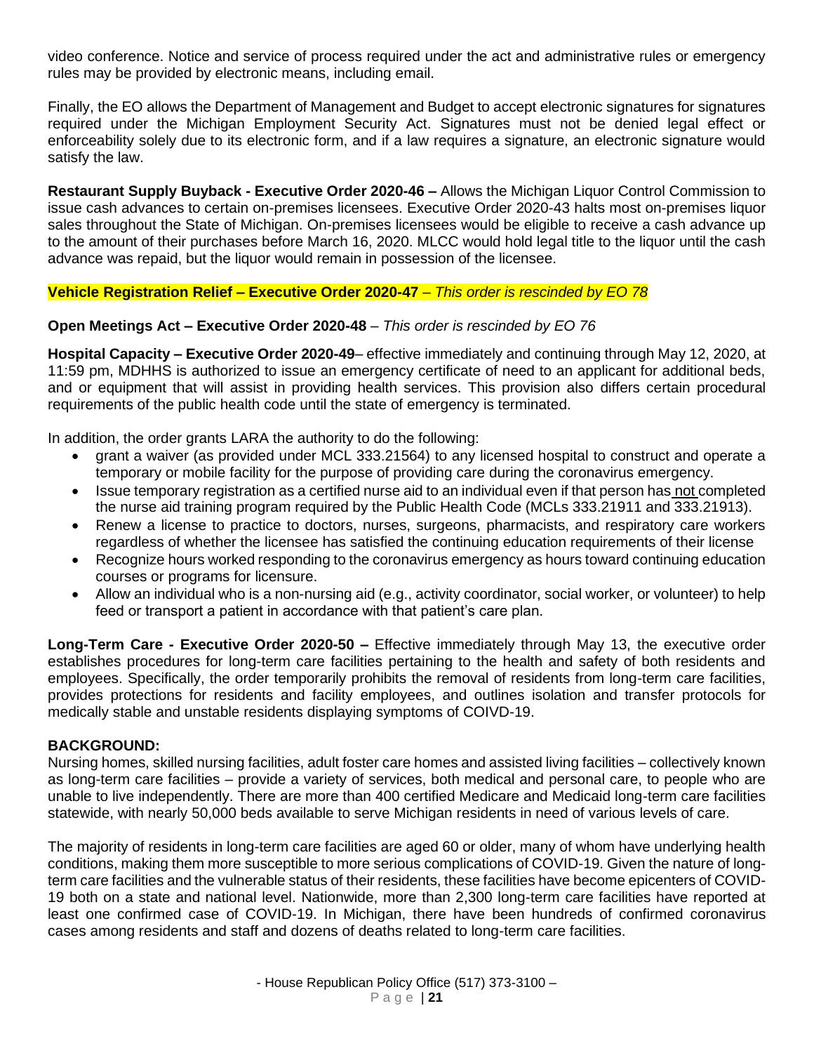video conference. Notice and service of process required under the act and administrative rules or emergency rules may be provided by electronic means, including email.

Finally, the EO allows the Department of Management and Budget to accept electronic signatures for signatures required under the Michigan Employment Security Act. Signatures must not be denied legal effect or enforceability solely due to its electronic form, and if a law requires a signature, an electronic signature would satisfy the law.

**Restaurant Supply Buyback - Executive Order 2020-46 –** Allows the Michigan Liquor Control Commission to issue cash advances to certain on-premises licensees. Executive Order 2020-43 halts most on-premises liquor sales throughout the State of Michigan. On-premises licensees would be eligible to receive a cash advance up to the amount of their purchases before March 16, 2020. MLCC would hold legal title to the liquor until the cash advance was repaid, but the liquor would remain in possession of the licensee.

**Vehicle Registration Relief – Executive Order 2020-47** – *This order is rescinded by EO 78*

**Open Meetings Act – Executive Order 2020-48** – *This order is rescinded by EO 76*

**Hospital Capacity – Executive Order 2020-49**– effective immediately and continuing through May 12, 2020, at 11:59 pm, MDHHS is authorized to issue an emergency certificate of need to an applicant for additional beds, and or equipment that will assist in providing health services. This provision also differs certain procedural requirements of the public health code until the state of emergency is terminated.

In addition, the order grants LARA the authority to do the following:

- grant a waiver (as provided under MCL 333.21564) to any licensed hospital to construct and operate a temporary or mobile facility for the purpose of providing care during the coronavirus emergency.
- Issue temporary registration as a certified nurse aid to an individual even if that person has not completed the nurse aid training program required by the Public Health Code (MCLs 333.21911 and 333.21913).
- Renew a license to practice to doctors, nurses, surgeons, pharmacists, and respiratory care workers regardless of whether the licensee has satisfied the continuing education requirements of their license
- Recognize hours worked responding to the coronavirus emergency as hours toward continuing education courses or programs for licensure.
- Allow an individual who is a non-nursing aid (e.g., activity coordinator, social worker, or volunteer) to help feed or transport a patient in accordance with that patient's care plan.

**Long-Term Care - Executive Order 2020-50 –** Effective immediately through May 13, the executive order establishes procedures for long-term care facilities pertaining to the health and safety of both residents and employees. Specifically, the order temporarily prohibits the removal of residents from long-term care facilities, provides protections for residents and facility employees, and outlines isolation and transfer protocols for medically stable and unstable residents displaying symptoms of COIVD-19.

**BACKGROUND:**

Nursing homes, skilled nursing facilities, adult foster care homes and assisted living facilities – collectively known as long-term care facilities – provide a variety of services, both medical and personal care, to people who are unable to live independently. There are more than 400 certified Medicare and Medicaid long-term care facilities statewide, with nearly 50,000 beds available to serve Michigan residents in need of various levels of care.

The majority of residents in long-term care facilities are aged 60 or older, many of whom have underlying health conditions, making them more susceptible to more serious complications of COVID-19. Given the nature of long-term care facilities and the vulnerable status of their residents, these facilities have become epicenters of COVID-19 both on a state and national level. Nationwide, more than 2,300 long-term care facilities have reported at least one confirmed case of COVID-19. In Michigan, there have been hundreds of confirmed coronavirus cases among residents and staff and dozens of deaths related to long-term care facilities.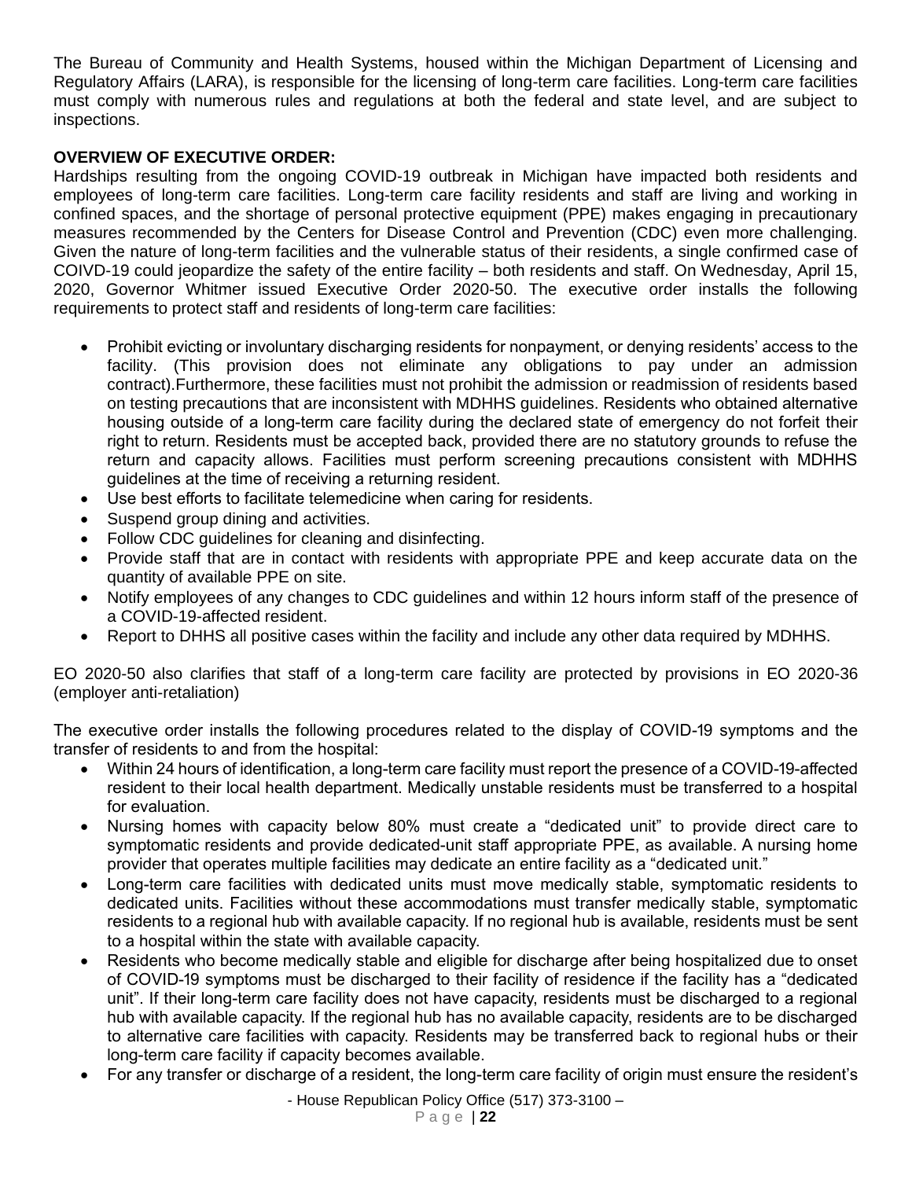The Bureau of Community and Health Systems, housed within the Michigan Department of Licensing and Regulatory Affairs (LARA), is responsible for the licensing of long-term care facilities. Long-term care facilities must comply with numerous rules and regulations at both the federal and state level, and are subject to inspections.

**OVERVIEW OF EXECUTIVE ORDER:**

Hardships resulting from the ongoing COVID-19 outbreak in Michigan have impacted both residents and employees of long-term care facilities. Long-term care facility residents and staff are living and working in confined spaces, and the shortage of personal protective equipment (PPE) makes engaging in precautionary measures recommended by the Centers for Disease Control and Prevention (CDC) even more challenging. Given the nature of long-term facilities and the vulnerable status of their residents, a single confirmed case of COIVD-19 could jeopardize the safety of the entire facility – both residents and staff. On Wednesday, April 15, 2020, Governor Whitmer issued Executive Order 2020-50. The executive order installs the following requirements to protect staff and residents of long-term care facilities:

- Prohibit evicting or involuntary discharging residents for nonpayment, or denying residents' access to the facility. (This provision does not eliminate any obligations to pay under an admission contract).Furthermore, these facilities must not prohibit the admission or readmission of residents based on testing precautions that are inconsistent with MDHHS guidelines. Residents who obtained alternative housing outside of a long-term care facility during the declared state of emergency do not forfeit their right to return. Residents must be accepted back, provided there are no statutory grounds to refuse the return and capacity allows. Facilities must perform screening precautions consistent with MDHHS guidelines at the time of receiving a returning resident.
- Use best efforts to facilitate telemedicine when caring for residents.
- Suspend group dining and activities.
- Follow CDC guidelines for cleaning and disinfecting.
- Provide staff that are in contact with residents with appropriate PPE and keep accurate data on the quantity of available PPE on site.
- Notify employees of any changes to CDC guidelines and within 12 hours inform staff of the presence of a COVID-19-affected resident.
- Report to DHHS all positive cases within the facility and include any other data required by MDHHS.

EO 2020-50 also clarifies that staff of a long-term care facility are protected by provisions in EO 2020-36 (employer anti-retaliation)

The executive order installs the following procedures related to the display of COVID-19 symptoms and the transfer of residents to and from the hospital:

- Within 24 hours of identification, a long-term care facility must report the presence of a COVID-19-affected resident to their local health department. Medically unstable residents must be transferred to a hospital for evaluation.
- Nursing homes with capacity below 80% must create a "dedicated unit" to provide direct care to symptomatic residents and provide dedicated-unit staff appropriate PPE, as available. A nursing home provider that operates multiple facilities may dedicate an entire facility as a "dedicated unit."
- Long-term care facilities with dedicated units must move medically stable, symptomatic residents to dedicated units. Facilities without these accommodations must transfer medically stable, symptomatic residents to a regional hub with available capacity. If no regional hub is available, residents must be sent to a hospital within the state with available capacity.
- Residents who become medically stable and eligible for discharge after being hospitalized due to onset of COVID-19 symptoms must be discharged to their facility of residence if the facility has a "dedicated unit". If their long-term care facility does not have capacity, residents must be discharged to a regional hub with available capacity. If the regional hub has no available capacity, residents are to be discharged to alternative care facilities with capacity. Residents may be transferred back to regional hubs or their long-term care facility if capacity becomes available.
- For any transfer or discharge of a resident, the long-term care facility of origin must ensure the resident's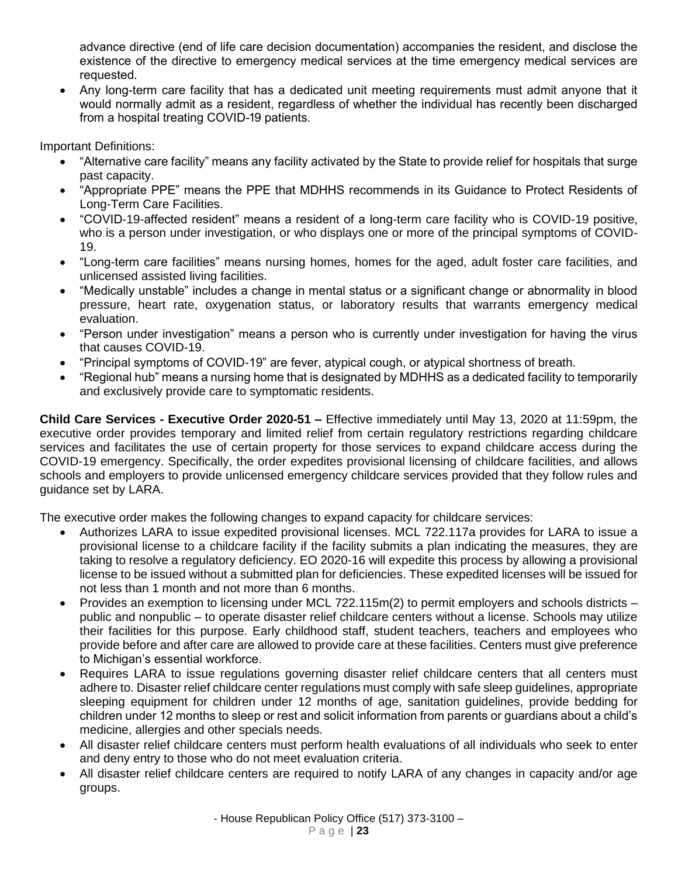advance directive (end of life care decision documentation) accompanies the resident, and disclose the existence of the directive to emergency medical services at the time emergency medical services are requested.

- Any long-term care facility that has a dedicated unit meeting requirements must admit anyone that it would normally admit as a resident, regardless of whether the individual has recently been discharged from a hospital treating COVID-19 patients.

Important Definitions:

- "Alternative care facility" means any facility activated by the State to provide relief for hospitals that surge past capacity.
- "Appropriate PPE" means the PPE that MDHHS recommends in its Guidance to Protect Residents of Long-Term Care Facilities.
- "COVID-19-affected resident" means a resident of a long-term care facility who is COVID-19 positive, who is a person under investigation, or who displays one or more of the principal symptoms of COVID-19.
- "Long-term care facilities" means nursing homes, homes for the aged, adult foster care facilities, and unlicensed assisted living facilities.
- "Medically unstable" includes a change in mental status or a significant change or abnormality in blood pressure, heart rate, oxygenation status, or laboratory results that warrants emergency medical evaluation.
- "Person under investigation" means a person who is currently under investigation for having the virus that causes COVID-19.
- "Principal symptoms of COVID-19" are fever, atypical cough, or atypical shortness of breath.
- "Regional hub" means a nursing home that is designated by MDHHS as a dedicated facility to temporarily and exclusively provide care to symptomatic residents.

**Child Care Services - Executive Order 2020-51 –** Effective immediately until May 13, 2020 at 11:59pm, the executive order provides temporary and limited relief from certain regulatory restrictions regarding childcare services and facilitates the use of certain property for those services to expand childcare access during the COVID-19 emergency. Specifically, the order expedites provisional licensing of childcare facilities, and allows schools and employers to provide unlicensed emergency childcare services provided that they follow rules and guidance set by LARA.

The executive order makes the following changes to expand capacity for childcare services:

- Authorizes LARA to issue expedited provisional licenses. MCL 722.117a provides for LARA to issue a provisional license to a childcare facility if the facility submits a plan indicating the measures, they are taking to resolve a regulatory deficiency. EO 2020-16 will expedite this process by allowing a provisional license to be issued without a submitted plan for deficiencies. These expedited licenses will be issued for not less than 1 month and not more than 6 months.
- Provides an exemption to licensing under MCL 722.115m(2) to permit employers and schools districts – public and nonpublic – to operate disaster relief childcare centers without a license. Schools may utilize their facilities for this purpose. Early childhood staff, student teachers, teachers and employees who provide before and after care are allowed to provide care at these facilities. Centers must give preference to Michigan's essential workforce.
- Requires LARA to issue regulations governing disaster relief childcare centers that all centers must adhere to. Disaster relief childcare center regulations must comply with safe sleep guidelines, appropriate sleeping equipment for children under 12 months of age, sanitation guidelines, provide bedding for children under 12 months to sleep or rest and solicit information from parents or guardians about a child's medicine, allergies and other specials needs.
- All disaster relief childcare centers must perform health evaluations of all individuals who seek to enter and deny entry to those who do not meet evaluation criteria.
- All disaster relief childcare centers are required to notify LARA of any changes in capacity and/or age groups.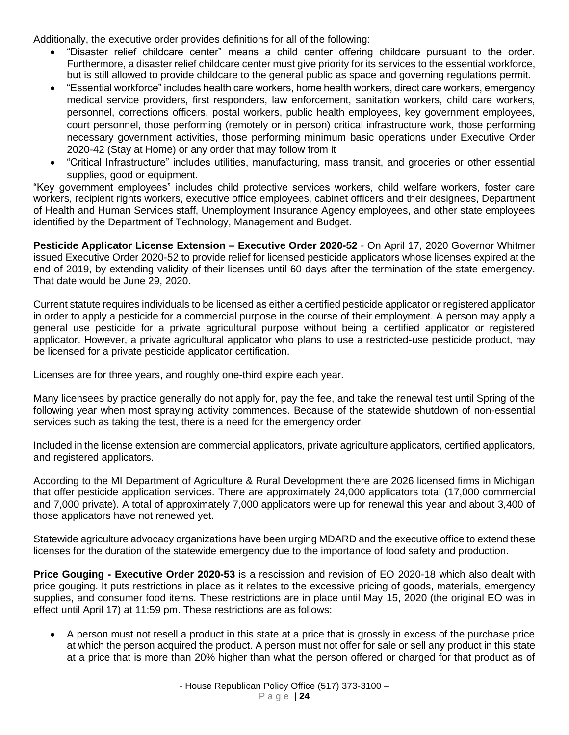Additionally, the executive order provides definitions for all of the following:

- "Disaster relief childcare center" means a child center offering childcare pursuant to the order. Furthermore, a disaster relief childcare center must give priority for its services to the essential workforce, but is still allowed to provide childcare to the general public as space and governing regulations permit.
- "Essential workforce" includes health care workers, home health workers, direct care workers, emergency medical service providers, first responders, law enforcement, sanitation workers, child care workers, personnel, corrections officers, postal workers, public health employees, key government employees, court personnel, those performing (remotely or in person) critical infrastructure work, those performing necessary government activities, those performing minimum basic operations under Executive Order 2020-42 (Stay at Home) or any order that may follow from it
- "Critical Infrastructure" includes utilities, manufacturing, mass transit, and groceries or other essential supplies, good or equipment.

"Key government employees" includes child protective services workers, child welfare workers, foster care workers, recipient rights workers, executive office employees, cabinet officers and their designees, Department of Health and Human Services staff, Unemployment Insurance Agency employees, and other state employees identified by the Department of Technology, Management and Budget.

**Pesticide Applicator License Extension – Executive Order 2020-52** - On April 17, 2020 Governor Whitmer issued Executive Order 2020-52 to provide relief for licensed pesticide applicators whose licenses expired at the end of 2019, by extending validity of their licenses until 60 days after the termination of the state emergency. That date would be June 29, 2020.

Current statute requires individuals to be licensed as either a certified pesticide applicator or registered applicator in order to apply a pesticide for a commercial purpose in the course of their employment. A person may apply a general use pesticide for a private agricultural purpose without being a certified applicator or registered applicator. However, a private agricultural applicator who plans to use a restricted-use pesticide product, may be licensed for a private pesticide applicator certification.

Licenses are for three years, and roughly one-third expire each year.

Many licensees by practice generally do not apply for, pay the fee, and take the renewal test until Spring of the following year when most spraying activity commences. Because of the statewide shutdown of non-essential services such as taking the test, there is a need for the emergency order.

Included in the license extension are commercial applicators, private agriculture applicators, certified applicators, and registered applicators.

According to the MI Department of Agriculture & Rural Development there are 2026 licensed firms in Michigan that offer pesticide application services. There are approximately 24,000 applicators total (17,000 commercial and 7,000 private). A total of approximately 7,000 applicators were up for renewal this year and about 3,400 of those applicators have not renewed yet.

Statewide agriculture advocacy organizations have been urging MDARD and the executive office to extend these licenses for the duration of the statewide emergency due to the importance of food safety and production.

**Price Gouging - Executive Order 2020-53** is a rescission and revision of EO 2020-18 which also dealt with price gouging. It puts restrictions in place as it relates to the excessive pricing of goods, materials, emergency supplies, and consumer food items. These restrictions are in place until May 15, 2020 (the original EO was in effect until April 17) at 11:59 pm. These restrictions are as follows:

- A person must not resell a product in this state at a price that is grossly in excess of the purchase price at which the person acquired the product. A person must not offer for sale or sell any product in this state at a price that is more than 20% higher than what the person offered or charged for that product as of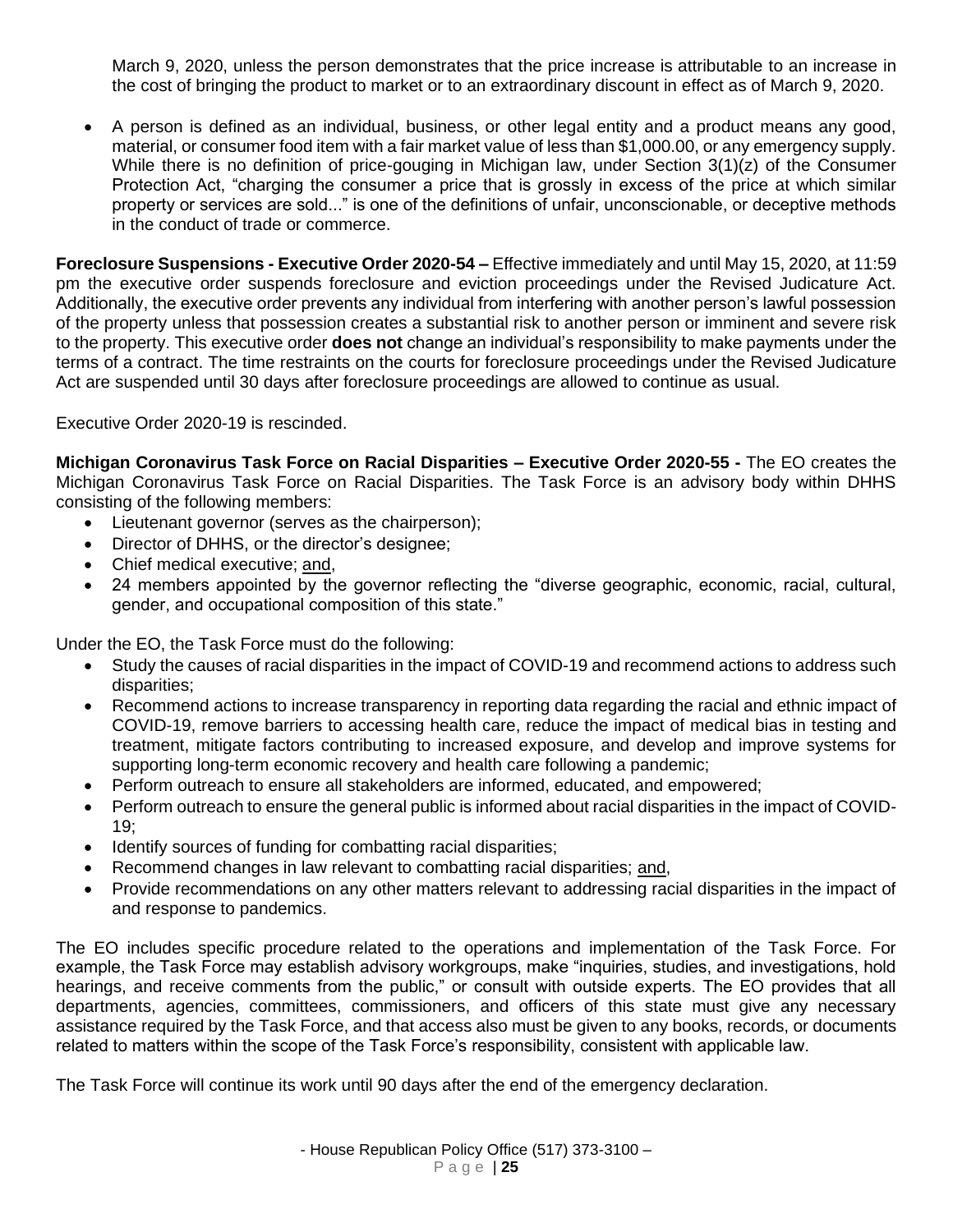March 9, 2020, unless the person demonstrates that the price increase is attributable to an increase in the cost of bringing the product to market or to an extraordinary discount in effect as of March 9, 2020.

- A person is defined as an individual, business, or other legal entity and a product means any good, material, or consumer food item with a fair market value of less than $1,000.00, or any emergency supply. While there is no definition of price-gouging in Michigan law, under Section 3(1)(z) of the Consumer Protection Act, "charging the consumer a price that is grossly in excess of the price at which similar property or services are sold..." is one of the definitions of unfair, unconscionable, or deceptive methods in the conduct of trade or commerce.

**Foreclosure Suspensions - Executive Order 2020-54 –** Effective immediately and until May 15, 2020, at 11:59 pm the executive order suspends foreclosure and eviction proceedings under the Revised Judicature Act. Additionally, the executive order prevents any individual from interfering with another person's lawful possession of the property unless that possession creates a substantial risk to another person or imminent and severe risk to the property. This executive order **does not** change an individual's responsibility to make payments under the terms of a contract. The time restraints on the courts for foreclosure proceedings under the Revised Judicature Act are suspended until 30 days after foreclosure proceedings are allowed to continue as usual.

Executive Order 2020-19 is rescinded.

**Michigan Coronavirus Task Force on Racial Disparities – Executive Order 2020-55 -** The EO creates the Michigan Coronavirus Task Force on Racial Disparities. The Task Force is an advisory body within DHHS consisting of the following members:

- Lieutenant governor (serves as the chairperson);
- Director of DHHS, or the director's designee;
- Chief medical executive; and,
- 24 members appointed by the governor reflecting the "diverse geographic, economic, racial, cultural, gender, and occupational composition of this state."

Under the EO, the Task Force must do the following:

- Study the causes of racial disparities in the impact of COVID-19 and recommend actions to address such disparities;
- Recommend actions to increase transparency in reporting data regarding the racial and ethnic impact of COVID-19, remove barriers to accessing health care, reduce the impact of medical bias in testing and treatment, mitigate factors contributing to increased exposure, and develop and improve systems for supporting long-term economic recovery and health care following a pandemic;
- Perform outreach to ensure all stakeholders are informed, educated, and empowered;
- Perform outreach to ensure the general public is informed about racial disparities in the impact of COVID-19;
- Identify sources of funding for combatting racial disparities;
- Recommend changes in law relevant to combatting racial disparities; and,
- Provide recommendations on any other matters relevant to addressing racial disparities in the impact of and response to pandemics.

The EO includes specific procedure related to the operations and implementation of the Task Force. For example, the Task Force may establish advisory workgroups, make "inquiries, studies, and investigations, hold hearings, and receive comments from the public," or consult with outside experts. The EO provides that all departments, agencies, committees, commissioners, and officers of this state must give any necessary assistance required by the Task Force, and that access also must be given to any books, records, or documents related to matters within the scope of the Task Force's responsibility, consistent with applicable law.

The Task Force will continue its work until 90 days after the end of the emergency declaration.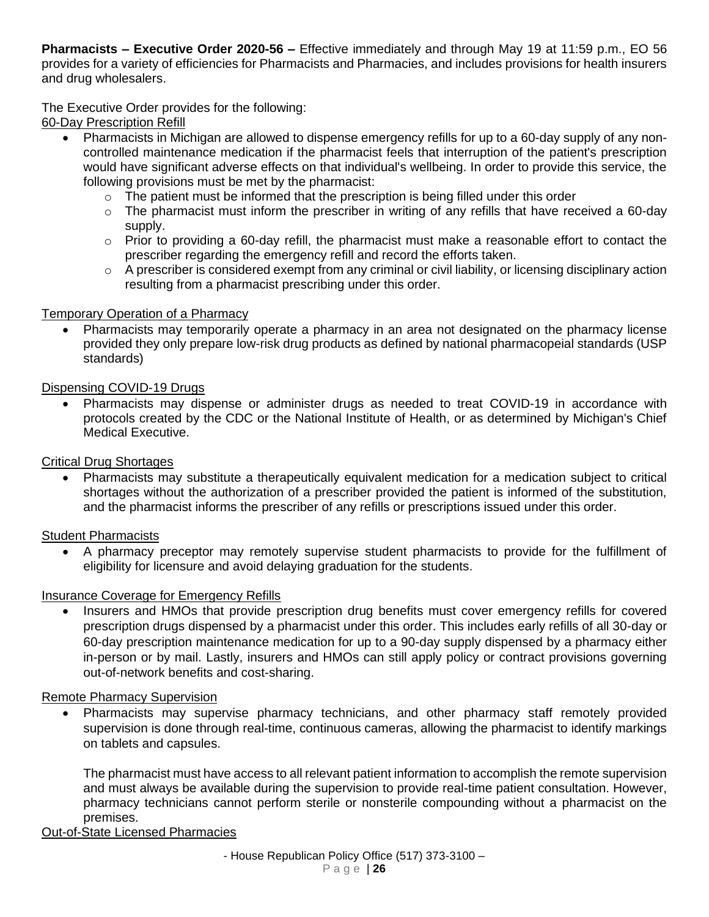**Pharmacists – Executive Order 2020-56 –** Effective immediately and through May 19 at 11:59 p.m., EO 56 provides for a variety of efficiencies for Pharmacists and Pharmacies, and includes provisions for health insurers and drug wholesalers.

The Executive Order provides for the following:

<u>60-Day Prescription Refill</u>

- Pharmacists in Michigan are allowed to dispense emergency refills for up to a 60-day supply of any non-controlled maintenance medication if the pharmacist feels that interruption of the patient's prescription would have significant adverse effects on that individual's wellbeing. In order to provide this service, the following provisions must be met by the pharmacist:
  - The patient must be informed that the prescription is being filled under this order
  - The pharmacist must inform the prescriber in writing of any refills that have received a 60-day supply.
  - Prior to providing a 60-day refill, the pharmacist must make a reasonable effort to contact the prescriber regarding the emergency refill and record the efforts taken.
  - A prescriber is considered exempt from any criminal or civil liability, or licensing disciplinary action resulting from a pharmacist prescribing under this order.

<u>Temporary Operation of a Pharmacy</u>

- Pharmacists may temporarily operate a pharmacy in an area not designated on the pharmacy license provided they only prepare low-risk drug products as defined by national pharmacopeial standards (USP standards)

<u>Dispensing COVID-19 Drugs</u>

- Pharmacists may dispense or administer drugs as needed to treat COVID-19 in accordance with protocols created by the CDC or the National Institute of Health, or as determined by Michigan's Chief Medical Executive.

<u>Critical Drug Shortages</u>

- Pharmacists may substitute a therapeutically equivalent medication for a medication subject to critical shortages without the authorization of a prescriber provided the patient is informed of the substitution, and the pharmacist informs the prescriber of any refills or prescriptions issued under this order.

<u>Student Pharmacists</u>

- A pharmacy preceptor may remotely supervise student pharmacists to provide for the fulfillment of eligibility for licensure and avoid delaying graduation for the students.

<u>Insurance Coverage for Emergency Refills</u>

- Insurers and HMOs that provide prescription drug benefits must cover emergency refills for covered prescription drugs dispensed by a pharmacist under this order. This includes early refills of all 30-day or 60-day prescription maintenance medication for up to a 90-day supply dispensed by a pharmacy either in-person or by mail. Lastly, insurers and HMOs can still apply policy or contract provisions governing out-of-network benefits and cost-sharing.

<u>Remote Pharmacy Supervision</u>

- Pharmacists may supervise pharmacy technicians, and other pharmacy staff remotely provided supervision is done through real-time, continuous cameras, allowing the pharmacist to identify markings on tablets and capsules.

  The pharmacist must have access to all relevant patient information to accomplish the remote supervision and must always be available during the supervision to provide real-time patient consultation. However, pharmacy technicians cannot perform sterile or nonsterile compounding without a pharmacist on the premises.

<u>Out-of-State Licensed Pharmacies</u>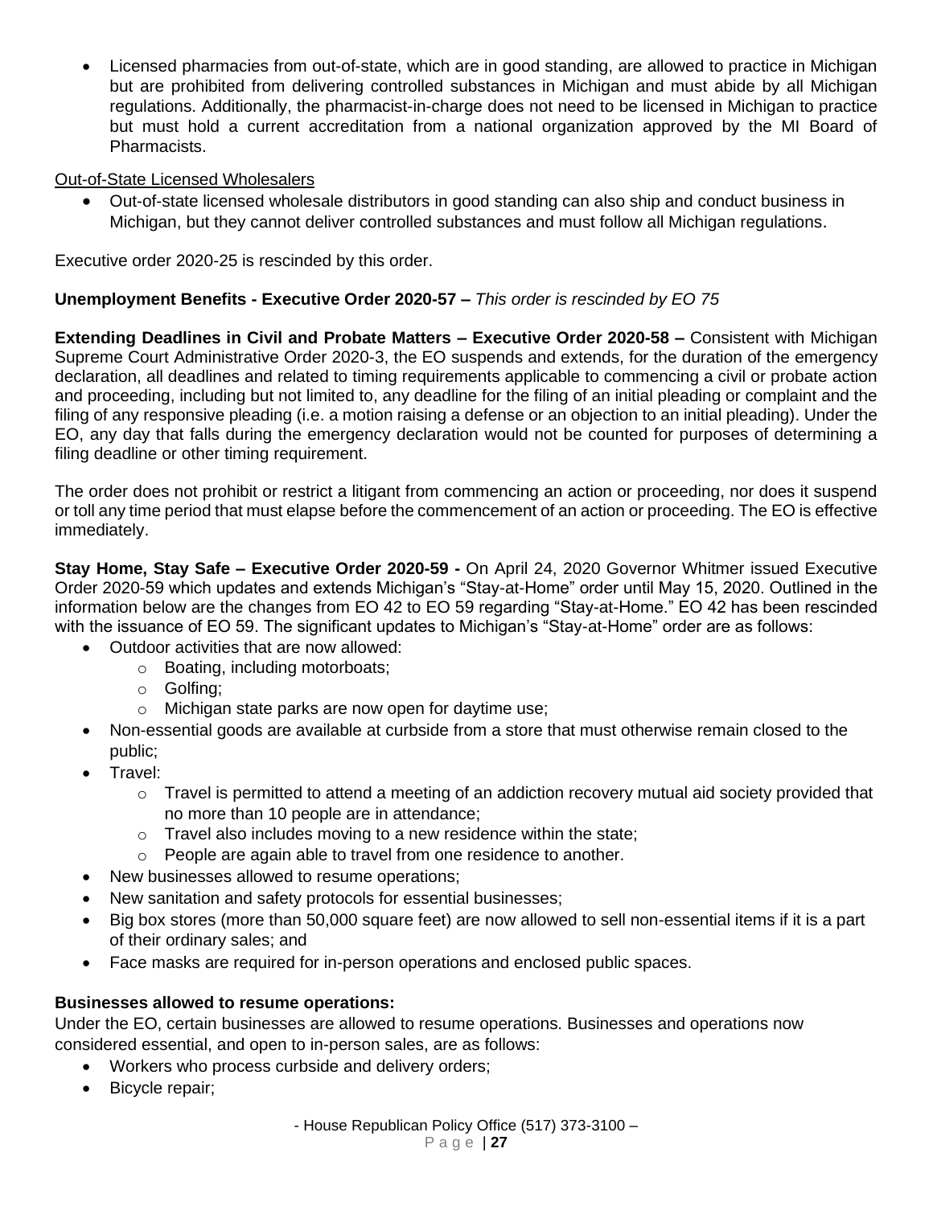- Licensed pharmacies from out-of-state, which are in good standing, are allowed to practice in Michigan but are prohibited from delivering controlled substances in Michigan and must abide by all Michigan regulations. Additionally, the pharmacist-in-charge does not need to be licensed in Michigan to practice but must hold a current accreditation from a national organization approved by the MI Board of Pharmacists.

Out-of-State Licensed Wholesalers

- Out-of-state licensed wholesale distributors in good standing can also ship and conduct business in Michigan, but they cannot deliver controlled substances and must follow all Michigan regulations.

Executive order 2020-25 is rescinded by this order.

**Unemployment Benefits - Executive Order 2020-57 –** *This order is rescinded by EO 75*

**Extending Deadlines in Civil and Probate Matters – Executive Order 2020-58 –** Consistent with Michigan Supreme Court Administrative Order 2020-3, the EO suspends and extends, for the duration of the emergency declaration, all deadlines and related to timing requirements applicable to commencing a civil or probate action and proceeding, including but not limited to, any deadline for the filing of an initial pleading or complaint and the filing of any responsive pleading (i.e. a motion raising a defense or an objection to an initial pleading). Under the EO, any day that falls during the emergency declaration would not be counted for purposes of determining a filing deadline or other timing requirement.

The order does not prohibit or restrict a litigant from commencing an action or proceeding, nor does it suspend or toll any time period that must elapse before the commencement of an action or proceeding. The EO is effective immediately.

**Stay Home, Stay Safe – Executive Order 2020-59 -** On April 24, 2020 Governor Whitmer issued Executive Order 2020-59 which updates and extends Michigan's "Stay-at-Home" order until May 15, 2020. Outlined in the information below are the changes from EO 42 to EO 59 regarding "Stay-at-Home." EO 42 has been rescinded with the issuance of EO 59. The significant updates to Michigan's "Stay-at-Home" order are as follows:

- Outdoor activities that are now allowed:
  - Boating, including motorboats;
  - Golfing;
  - Michigan state parks are now open for daytime use;
- Non-essential goods are available at curbside from a store that must otherwise remain closed to the public;
- Travel:
  - Travel is permitted to attend a meeting of an addiction recovery mutual aid society provided that no more than 10 people are in attendance;
  - Travel also includes moving to a new residence within the state;
  - People are again able to travel from one residence to another.
- New businesses allowed to resume operations;
- New sanitation and safety protocols for essential businesses;
- Big box stores (more than 50,000 square feet) are now allowed to sell non-essential items if it is a part of their ordinary sales; and
- Face masks are required for in-person operations and enclosed public spaces.

**Businesses allowed to resume operations:**

Under the EO, certain businesses are allowed to resume operations. Businesses and operations now considered essential, and open to in-person sales, are as follows:

- Workers who process curbside and delivery orders;
- Bicycle repair;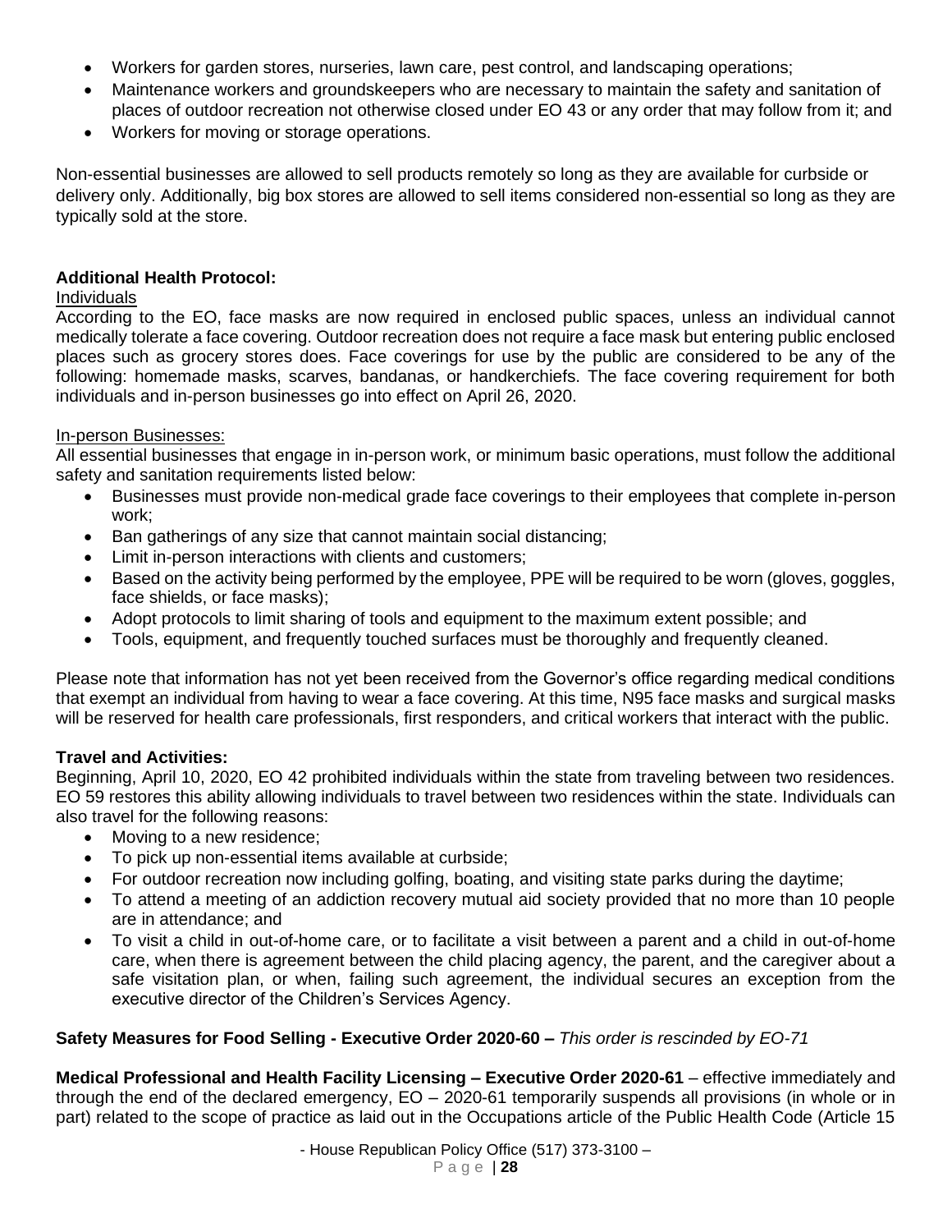- Workers for garden stores, nurseries, lawn care, pest control, and landscaping operations;
- Maintenance workers and groundskeepers who are necessary to maintain the safety and sanitation of places of outdoor recreation not otherwise closed under EO 43 or any order that may follow from it; and
- Workers for moving or storage operations.

Non-essential businesses are allowed to sell products remotely so long as they are available for curbside or delivery only. Additionally, big box stores are allowed to sell items considered non-essential so long as they are typically sold at the store.

**Additional Health Protocol:**

Individuals

According to the EO, face masks are now required in enclosed public spaces, unless an individual cannot medically tolerate a face covering. Outdoor recreation does not require a face mask but entering public enclosed places such as grocery stores does. Face coverings for use by the public are considered to be any of the following: homemade masks, scarves, bandanas, or handkerchiefs. The face covering requirement for both individuals and in-person businesses go into effect on April 26, 2020.

In-person Businesses:

All essential businesses that engage in in-person work, or minimum basic operations, must follow the additional safety and sanitation requirements listed below:

- Businesses must provide non-medical grade face coverings to their employees that complete in-person work;
- Ban gatherings of any size that cannot maintain social distancing;
- Limit in-person interactions with clients and customers;
- Based on the activity being performed by the employee, PPE will be required to be worn (gloves, goggles, face shields, or face masks);
- Adopt protocols to limit sharing of tools and equipment to the maximum extent possible; and
- Tools, equipment, and frequently touched surfaces must be thoroughly and frequently cleaned.

Please note that information has not yet been received from the Governor's office regarding medical conditions that exempt an individual from having to wear a face covering. At this time, N95 face masks and surgical masks will be reserved for health care professionals, first responders, and critical workers that interact with the public.

**Travel and Activities:**

Beginning, April 10, 2020, EO 42 prohibited individuals within the state from traveling between two residences. EO 59 restores this ability allowing individuals to travel between two residences within the state. Individuals can also travel for the following reasons:

- Moving to a new residence;
- To pick up non-essential items available at curbside;
- For outdoor recreation now including golfing, boating, and visiting state parks during the daytime;
- To attend a meeting of an addiction recovery mutual aid society provided that no more than 10 people are in attendance; and
- To visit a child in out-of-home care, or to facilitate a visit between a parent and a child in out-of-home care, when there is agreement between the child placing agency, the parent, and the caregiver about a safe visitation plan, or when, failing such agreement, the individual secures an exception from the executive director of the Children's Services Agency.

**Safety Measures for Food Selling - Executive Order 2020-60 –** *This order is rescinded by EO-71*

**Medical Professional and Health Facility Licensing – Executive Order 2020-61** – effective immediately and through the end of the declared emergency, EO – 2020-61 temporarily suspends all provisions (in whole or in part) related to the scope of practice as laid out in the Occupations article of the Public Health Code (Article 15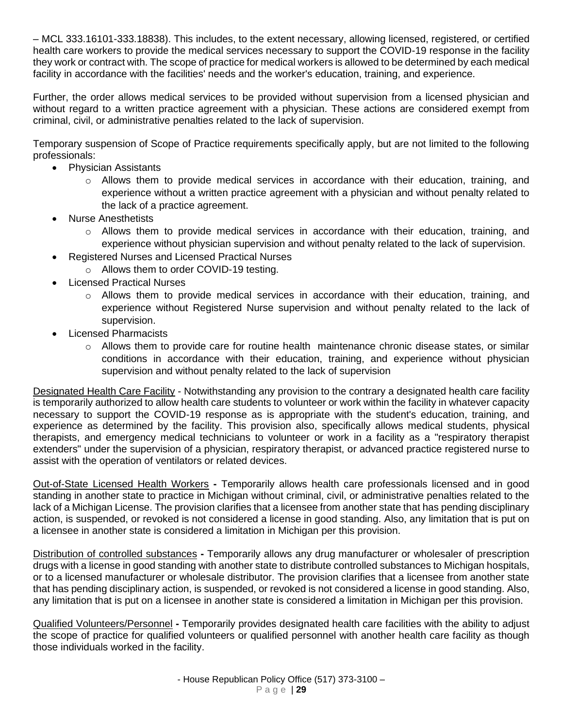– MCL 333.16101-333.18838). This includes, to the extent necessary, allowing licensed, registered, or certified health care workers to provide the medical services necessary to support the COVID-19 response in the facility they work or contract with. The scope of practice for medical workers is allowed to be determined by each medical facility in accordance with the facilities' needs and the worker's education, training, and experience.

Further, the order allows medical services to be provided without supervision from a licensed physician and without regard to a written practice agreement with a physician. These actions are considered exempt from criminal, civil, or administrative penalties related to the lack of supervision.

Temporary suspension of Scope of Practice requirements specifically apply, but are not limited to the following professionals:

- Physician Assistants
  - Allows them to provide medical services in accordance with their education, training, and experience without a written practice agreement with a physician and without penalty related to the lack of a practice agreement.
- Nurse Anesthetists
  - Allows them to provide medical services in accordance with their education, training, and experience without physician supervision and without penalty related to the lack of supervision.
- Registered Nurses and Licensed Practical Nurses
  - Allows them to order COVID-19 testing.
- Licensed Practical Nurses
  - Allows them to provide medical services in accordance with their education, training, and experience without Registered Nurse supervision and without penalty related to the lack of supervision.
- Licensed Pharmacists
  - Allows them to provide care for routine health maintenance chronic disease states, or similar conditions in accordance with their education, training, and experience without physician supervision and without penalty related to the lack of supervision

<u>Designated Health Care Facility</u> - Notwithstanding any provision to the contrary a designated health care facility is temporarily authorized to allow health care students to volunteer or work within the facility in whatever capacity necessary to support the COVID-19 response as is appropriate with the student's education, training, and experience as determined by the facility. This provision also, specifically allows medical students, physical therapists, and emergency medical technicians to volunteer or work in a facility as a "respiratory therapist extenders" under the supervision of a physician, respiratory therapist, or advanced practice registered nurse to assist with the operation of ventilators or related devices.

<u>Out-of-State Licensed Health Workers</u> **-** Temporarily allows health care professionals licensed and in good standing in another state to practice in Michigan without criminal, civil, or administrative penalties related to the lack of a Michigan License. The provision clarifies that a licensee from another state that has pending disciplinary action, is suspended, or revoked is not considered a license in good standing. Also, any limitation that is put on a licensee in another state is considered a limitation in Michigan per this provision.

<u>Distribution of controlled substances</u> **-** Temporarily allows any drug manufacturer or wholesaler of prescription drugs with a license in good standing with another state to distribute controlled substances to Michigan hospitals, or to a licensed manufacturer or wholesale distributor. The provision clarifies that a licensee from another state that has pending disciplinary action, is suspended, or revoked is not considered a license in good standing. Also, any limitation that is put on a licensee in another state is considered a limitation in Michigan per this provision.

<u>Qualified Volunteers/Personnel</u> **-** Temporarily provides designated health care facilities with the ability to adjust the scope of practice for qualified volunteers or qualified personnel with another health care facility as though those individuals worked in the facility.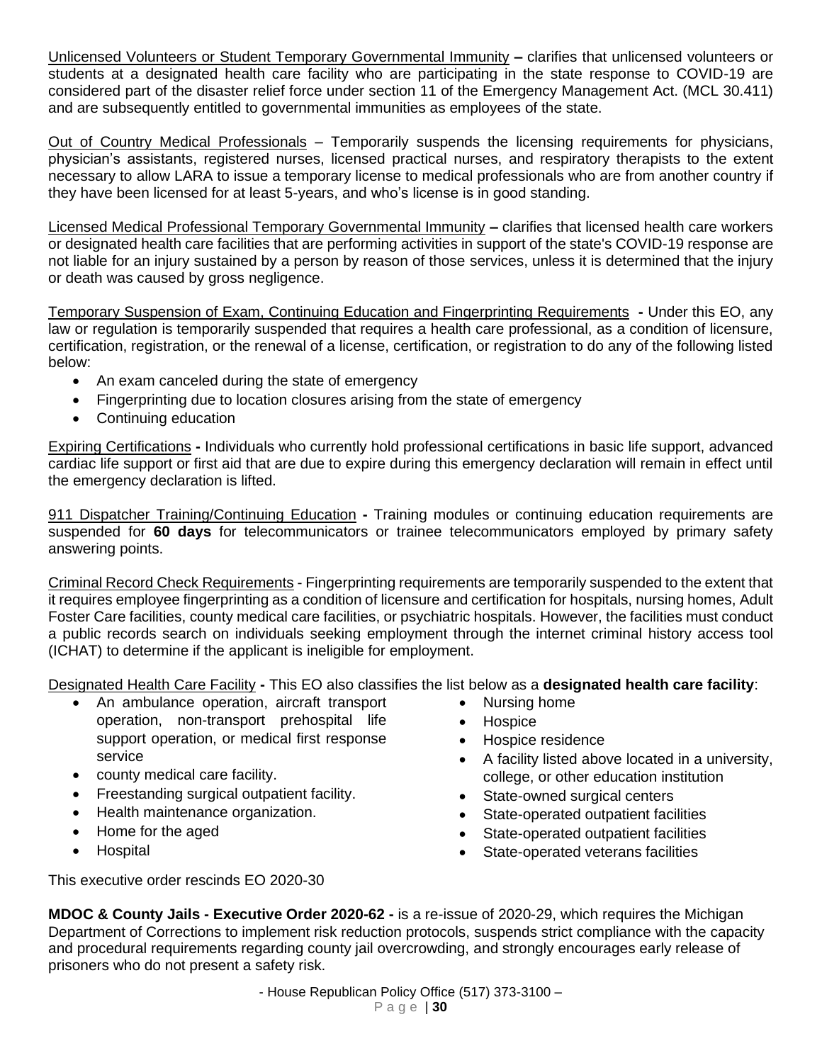Unlicensed Volunteers or Student Temporary Governmental Immunity **–** clarifies that unlicensed volunteers or students at a designated health care facility who are participating in the state response to COVID-19 are considered part of the disaster relief force under section 11 of the Emergency Management Act. (MCL 30.411) and are subsequently entitled to governmental immunities as employees of the state.

Out of Country Medical Professionals – Temporarily suspends the licensing requirements for physicians, physician's assistants, registered nurses, licensed practical nurses, and respiratory therapists to the extent necessary to allow LARA to issue a temporary license to medical professionals who are from another country if they have been licensed for at least 5-years, and who's license is in good standing.

Licensed Medical Professional Temporary Governmental Immunity **–** clarifies that licensed health care workers or designated health care facilities that are performing activities in support of the state's COVID-19 response are not liable for an injury sustained by a person by reason of those services, unless it is determined that the injury or death was caused by gross negligence.

Temporary Suspension of Exam, Continuing Education and Fingerprinting Requirements **-** Under this EO, any law or regulation is temporarily suspended that requires a health care professional, as a condition of licensure, certification, registration, or the renewal of a license, certification, or registration to do any of the following listed below:

- An exam canceled during the state of emergency
- Fingerprinting due to location closures arising from the state of emergency
- Continuing education

Expiring Certifications **-** Individuals who currently hold professional certifications in basic life support, advanced cardiac life support or first aid that are due to expire during this emergency declaration will remain in effect until the emergency declaration is lifted.

911 Dispatcher Training/Continuing Education **-** Training modules or continuing education requirements are suspended for **60 days** for telecommunicators or trainee telecommunicators employed by primary safety answering points.

Criminal Record Check Requirements - Fingerprinting requirements are temporarily suspended to the extent that it requires employee fingerprinting as a condition of licensure and certification for hospitals, nursing homes, Adult Foster Care facilities, county medical care facilities, or psychiatric hospitals. However, the facilities must conduct a public records search on individuals seeking employment through the internet criminal history access tool (ICHAT) to determine if the applicant is ineligible for employment.

Designated Health Care Facility **-** This EO also classifies the list below as a **designated health care facility**:

- An ambulance operation, aircraft transport operation, non-transport prehospital life support operation, or medical first response service
- county medical care facility.
- Freestanding surgical outpatient facility.
- Health maintenance organization.
- Home for the aged
- Hospital
- Nursing home
- Hospice
- Hospice residence
- A facility listed above located in a university, college, or other education institution
- State-owned surgical centers
- State-operated outpatient facilities
- State-operated outpatient facilities
- State-operated veterans facilities

This executive order rescinds EO 2020-30

**MDOC & County Jails - Executive Order 2020-62 -** is a re-issue of 2020-29, which requires the Michigan Department of Corrections to implement risk reduction protocols, suspends strict compliance with the capacity and procedural requirements regarding county jail overcrowding, and strongly encourages early release of prisoners who do not present a safety risk.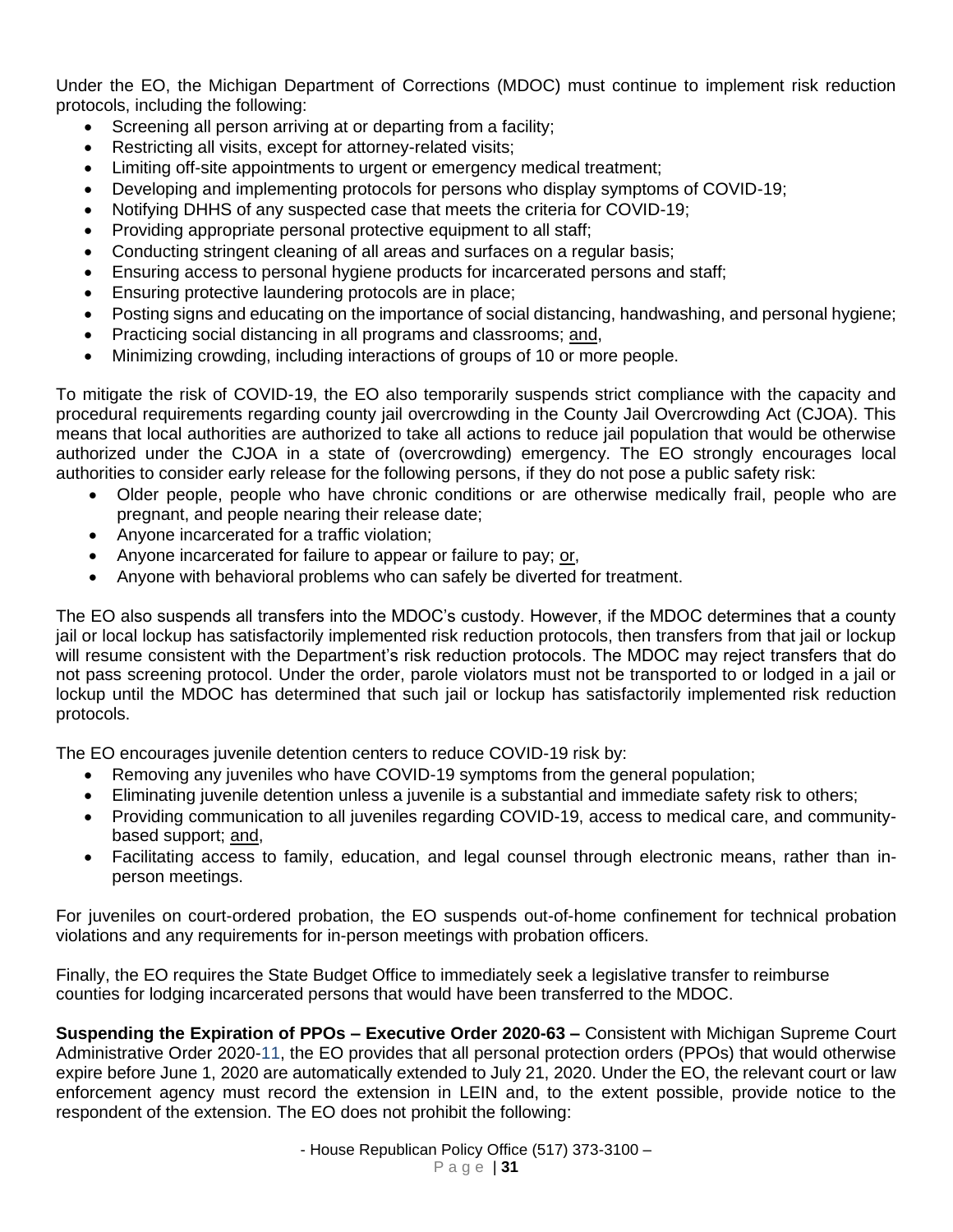Under the EO, the Michigan Department of Corrections (MDOC) must continue to implement risk reduction protocols, including the following:

- Screening all person arriving at or departing from a facility;
- Restricting all visits, except for attorney-related visits;
- Limiting off-site appointments to urgent or emergency medical treatment;
- Developing and implementing protocols for persons who display symptoms of COVID-19;
- Notifying DHHS of any suspected case that meets the criteria for COVID-19;
- Providing appropriate personal protective equipment to all staff;
- Conducting stringent cleaning of all areas and surfaces on a regular basis;
- Ensuring access to personal hygiene products for incarcerated persons and staff;
- Ensuring protective laundering protocols are in place;
- Posting signs and educating on the importance of social distancing, handwashing, and personal hygiene;
- Practicing social distancing in all programs and classrooms; and,
- Minimizing crowding, including interactions of groups of 10 or more people.

To mitigate the risk of COVID-19, the EO also temporarily suspends strict compliance with the capacity and procedural requirements regarding county jail overcrowding in the County Jail Overcrowding Act (CJOA). This means that local authorities are authorized to take all actions to reduce jail population that would be otherwise authorized under the CJOA in a state of (overcrowding) emergency. The EO strongly encourages local authorities to consider early release for the following persons, if they do not pose a public safety risk:

- Older people, people who have chronic conditions or are otherwise medically frail, people who are pregnant, and people nearing their release date;
- Anyone incarcerated for a traffic violation;
- Anyone incarcerated for failure to appear or failure to pay; or,
- Anyone with behavioral problems who can safely be diverted for treatment.

The EO also suspends all transfers into the MDOC's custody. However, if the MDOC determines that a county jail or local lockup has satisfactorily implemented risk reduction protocols, then transfers from that jail or lockup will resume consistent with the Department's risk reduction protocols. The MDOC may reject transfers that do not pass screening protocol. Under the order, parole violators must not be transported to or lodged in a jail or lockup until the MDOC has determined that such jail or lockup has satisfactorily implemented risk reduction protocols.

The EO encourages juvenile detention centers to reduce COVID-19 risk by:

- Removing any juveniles who have COVID-19 symptoms from the general population;
- Eliminating juvenile detention unless a juvenile is a substantial and immediate safety risk to others;
- Providing communication to all juveniles regarding COVID-19, access to medical care, and community-based support; and,
- Facilitating access to family, education, and legal counsel through electronic means, rather than in-person meetings.

For juveniles on court-ordered probation, the EO suspends out-of-home confinement for technical probation violations and any requirements for in-person meetings with probation officers.

Finally, the EO requires the State Budget Office to immediately seek a legislative transfer to reimburse counties for lodging incarcerated persons that would have been transferred to the MDOC.

**Suspending the Expiration of PPOs – Executive Order 2020-63 –** Consistent with Michigan Supreme Court Administrative Order 2020-11, the EO provides that all personal protection orders (PPOs) that would otherwise expire before June 1, 2020 are automatically extended to July 21, 2020. Under the EO, the relevant court or law enforcement agency must record the extension in LEIN and, to the extent possible, provide notice to the respondent of the extension. The EO does not prohibit the following: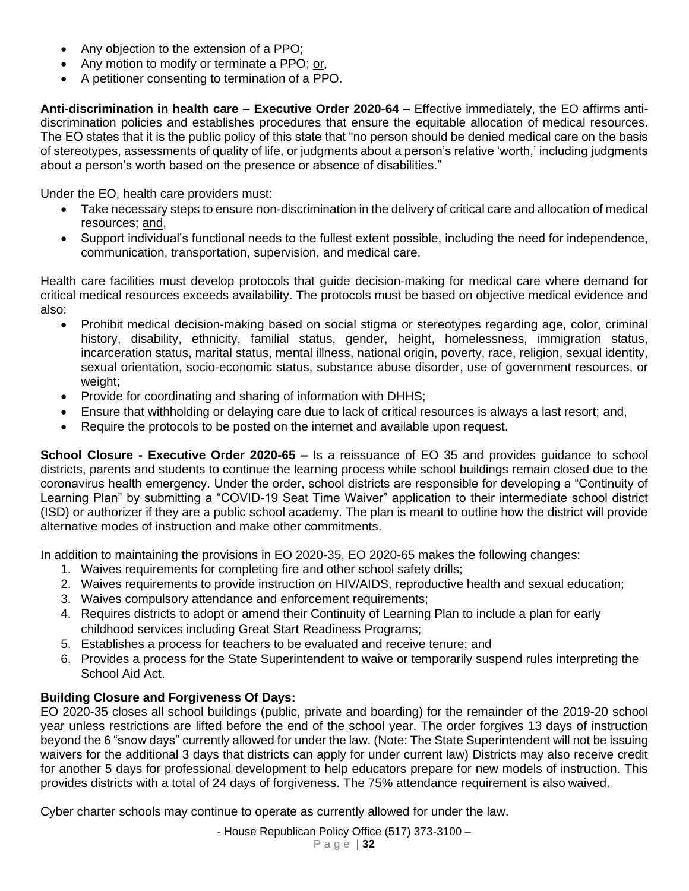- Any objection to the extension of a PPO;
- Any motion to modify or terminate a PPO; or,
- A petitioner consenting to termination of a PPO.

**Anti-discrimination in health care – Executive Order 2020-64 –** Effective immediately, the EO affirms anti-discrimination policies and establishes procedures that ensure the equitable allocation of medical resources. The EO states that it is the public policy of this state that "no person should be denied medical care on the basis of stereotypes, assessments of quality of life, or judgments about a person's relative 'worth,' including judgments about a person's worth based on the presence or absence of disabilities."

Under the EO, health care providers must:

- Take necessary steps to ensure non-discrimination in the delivery of critical care and allocation of medical resources; and,
- Support individual's functional needs to the fullest extent possible, including the need for independence, communication, transportation, supervision, and medical care.

Health care facilities must develop protocols that guide decision-making for medical care where demand for critical medical resources exceeds availability. The protocols must be based on objective medical evidence and also:

- Prohibit medical decision-making based on social stigma or stereotypes regarding age, color, criminal history, disability, ethnicity, familial status, gender, height, homelessness, immigration status, incarceration status, marital status, mental illness, national origin, poverty, race, religion, sexual identity, sexual orientation, socio-economic status, substance abuse disorder, use of government resources, or weight;
- Provide for coordinating and sharing of information with DHHS;
- Ensure that withholding or delaying care due to lack of critical resources is always a last resort; and,
- Require the protocols to be posted on the internet and available upon request.

**School Closure - Executive Order 2020-65 –** Is a reissuance of EO 35 and provides guidance to school districts, parents and students to continue the learning process while school buildings remain closed due to the coronavirus health emergency. Under the order, school districts are responsible for developing a "Continuity of Learning Plan" by submitting a "COVID-19 Seat Time Waiver" application to their intermediate school district (ISD) or authorizer if they are a public school academy. The plan is meant to outline how the district will provide alternative modes of instruction and make other commitments.

In addition to maintaining the provisions in EO 2020-35, EO 2020-65 makes the following changes:

1. Waives requirements for completing fire and other school safety drills;
2. Waives requirements to provide instruction on HIV/AIDS, reproductive health and sexual education;
3. Waives compulsory attendance and enforcement requirements;
4. Requires districts to adopt or amend their Continuity of Learning Plan to include a plan for early childhood services including Great Start Readiness Programs;
5. Establishes a process for teachers to be evaluated and receive tenure; and
6. Provides a process for the State Superintendent to waive or temporarily suspend rules interpreting the School Aid Act.

**Building Closure and Forgiveness Of Days:**

EO 2020-35 closes all school buildings (public, private and boarding) for the remainder of the 2019-20 school year unless restrictions are lifted before the end of the school year. The order forgives 13 days of instruction beyond the 6 "snow days" currently allowed for under the law. (Note: The State Superintendent will not be issuing waivers for the additional 3 days that districts can apply for under current law) Districts may also receive credit for another 5 days for professional development to help educators prepare for new models of instruction. This provides districts with a total of 24 days of forgiveness. The 75% attendance requirement is also waived.

Cyber charter schools may continue to operate as currently allowed for under the law.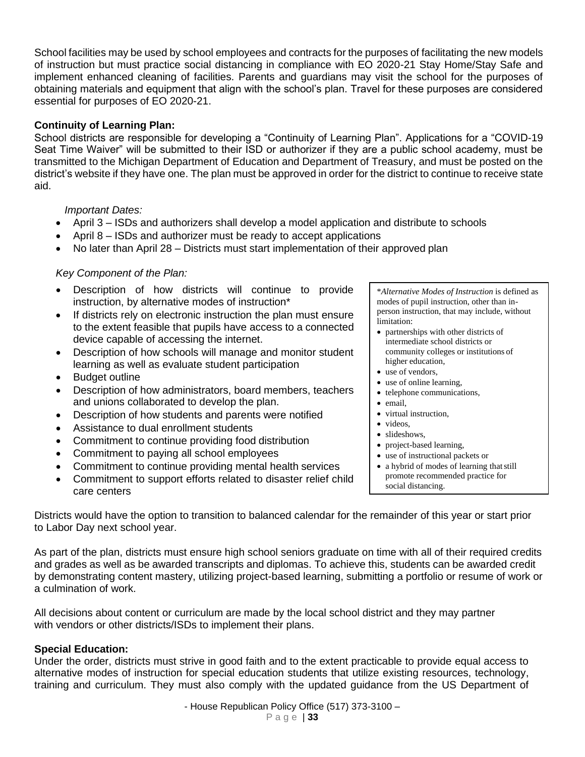School facilities may be used by school employees and contracts for the purposes of facilitating the new models of instruction but must practice social distancing in compliance with EO 2020-21 Stay Home/Stay Safe and implement enhanced cleaning of facilities. Parents and guardians may visit the school for the purposes of obtaining materials and equipment that align with the school's plan. Travel for these purposes are considered essential for purposes of EO 2020-21.

**Continuity of Learning Plan:**
School districts are responsible for developing a "Continuity of Learning Plan". Applications for a "COVID-19 Seat Time Waiver" will be submitted to their ISD or authorizer if they are a public school academy, must be transmitted to the Michigan Department of Education and Department of Treasury, and must be posted on the district's website if they have one. The plan must be approved in order for the district to continue to receive state aid.

*Important Dates:*

- April 3 – ISDs and authorizers shall develop a model application and distribute to schools
- April 8 – ISDs and authorizer must be ready to accept applications
- No later than April 28 – Districts must start implementation of their approved plan

*Key Component of the Plan:*

- Description of how districts will continue to provide instruction, by alternative modes of instruction*
- If districts rely on electronic instruction the plan must ensure to the extent feasible that pupils have access to a connected device capable of accessing the internet.
- Description of how schools will manage and monitor student learning as well as evaluate student participation
- Budget outline
- Description of how administrators, board members, teachers and unions collaborated to develop the plan.
- Description of how students and parents were notified
- Assistance to dual enrollment students
- Commitment to continue providing food distribution
- Commitment to paying all school employees
- Commitment to continue providing mental health services
- Commitment to support efforts related to disaster relief child care centers

*\*Alternative Modes of Instruction* is defined as modes of pupil instruction, other than in-person instruction, that may include, without limitation:

- partnerships with other districts of intermediate school districts or community colleges or institutions of higher education,
- use of vendors,
- use of online learning,
- telephone communications,
- email,
- virtual instruction,
- videos,
- slideshows,
- project-based learning,
- use of instructional packets or
- a hybrid of modes of learning that still promote recommended practice for social distancing.

Districts would have the option to transition to balanced calendar for the remainder of this year or start prior to Labor Day next school year.

As part of the plan, districts must ensure high school seniors graduate on time with all of their required credits and grades as well as be awarded transcripts and diplomas. To achieve this, students can be awarded credit by demonstrating content mastery, utilizing project-based learning, submitting a portfolio or resume of work or a culmination of work.

All decisions about content or curriculum are made by the local school district and they may partner with vendors or other districts/ISDs to implement their plans.

**Special Education:**
Under the order, districts must strive in good faith and to the extent practicable to provide equal access to alternative modes of instruction for special education students that utilize existing resources, technology, training and curriculum. They must also comply with the updated guidance from the US Department of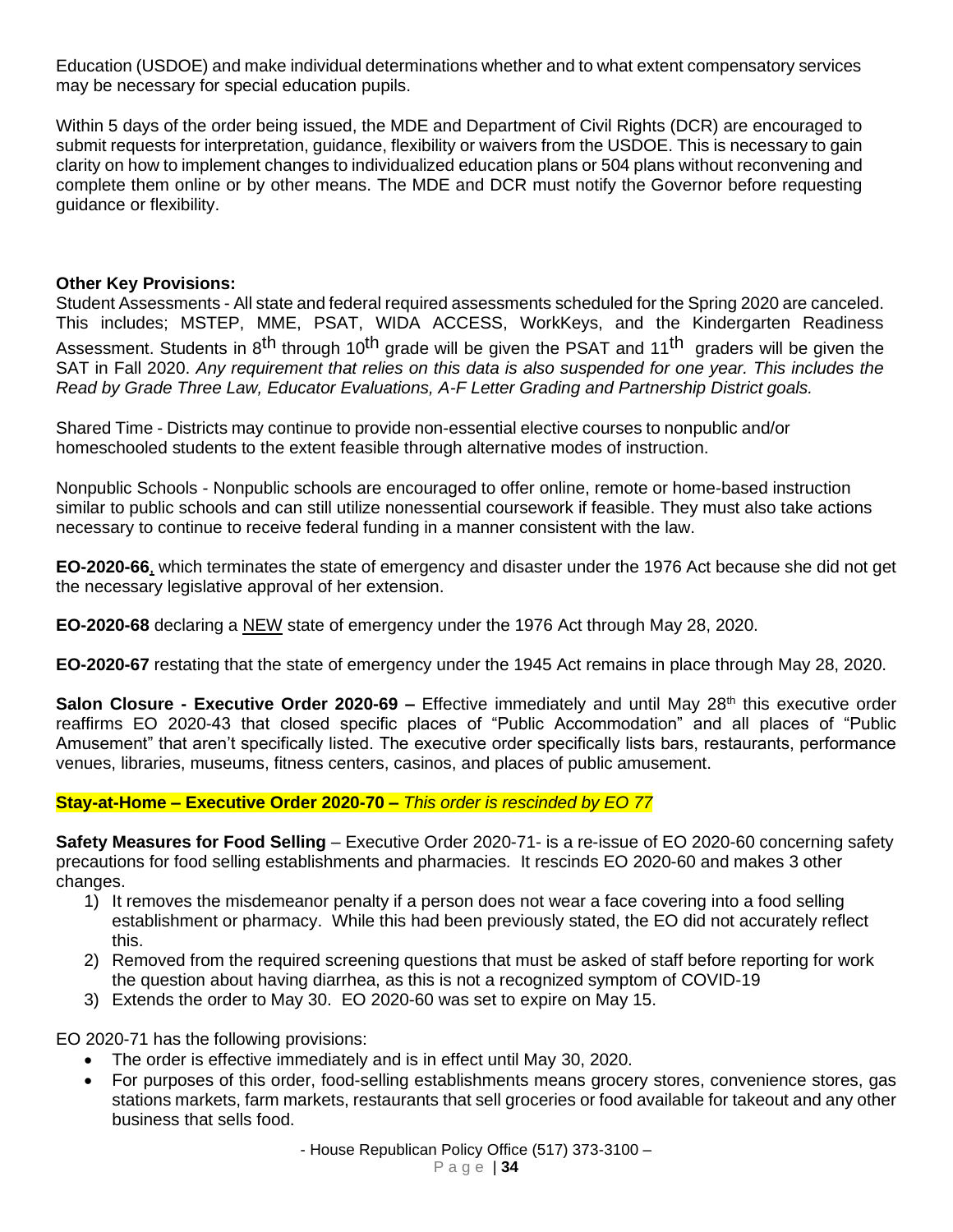Education (USDOE) and make individual determinations whether and to what extent compensatory services may be necessary for special education pupils.

Within 5 days of the order being issued, the MDE and Department of Civil Rights (DCR) are encouraged to submit requests for interpretation, guidance, flexibility or waivers from the USDOE. This is necessary to gain clarity on how to implement changes to individualized education plans or 504 plans without reconvening and complete them online or by other means. The MDE and DCR must notify the Governor before requesting guidance or flexibility.

**Other Key Provisions:**

Student Assessments - All state and federal required assessments scheduled for the Spring 2020 are canceled. This includes; MSTEP, MME, PSAT, WIDA ACCESS, WorkKeys, and the Kindergarten Readiness Assessment. Students in 8th through 10th grade will be given the PSAT and 11th graders will be given the SAT in Fall 2020. *Any requirement that relies on this data is also suspended for one year. This includes the Read by Grade Three Law, Educator Evaluations, A-F Letter Grading and Partnership District goals.*

Shared Time - Districts may continue to provide non-essential elective courses to nonpublic and/or homeschooled students to the extent feasible through alternative modes of instruction.

Nonpublic Schools - Nonpublic schools are encouraged to offer online, remote or home-based instruction similar to public schools and can still utilize nonessential coursework if feasible. They must also take actions necessary to continue to receive federal funding in a manner consistent with the law.

**EO-2020-66**, which terminates the state of emergency and disaster under the 1976 Act because she did not get the necessary legislative approval of her extension.

**EO-2020-68** declaring a NEW state of emergency under the 1976 Act through May 28, 2020.

**EO-2020-67** restating that the state of emergency under the 1945 Act remains in place through May 28, 2020.

**Salon Closure - Executive Order 2020-69 –** Effective immediately and until May 28th this executive order reaffirms EO 2020-43 that closed specific places of "Public Accommodation" and all places of "Public Amusement" that aren't specifically listed. The executive order specifically lists bars, restaurants, performance venues, libraries, museums, fitness centers, casinos, and places of public amusement.

**Stay-at-Home – Executive Order 2020-70 –** *This order is rescinded by EO 77*

**Safety Measures for Food Selling** – Executive Order 2020-71- is a re-issue of EO 2020-60 concerning safety precautions for food selling establishments and pharmacies. It rescinds EO 2020-60 and makes 3 other changes.

1) It removes the misdemeanor penalty if a person does not wear a face covering into a food selling establishment or pharmacy. While this had been previously stated, the EO did not accurately reflect this.
2) Removed from the required screening questions that must be asked of staff before reporting for work the question about having diarrhea, as this is not a recognized symptom of COVID-19
3) Extends the order to May 30. EO 2020-60 was set to expire on May 15.

EO 2020-71 has the following provisions:

- The order is effective immediately and is in effect until May 30, 2020.
- For purposes of this order, food-selling establishments means grocery stores, convenience stores, gas stations markets, farm markets, restaurants that sell groceries or food available for takeout and any other business that sells food.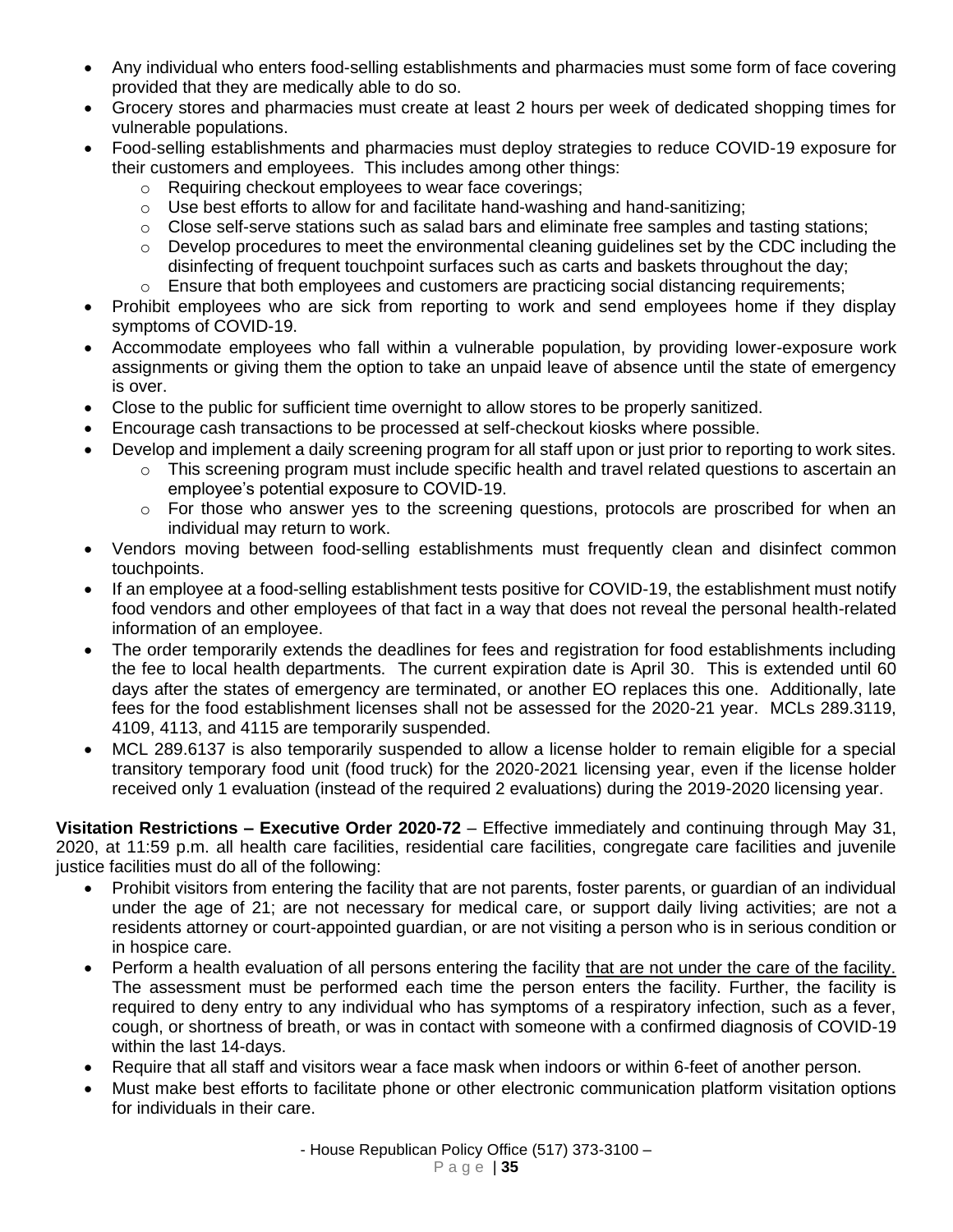- Any individual who enters food-selling establishments and pharmacies must some form of face covering provided that they are medically able to do so.
- Grocery stores and pharmacies must create at least 2 hours per week of dedicated shopping times for vulnerable populations.
- Food-selling establishments and pharmacies must deploy strategies to reduce COVID-19 exposure for their customers and employees. This includes among other things:
  - Requiring checkout employees to wear face coverings;
  - Use best efforts to allow for and facilitate hand-washing and hand-sanitizing;
  - Close self-serve stations such as salad bars and eliminate free samples and tasting stations;
  - Develop procedures to meet the environmental cleaning guidelines set by the CDC including the disinfecting of frequent touchpoint surfaces such as carts and baskets throughout the day;
  - Ensure that both employees and customers are practicing social distancing requirements;
- Prohibit employees who are sick from reporting to work and send employees home if they display symptoms of COVID-19.
- Accommodate employees who fall within a vulnerable population, by providing lower-exposure work assignments or giving them the option to take an unpaid leave of absence until the state of emergency is over.
- Close to the public for sufficient time overnight to allow stores to be properly sanitized.
- Encourage cash transactions to be processed at self-checkout kiosks where possible.
- Develop and implement a daily screening program for all staff upon or just prior to reporting to work sites.
  - This screening program must include specific health and travel related questions to ascertain an employee's potential exposure to COVID-19.
  - For those who answer yes to the screening questions, protocols are proscribed for when an individual may return to work.
- Vendors moving between food-selling establishments must frequently clean and disinfect common touchpoints.
- If an employee at a food-selling establishment tests positive for COVID-19, the establishment must notify food vendors and other employees of that fact in a way that does not reveal the personal health-related information of an employee.
- The order temporarily extends the deadlines for fees and registration for food establishments including the fee to local health departments. The current expiration date is April 30. This is extended until 60 days after the states of emergency are terminated, or another EO replaces this one. Additionally, late fees for the food establishment licenses shall not be assessed for the 2020-21 year. MCLs 289.3119, 4109, 4113, and 4115 are temporarily suspended.
- MCL 289.6137 is also temporarily suspended to allow a license holder to remain eligible for a special transitory temporary food unit (food truck) for the 2020-2021 licensing year, even if the license holder received only 1 evaluation (instead of the required 2 evaluations) during the 2019-2020 licensing year.

**Visitation Restrictions – Executive Order 2020-72** – Effective immediately and continuing through May 31, 2020, at 11:59 p.m. all health care facilities, residential care facilities, congregate care facilities and juvenile justice facilities must do all of the following:

- Prohibit visitors from entering the facility that are not parents, foster parents, or guardian of an individual under the age of 21; are not necessary for medical care, or support daily living activities; are not a residents attorney or court-appointed guardian, or are not visiting a person who is in serious condition or in hospice care.
- Perform a health evaluation of all persons entering the facility that are not under the care of the facility. The assessment must be performed each time the person enters the facility. Further, the facility is required to deny entry to any individual who has symptoms of a respiratory infection, such as a fever, cough, or shortness of breath, or was in contact with someone with a confirmed diagnosis of COVID-19 within the last 14-days.
- Require that all staff and visitors wear a face mask when indoors or within 6-feet of another person.
- Must make best efforts to facilitate phone or other electronic communication platform visitation options for individuals in their care.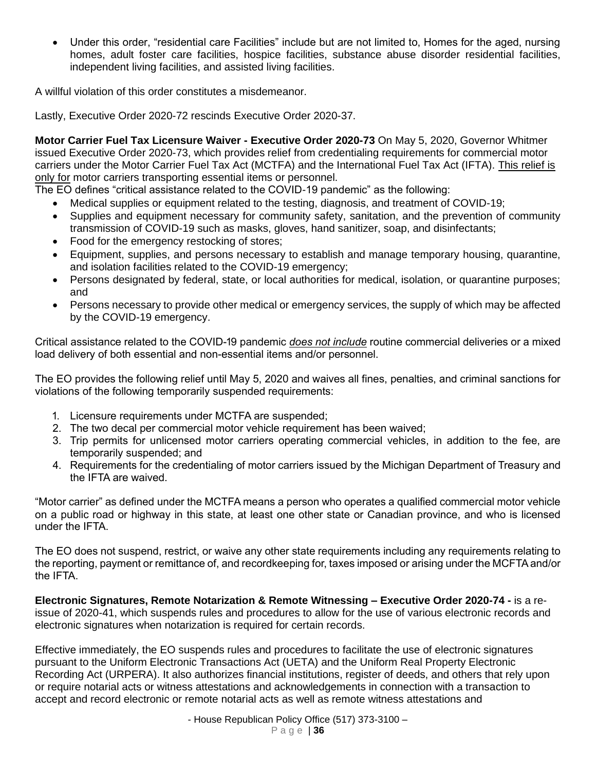- Under this order, "residential care Facilities" include but are not limited to, Homes for the aged, nursing homes, adult foster care facilities, hospice facilities, substance abuse disorder residential facilities, independent living facilities, and assisted living facilities.

A willful violation of this order constitutes a misdemeanor.

Lastly, Executive Order 2020-72 rescinds Executive Order 2020-37.

**Motor Carrier Fuel Tax Licensure Waiver - Executive Order 2020-73** On May 5, 2020, Governor Whitmer issued Executive Order 2020-73, which provides relief from credentialing requirements for commercial motor carriers under the Motor Carrier Fuel Tax Act (MCTFA) and the International Fuel Tax Act (IFTA). <u>This relief is only for</u> motor carriers transporting essential items or personnel.

The EO defines "critical assistance related to the COVID-19 pandemic" as the following:

- Medical supplies or equipment related to the testing, diagnosis, and treatment of COVID-19;
- Supplies and equipment necessary for community safety, sanitation, and the prevention of community transmission of COVID-19 such as masks, gloves, hand sanitizer, soap, and disinfectants;
- Food for the emergency restocking of stores;
- Equipment, supplies, and persons necessary to establish and manage temporary housing, quarantine, and isolation facilities related to the COVID-19 emergency;
- Persons designated by federal, state, or local authorities for medical, isolation, or quarantine purposes; and
- Persons necessary to provide other medical or emergency services, the supply of which may be affected by the COVID-19 emergency.

Critical assistance related to the COVID-19 pandemic *<u>does not include</u>* routine commercial deliveries or a mixed load delivery of both essential and non-essential items and/or personnel.

The EO provides the following relief until May 5, 2020 and waives all fines, penalties, and criminal sanctions for violations of the following temporarily suspended requirements:

1. Licensure requirements under MCTFA are suspended;
2. The two decal per commercial motor vehicle requirement has been waived;
3. Trip permits for unlicensed motor carriers operating commercial vehicles, in addition to the fee, are temporarily suspended; and
4. Requirements for the credentialing of motor carriers issued by the Michigan Department of Treasury and the IFTA are waived.

"Motor carrier" as defined under the MCTFA means a person who operates a qualified commercial motor vehicle on a public road or highway in this state, at least one other state or Canadian province, and who is licensed under the IFTA.

The EO does not suspend, restrict, or waive any other state requirements including any requirements relating to the reporting, payment or remittance of, and recordkeeping for, taxes imposed or arising under the MCFTA and/or the IFTA.

**Electronic Signatures, Remote Notarization & Remote Witnessing – Executive Order 2020-74 -** is a re-issue of 2020-41, which suspends rules and procedures to allow for the use of various electronic records and electronic signatures when notarization is required for certain records.

Effective immediately, the EO suspends rules and procedures to facilitate the use of electronic signatures pursuant to the Uniform Electronic Transactions Act (UETA) and the Uniform Real Property Electronic Recording Act (URPERA). It also authorizes financial institutions, register of deeds, and others that rely upon or require notarial acts or witness attestations and acknowledgements in connection with a transaction to accept and record electronic or remote notarial acts as well as remote witness attestations and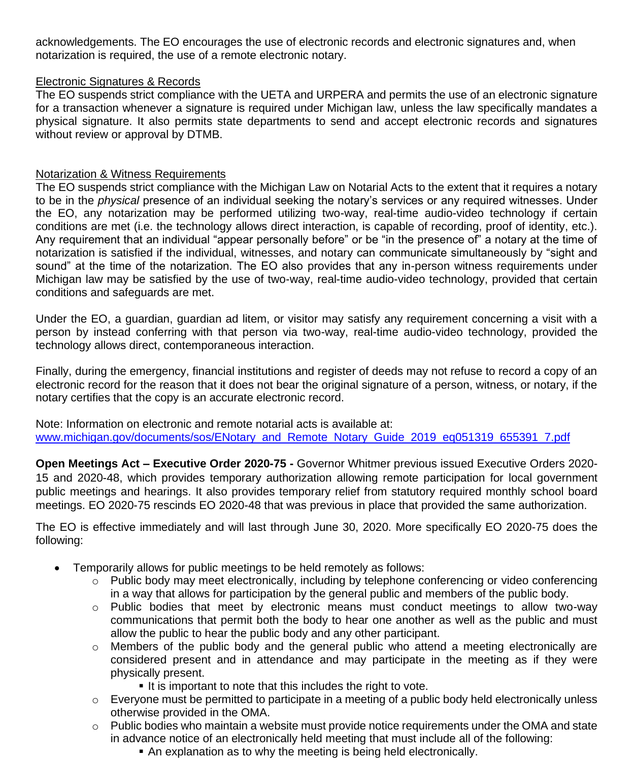acknowledgements. The EO encourages the use of electronic records and electronic signatures and, when notarization is required, the use of a remote electronic notary.

<u>Electronic Signatures & Records</u>

The EO suspends strict compliance with the UETA and URPERA and permits the use of an electronic signature for a transaction whenever a signature is required under Michigan law, unless the law specifically mandates a physical signature. It also permits state departments to send and accept electronic records and signatures without review or approval by DTMB.

<u>Notarization & Witness Requirements</u>

The EO suspends strict compliance with the Michigan Law on Notarial Acts to the extent that it requires a notary to be in the *physical* presence of an individual seeking the notary's services or any required witnesses. Under the EO, any notarization may be performed utilizing two-way, real-time audio-video technology if certain conditions are met (i.e. the technology allows direct interaction, is capable of recording, proof of identity, etc.). Any requirement that an individual "appear personally before" or be "in the presence of" a notary at the time of notarization is satisfied if the individual, witnesses, and notary can communicate simultaneously by "sight and sound" at the time of the notarization. The EO also provides that any in-person witness requirements under Michigan law may be satisfied by the use of two-way, real-time audio-video technology, provided that certain conditions and safeguards are met.

Under the EO, a guardian, guardian ad litem, or visitor may satisfy any requirement concerning a visit with a person by instead conferring with that person via two-way, real-time audio-video technology, provided the technology allows direct, contemporaneous interaction.

Finally, during the emergency, financial institutions and register of deeds may not refuse to record a copy of an electronic record for the reason that it does not bear the original signature of a person, witness, or notary, if the notary certifies that the copy is an accurate electronic record.

Note: Information on electronic and remote notarial acts is available at:
[www.michigan.gov/documents/sos/ENotary_and_Remote_Notary_Guide_2019_eg051319_655391_7.pdf](www.michigan.gov/documents/sos/ENotary_and_Remote_Notary_Guide_2019_eg051319_655391_7.pdf)

**Open Meetings Act – Executive Order 2020-75 -** Governor Whitmer previous issued Executive Orders 2020-15 and 2020-48, which provides temporary authorization allowing remote participation for local government public meetings and hearings. It also provides temporary relief from statutory required monthly school board meetings. EO 2020-75 rescinds EO 2020-48 that was previous in place that provided the same authorization.

The EO is effective immediately and will last through June 30, 2020. More specifically EO 2020-75 does the following:

- Temporarily allows for public meetings to be held remotely as follows:
    - Public body may meet electronically, including by telephone conferencing or video conferencing in a way that allows for participation by the general public and members of the public body.
    - Public bodies that meet by electronic means must conduct meetings to allow two-way communications that permit both the body to hear one another as well as the public and must allow the public to hear the public body and any other participant.
    - Members of the public body and the general public who attend a meeting electronically are considered present and in attendance and may participate in the meeting as if they were physically present.
        - It is important to note that this includes the right to vote.
    - Everyone must be permitted to participate in a meeting of a public body held electronically unless otherwise provided in the OMA.
    - Public bodies who maintain a website must provide notice requirements under the OMA and state in advance notice of an electronically held meeting that must include all of the following:
        - An explanation as to why the meeting is being held electronically.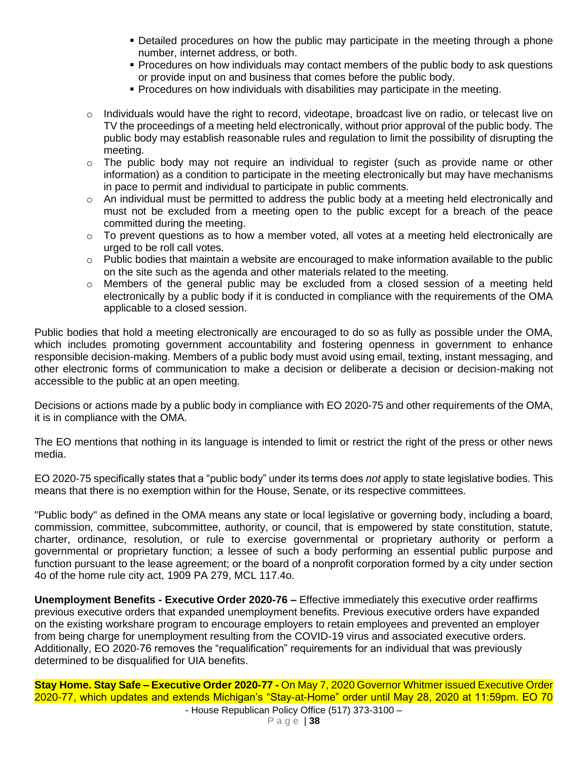- Detailed procedures on how the public may participate in the meeting through a phone number, internet address, or both.
        - Procedures on how individuals may contact members of the public body to ask questions or provide input on and business that comes before the public body.
        - Procedures on how individuals with disabilities may participate in the meeting.

    - Individuals would have the right to record, videotape, broadcast live on radio, or telecast live on TV the proceedings of a meeting held electronically, without prior approval of the public body. The public body may establish reasonable rules and regulation to limit the possibility of disrupting the meeting.
    - The public body may not require an individual to register (such as provide name or other information) as a condition to participate in the meeting electronically but may have mechanisms in pace to permit and individual to participate in public comments.
    - An individual must be permitted to address the public body at a meeting held electronically and must not be excluded from a meeting open to the public except for a breach of the peace committed during the meeting.
    - To prevent questions as to how a member voted, all votes at a meeting held electronically are urged to be roll call votes.
    - Public bodies that maintain a website are encouraged to make information available to the public on the site such as the agenda and other materials related to the meeting.
    - Members of the general public may be excluded from a closed session of a meeting held electronically by a public body if it is conducted in compliance with the requirements of the OMA applicable to a closed session.

Public bodies that hold a meeting electronically are encouraged to do so as fully as possible under the OMA, which includes promoting government accountability and fostering openness in government to enhance responsible decision-making. Members of a public body must avoid using email, texting, instant messaging, and other electronic forms of communication to make a decision or deliberate a decision or decision-making not accessible to the public at an open meeting.

Decisions or actions made by a public body in compliance with EO 2020-75 and other requirements of the OMA, it is in compliance with the OMA.

The EO mentions that nothing in its language is intended to limit or restrict the right of the press or other news media.

EO 2020-75 specifically states that a "public body" under its terms does *not* apply to state legislative bodies. This means that there is no exemption within for the House, Senate, or its respective committees.

"Public body" as defined in the OMA means any state or local legislative or governing body, including a board, commission, committee, subcommittee, authority, or council, that is empowered by state constitution, statute, charter, ordinance, resolution, or rule to exercise governmental or proprietary authority or perform a governmental or proprietary function; a lessee of such a body performing an essential public purpose and function pursuant to the lease agreement; or the board of a nonprofit corporation formed by a city under section 4o of the home rule city act, 1909 PA 279, MCL 117.4o.

**Unemployment Benefits - Executive Order 2020-76 –** Effective immediately this executive order reaffirms previous executive orders that expanded unemployment benefits. Previous executive orders have expanded on the existing workshare program to encourage employers to retain employees and prevented an employer from being charge for unemployment resulting from the COVID-19 virus and associated executive orders. Additionally, EO 2020-76 removes the "requalification" requirements for an individual that was previously determined to be disqualified for UIA benefits.

**Stay Home. Stay Safe – Executive Order 2020-77 -** On May 7, 2020 Governor Whitmer issued Executive Order 2020-77, which updates and extends Michigan's "Stay-at-Home" order until May 28, 2020 at 11:59pm. EO 70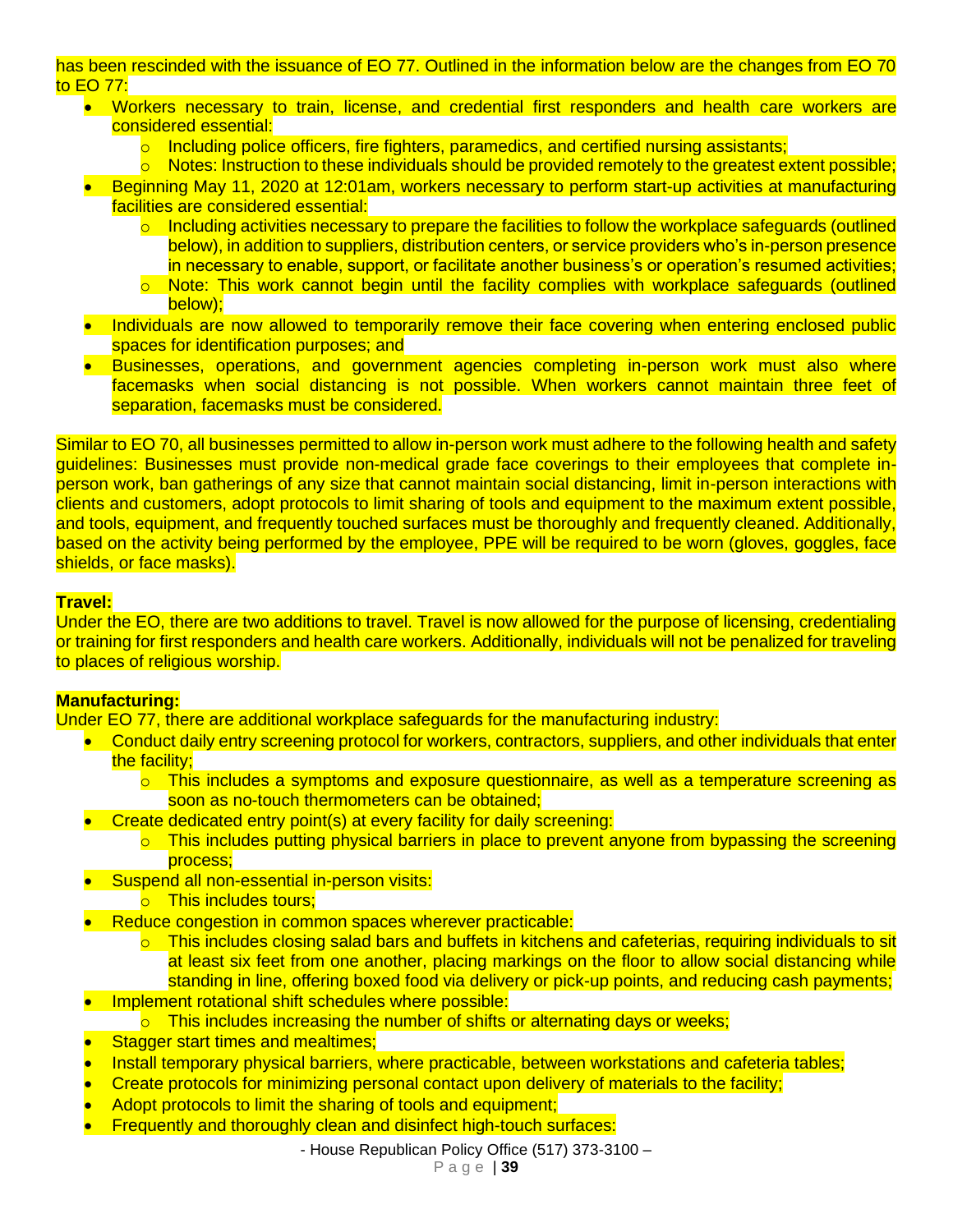has been rescinded with the issuance of EO 77. Outlined in the information below are the changes from EO 70 to EO 77:

- Workers necessary to train, license, and credential first responders and health care workers are considered essential:
  - Including police officers, fire fighters, paramedics, and certified nursing assistants;
  - Notes: Instruction to these individuals should be provided remotely to the greatest extent possible;
- Beginning May 11, 2020 at 12:01am, workers necessary to perform start-up activities at manufacturing facilities are considered essential:
  - Including activities necessary to prepare the facilities to follow the workplace safeguards (outlined below), in addition to suppliers, distribution centers, or service providers who's in-person presence in necessary to enable, support, or facilitate another business's or operation's resumed activities;
  - Note: This work cannot begin until the facility complies with workplace safeguards (outlined below);
- Individuals are now allowed to temporarily remove their face covering when entering enclosed public spaces for identification purposes; and
- Businesses, operations, and government agencies completing in-person work must also where facemasks when social distancing is not possible. When workers cannot maintain three feet of separation, facemasks must be considered.

Similar to EO 70, all businesses permitted to allow in-person work must adhere to the following health and safety guidelines: Businesses must provide non-medical grade face coverings to their employees that complete in-person work, ban gatherings of any size that cannot maintain social distancing, limit in-person interactions with clients and customers, adopt protocols to limit sharing of tools and equipment to the maximum extent possible, and tools, equipment, and frequently touched surfaces must be thoroughly and frequently cleaned. Additionally, based on the activity being performed by the employee, PPE will be required to be worn (gloves, goggles, face shields, or face masks).

**Travel:**
Under the EO, there are two additions to travel. Travel is now allowed for the purpose of licensing, credentialing or training for first responders and health care workers. Additionally, individuals will not be penalized for traveling to places of religious worship.

**Manufacturing:**
Under EO 77, there are additional workplace safeguards for the manufacturing industry:

- Conduct daily entry screening protocol for workers, contractors, suppliers, and other individuals that enter the facility;
  - This includes a symptoms and exposure questionnaire, as well as a temperature screening as soon as no-touch thermometers can be obtained;
- Create dedicated entry point(s) at every facility for daily screening:
  - This includes putting physical barriers in place to prevent anyone from bypassing the screening process;
- Suspend all non-essential in-person visits:
  - This includes tours;
- Reduce congestion in common spaces wherever practicable:
  - This includes closing salad bars and buffets in kitchens and cafeterias, requiring individuals to sit at least six feet from one another, placing markings on the floor to allow social distancing while standing in line, offering boxed food via delivery or pick-up points, and reducing cash payments;
- Implement rotational shift schedules where possible:
  - This includes increasing the number of shifts or alternating days or weeks;
- Stagger start times and mealtimes;
- Install temporary physical barriers, where practicable, between workstations and cafeteria tables;
- Create protocols for minimizing personal contact upon delivery of materials to the facility;
- Adopt protocols to limit the sharing of tools and equipment;
- Frequently and thoroughly clean and disinfect high-touch surfaces: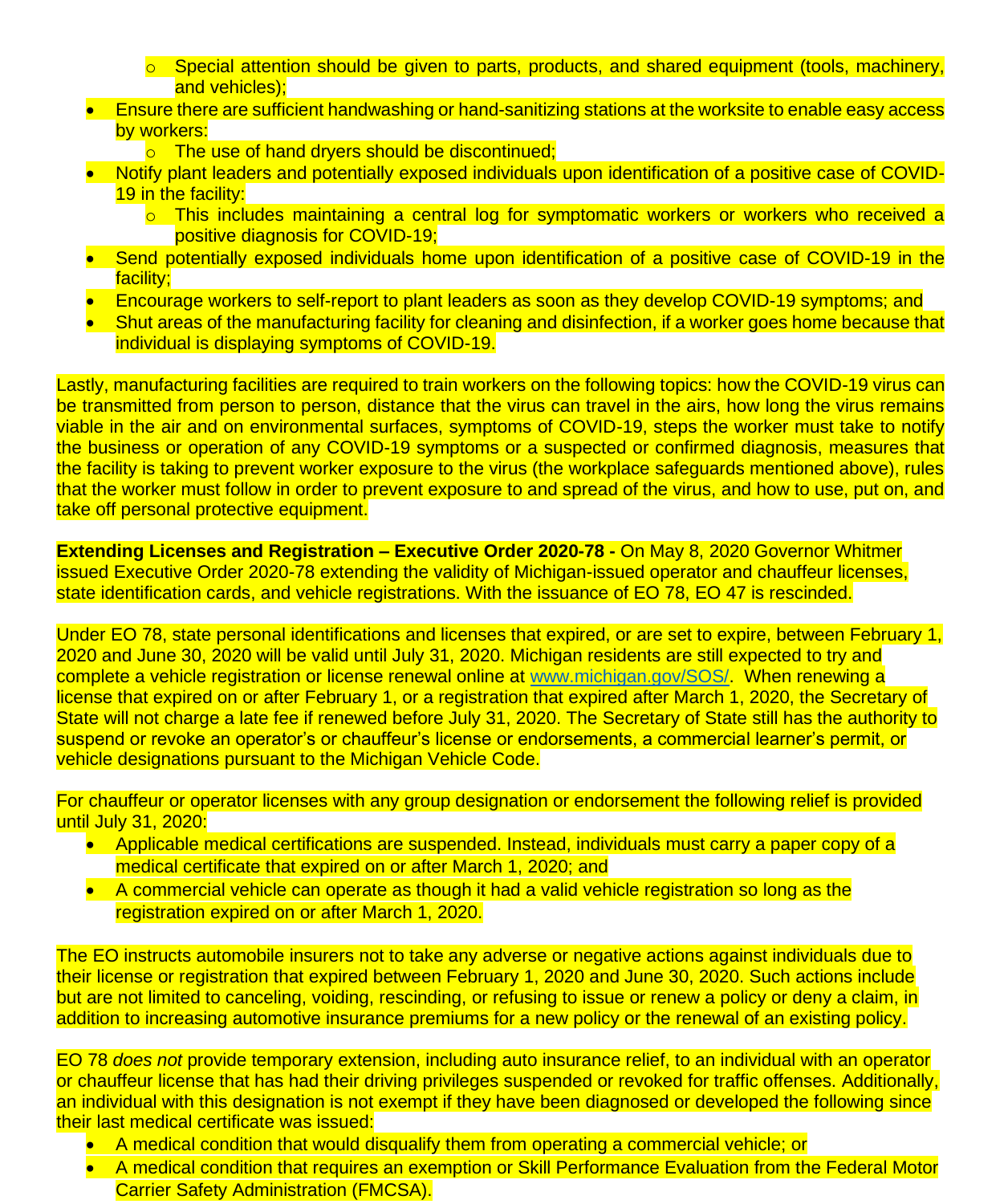- Special attention should be given to parts, products, and shared equipment (tools, machinery, and vehicles);
- Ensure there are sufficient handwashing or hand-sanitizing stations at the worksite to enable easy access by workers:
  - The use of hand dryers should be discontinued;
- Notify plant leaders and potentially exposed individuals upon identification of a positive case of COVID-19 in the facility:
  - This includes maintaining a central log for symptomatic workers or workers who received a positive diagnosis for COVID-19;
- Send potentially exposed individuals home upon identification of a positive case of COVID-19 in the facility;
- Encourage workers to self-report to plant leaders as soon as they develop COVID-19 symptoms; and
- Shut areas of the manufacturing facility for cleaning and disinfection, if a worker goes home because that individual is displaying symptoms of COVID-19.

Lastly, manufacturing facilities are required to train workers on the following topics: how the COVID-19 virus can be transmitted from person to person, distance that the virus can travel in the airs, how long the virus remains viable in the air and on environmental surfaces, symptoms of COVID-19, steps the worker must take to notify the business or operation of any COVID-19 symptoms or a suspected or confirmed diagnosis, measures that the facility is taking to prevent worker exposure to the virus (the workplace safeguards mentioned above), rules that the worker must follow in order to prevent exposure to and spread of the virus, and how to use, put on, and take off personal protective equipment.

**Extending Licenses and Registration – Executive Order 2020-78 -** On May 8, 2020 Governor Whitmer issued Executive Order 2020-78 extending the validity of Michigan-issued operator and chauffeur licenses, state identification cards, and vehicle registrations. With the issuance of EO 78, EO 47 is rescinded.

Under EO 78, state personal identifications and licenses that expired, or are set to expire, between February 1, 2020 and June 30, 2020 will be valid until July 31, 2020. Michigan residents are still expected to try and complete a vehicle registration or license renewal online at www.michigan.gov/SOS/. When renewing a license that expired on or after February 1, or a registration that expired after March 1, 2020, the Secretary of State will not charge a late fee if renewed before July 31, 2020. The Secretary of State still has the authority to suspend or revoke an operator's or chauffeur's license or endorsements, a commercial learner's permit, or vehicle designations pursuant to the Michigan Vehicle Code.

For chauffeur or operator licenses with any group designation or endorsement the following relief is provided until July 31, 2020:

- Applicable medical certifications are suspended. Instead, individuals must carry a paper copy of a medical certificate that expired on or after March 1, 2020; and
- A commercial vehicle can operate as though it had a valid vehicle registration so long as the registration expired on or after March 1, 2020.

The EO instructs automobile insurers not to take any adverse or negative actions against individuals due to their license or registration that expired between February 1, 2020 and June 30, 2020. Such actions include but are not limited to canceling, voiding, rescinding, or refusing to issue or renew a policy or deny a claim, in addition to increasing automotive insurance premiums for a new policy or the renewal of an existing policy.

EO 78 *does not* provide temporary extension, including auto insurance relief, to an individual with an operator or chauffeur license that has had their driving privileges suspended or revoked for traffic offenses. Additionally, an individual with this designation is not exempt if they have been diagnosed or developed the following since their last medical certificate was issued:

- A medical condition that would disqualify them from operating a commercial vehicle; or
- A medical condition that requires an exemption or Skill Performance Evaluation from the Federal Motor Carrier Safety Administration (FMCSA).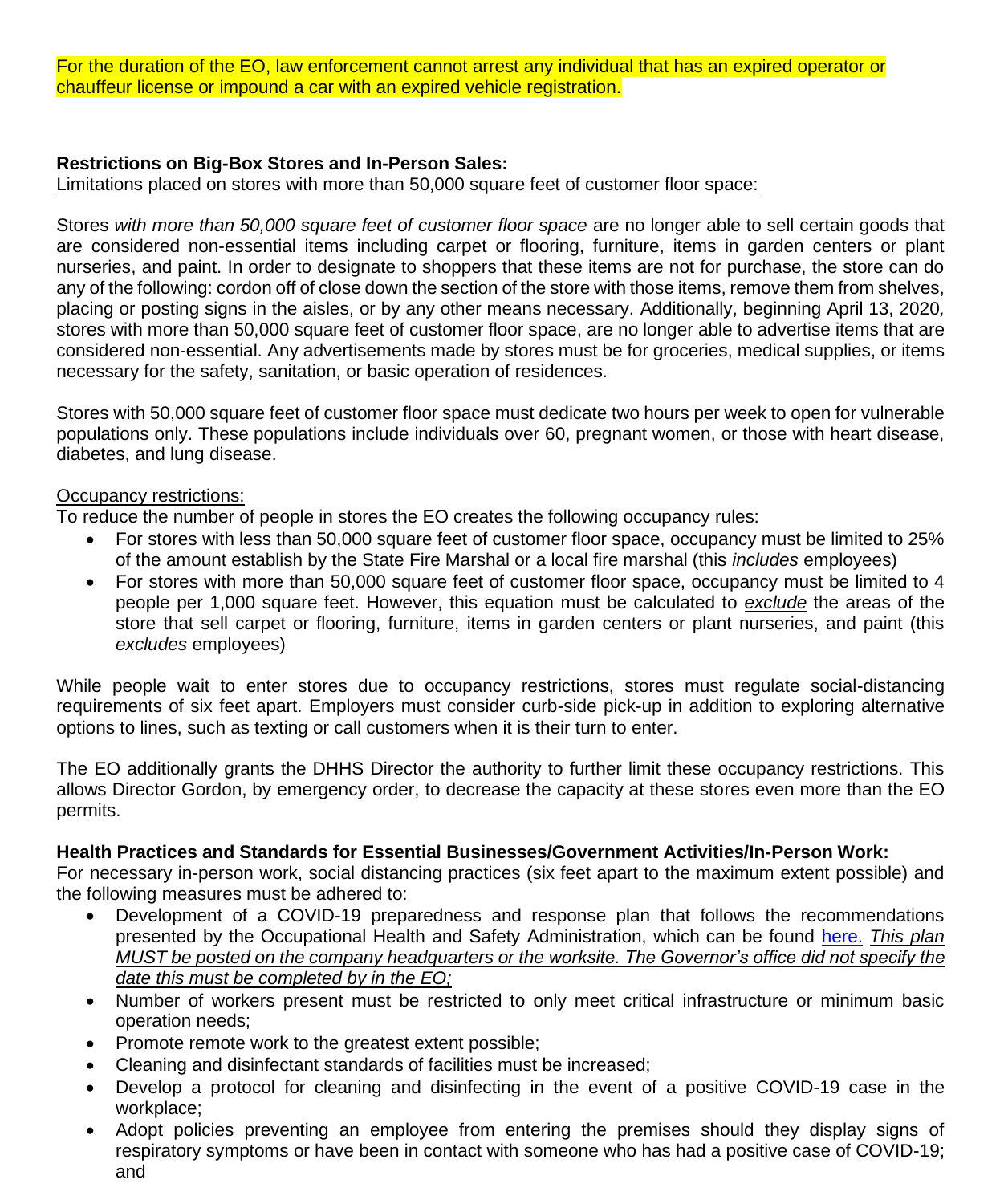For the duration of the EO, law enforcement cannot arrest any individual that has an expired operator or chauffeur license or impound a car with an expired vehicle registration.

**Restrictions on Big-Box Stores and In-Person Sales:**

Limitations placed on stores with more than 50,000 square feet of customer floor space:

Stores *with more than 50,000 square feet of customer floor space* are no longer able to sell certain goods that are considered non-essential items including carpet or flooring, furniture, items in garden centers or plant nurseries, and paint. In order to designate to shoppers that these items are not for purchase, the store can do any of the following: cordon off of close down the section of the store with those items, remove them from shelves, placing or posting signs in the aisles, or by any other means necessary. Additionally, beginning April 13, 2020, stores with more than 50,000 square feet of customer floor space, are no longer able to advertise items that are considered non-essential. Any advertisements made by stores must be for groceries, medical supplies, or items necessary for the safety, sanitation, or basic operation of residences.

Stores with 50,000 square feet of customer floor space must dedicate two hours per week to open for vulnerable populations only. These populations include individuals over 60, pregnant women, or those with heart disease, diabetes, and lung disease.

Occupancy restrictions:

To reduce the number of people in stores the EO creates the following occupancy rules:

- For stores with less than 50,000 square feet of customer floor space, occupancy must be limited to 25% of the amount establish by the State Fire Marshal or a local fire marshal (this *includes* employees)
- For stores with more than 50,000 square feet of customer floor space, occupancy must be limited to 4 people per 1,000 square feet. However, this equation must be calculated to ***exclude*** the areas of the store that sell carpet or flooring, furniture, items in garden centers or plant nurseries, and paint (this *excludes* employees)

While people wait to enter stores due to occupancy restrictions, stores must regulate social-distancing requirements of six feet apart. Employers must consider curb-side pick-up in addition to exploring alternative options to lines, such as texting or call customers when it is their turn to enter.

The EO additionally grants the DHHS Director the authority to further limit these occupancy restrictions. This allows Director Gordon, by emergency order, to decrease the capacity at these stores even more than the EO permits.

**Health Practices and Standards for Essential Businesses/Government Activities/In-Person Work:**

For necessary in-person work, social distancing practices (six feet apart to the maximum extent possible) and the following measures must be adhered to:

- Development of a COVID-19 preparedness and response plan that follows the recommendations presented by the Occupational Health and Safety Administration, which can be found [here.](here.) *This plan MUST be posted on the company headquarters or the worksite. The Governor's office did not specify the date this must be completed by in the EO;*
- Number of workers present must be restricted to only meet critical infrastructure or minimum basic operation needs;
- Promote remote work to the greatest extent possible;
- Cleaning and disinfectant standards of facilities must be increased;
- Develop a protocol for cleaning and disinfecting in the event of a positive COVID-19 case in the workplace;
- Adopt policies preventing an employee from entering the premises should they display signs of respiratory symptoms or have been in contact with someone who has had a positive case of COVID-19; and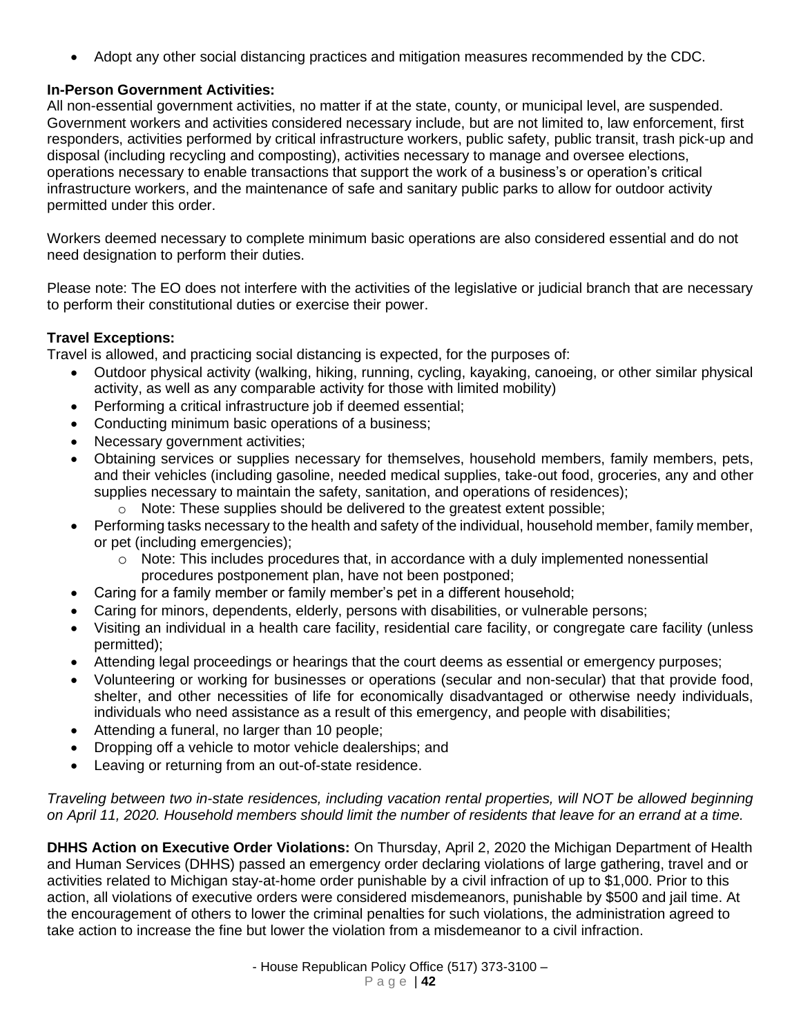- Adopt any other social distancing practices and mitigation measures recommended by the CDC.

**In-Person Government Activities:**
All non-essential government activities, no matter if at the state, county, or municipal level, are suspended. Government workers and activities considered necessary include, but are not limited to, law enforcement, first responders, activities performed by critical infrastructure workers, public safety, public transit, trash pick-up and disposal (including recycling and composting), activities necessary to manage and oversee elections, operations necessary to enable transactions that support the work of a business's or operation's critical infrastructure workers, and the maintenance of safe and sanitary public parks to allow for outdoor activity permitted under this order.

Workers deemed necessary to complete minimum basic operations are also considered essential and do not need designation to perform their duties.

Please note: The EO does not interfere with the activities of the legislative or judicial branch that are necessary to perform their constitutional duties or exercise their power.

**Travel Exceptions:**
Travel is allowed, and practicing social distancing is expected, for the purposes of:

- Outdoor physical activity (walking, hiking, running, cycling, kayaking, canoeing, or other similar physical activity, as well as any comparable activity for those with limited mobility)
- Performing a critical infrastructure job if deemed essential;
- Conducting minimum basic operations of a business;
- Necessary government activities;
- Obtaining services or supplies necessary for themselves, household members, family members, pets, and their vehicles (including gasoline, needed medical supplies, take-out food, groceries, any and other supplies necessary to maintain the safety, sanitation, and operations of residences);
  - Note: These supplies should be delivered to the greatest extent possible;
- Performing tasks necessary to the health and safety of the individual, household member, family member, or pet (including emergencies);
  - Note: This includes procedures that, in accordance with a duly implemented nonessential procedures postponement plan, have not been postponed;
- Caring for a family member or family member's pet in a different household;
- Caring for minors, dependents, elderly, persons with disabilities, or vulnerable persons;
- Visiting an individual in a health care facility, residential care facility, or congregate care facility (unless permitted);
- Attending legal proceedings or hearings that the court deems as essential or emergency purposes;
- Volunteering or working for businesses or operations (secular and non-secular) that that provide food, shelter, and other necessities of life for economically disadvantaged or otherwise needy individuals, individuals who need assistance as a result of this emergency, and people with disabilities;
- Attending a funeral, no larger than 10 people;
- Dropping off a vehicle to motor vehicle dealerships; and
- Leaving or returning from an out-of-state residence.

*Traveling between two in-state residences, including vacation rental properties, will NOT be allowed beginning on April 11, 2020. Household members should limit the number of residents that leave for an errand at a time.*

**DHHS Action on Executive Order Violations:** On Thursday, April 2, 2020 the Michigan Department of Health and Human Services (DHHS) passed an emergency order declaring violations of large gathering, travel and or activities related to Michigan stay-at-home order punishable by a civil infraction of up to $1,000. Prior to this action, all violations of executive orders were considered misdemeanors, punishable by $500 and jail time. At the encouragement of others to lower the criminal penalties for such violations, the administration agreed to take action to increase the fine but lower the violation from a misdemeanor to a civil infraction.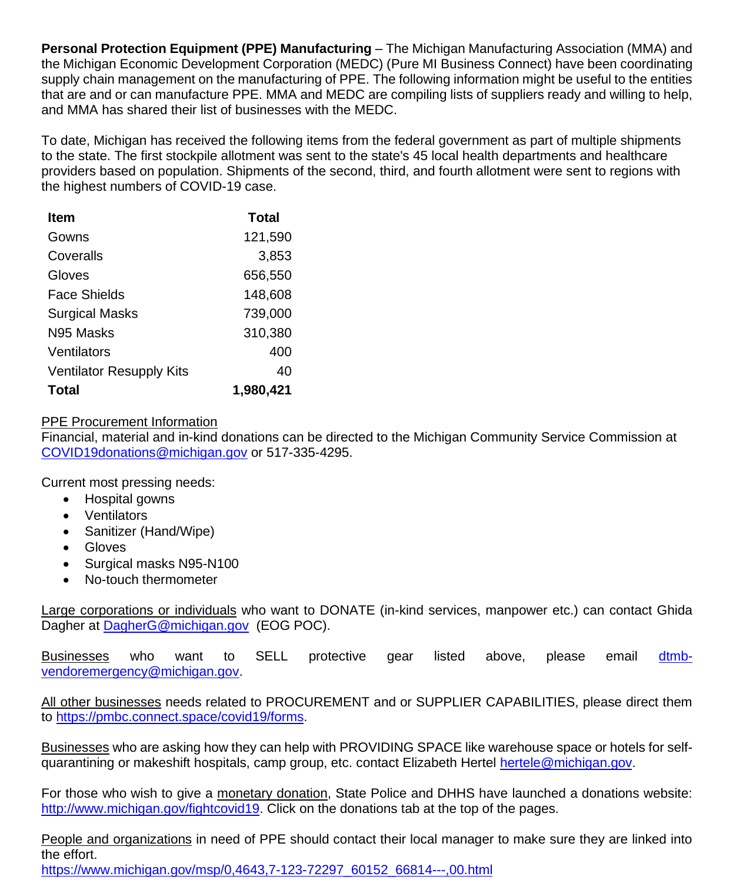**Personal Protection Equipment (PPE) Manufacturing** – The Michigan Manufacturing Association (MMA) and the Michigan Economic Development Corporation (MEDC) (Pure MI Business Connect) have been coordinating supply chain management on the manufacturing of PPE. The following information might be useful to the entities that are and or can manufacture PPE. MMA and MEDC are compiling lists of suppliers ready and willing to help, and MMA has shared their list of businesses with the MEDC.

To date, Michigan has received the following items from the federal government as part of multiple shipments to the state. The first stockpile allotment was sent to the state's 45 local health departments and healthcare providers based on population. Shipments of the second, third, and fourth allotment were sent to regions with the highest numbers of COVID-19 case.

| Item | Total |
|---|---|
| Gowns | 121,590 |
| Coveralls | 3,853 |
| Gloves | 656,550 |
| Face Shields | 148,608 |
| Surgical Masks | 739,000 |
| N95 Masks | 310,380 |
| Ventilators | 400 |
| Ventilator Resupply Kits | 40 |
| **Total** | **1,980,421** |

PPE Procurement Information
Financial, material and in-kind donations can be directed to the Michigan Community Service Commission at COVID19donations@michigan.gov or 517-335-4295.

Current most pressing needs:

- Hospital gowns
- Ventilators
- Sanitizer (Hand/Wipe)
- Gloves
- Surgical masks N95-N100
- No-touch thermometer

Large corporations or individuals who want to DONATE (in-kind services, manpower etc.) can contact Ghida Dagher at DagherG@michigan.gov (EOG POC).

Businesses who want to SELL protective gear listed above, please email dtmb-vendoremergency@michigan.gov.

All other businesses needs related to PROCUREMENT and or SUPPLIER CAPABILITIES, please direct them to https://pmbc.connect.space/covid19/forms.

Businesses who are asking how they can help with PROVIDING SPACE like warehouse space or hotels for self-quarantining or makeshift hospitals, camp group, etc. contact Elizabeth Hertel hertele@michigan.gov.

For those who wish to give a monetary donation, State Police and DHHS have launched a donations website: http://www.michigan.gov/fightcovid19. Click on the donations tab at the top of the pages.

People and organizations in need of PPE should contact their local manager to make sure they are linked into the effort.
https://www.michigan.gov/msp/0,4643,7-123-72297_60152_66814---,00.html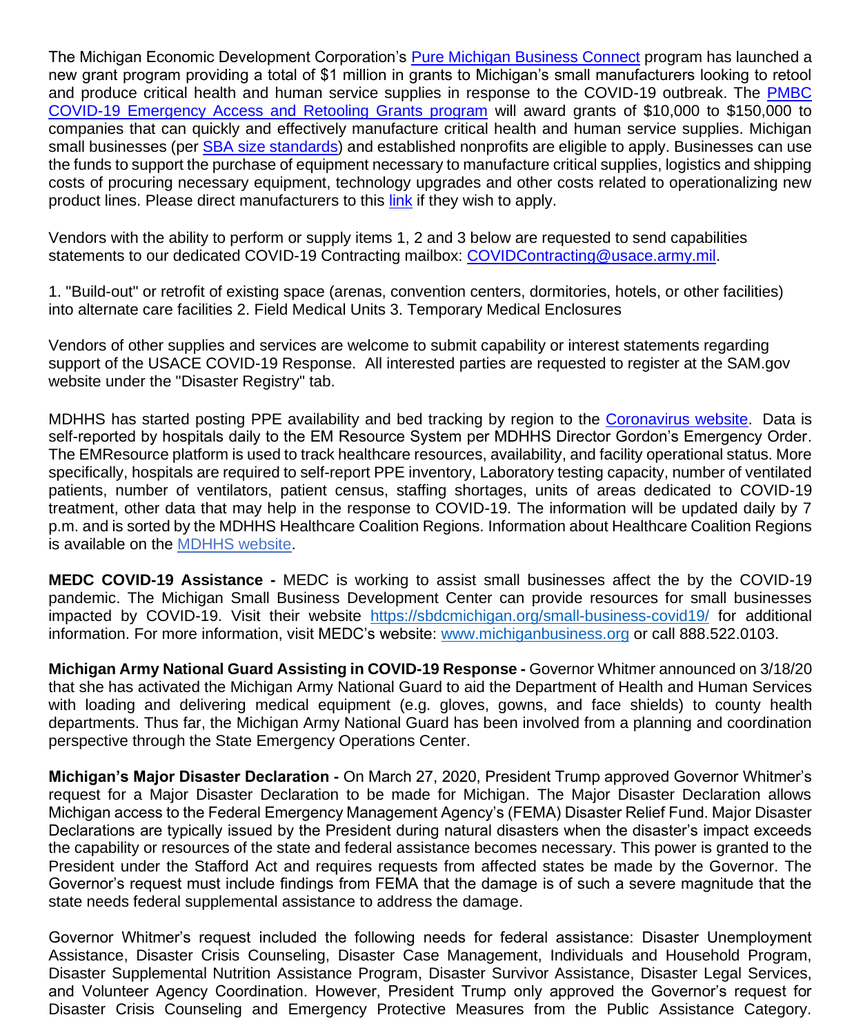The Michigan Economic Development Corporation's [Pure Michigan Business Connect](#) program has launched a new grant program providing a total of $1 million in grants to Michigan's small manufacturers looking to retool and produce critical health and human service supplies in response to the COVID-19 outbreak. The [PMBC COVID-19 Emergency Access and Retooling Grants program](#) will award grants of $10,000 to $150,000 to companies that can quickly and effectively manufacture critical health and human service supplies. Michigan small businesses (per [SBA size standards](#)) and established nonprofits are eligible to apply. Businesses can use the funds to support the purchase of equipment necessary to manufacture critical supplies, logistics and shipping costs of procuring necessary equipment, technology upgrades and other costs related to operationalizing new product lines. Please direct manufacturers to this [link](#) if they wish to apply.

Vendors with the ability to perform or supply items 1, 2 and 3 below are requested to send capabilities statements to our dedicated COVID-19 Contracting mailbox: COVIDContracting@usace.army.mil.

1. "Build-out" or retrofit of existing space (arenas, convention centers, dormitories, hotels, or other facilities) into alternate care facilities 2. Field Medical Units 3. Temporary Medical Enclosures

Vendors of other supplies and services are welcome to submit capability or interest statements regarding support of the USACE COVID-19 Response. All interested parties are requested to register at the SAM.gov website under the "Disaster Registry" tab.

MDHHS has started posting PPE availability and bed tracking by region to the [Coronavirus website](#). Data is self-reported by hospitals daily to the EM Resource System per MDHHS Director Gordon's Emergency Order. The EMResource platform is used to track healthcare resources, availability, and facility operational status. More specifically, hospitals are required to self-report PPE inventory, Laboratory testing capacity, number of ventilated patients, number of ventilators, patient census, staffing shortages, units of areas dedicated to COVID-19 treatment, other data that may help in the response to COVID-19. The information will be updated daily by 7 p.m. and is sorted by the MDHHS Healthcare Coalition Regions. Information about Healthcare Coalition Regions is available on the [MDHHS website](#).

**MEDC COVID-19 Assistance -** MEDC is working to assist small businesses affect the by the COVID-19 pandemic. The Michigan Small Business Development Center can provide resources for small businesses impacted by COVID-19. Visit their website https://sbdcmichigan.org/small-business-covid19/ for additional information. For more information, visit MEDC's website: www.michiganbusiness.org or call 888.522.0103.

**Michigan Army National Guard Assisting in COVID-19 Response -** Governor Whitmer announced on 3/18/20 that she has activated the Michigan Army National Guard to aid the Department of Health and Human Services with loading and delivering medical equipment (e.g. gloves, gowns, and face shields) to county health departments. Thus far, the Michigan Army National Guard has been involved from a planning and coordination perspective through the State Emergency Operations Center.

**Michigan's Major Disaster Declaration -** On March 27, 2020, President Trump approved Governor Whitmer's request for a Major Disaster Declaration to be made for Michigan. The Major Disaster Declaration allows Michigan access to the Federal Emergency Management Agency's (FEMA) Disaster Relief Fund. Major Disaster Declarations are typically issued by the President during natural disasters when the disaster's impact exceeds the capability or resources of the state and federal assistance becomes necessary. This power is granted to the President under the Stafford Act and requires requests from affected states be made by the Governor. The Governor's request must include findings from FEMA that the damage is of such a severe magnitude that the state needs federal supplemental assistance to address the damage.

Governor Whitmer's request included the following needs for federal assistance: Disaster Unemployment Assistance, Disaster Crisis Counseling, Disaster Case Management, Individuals and Household Program, Disaster Supplemental Nutrition Assistance Program, Disaster Survivor Assistance, Disaster Legal Services, and Volunteer Agency Coordination. However, President Trump only approved the Governor's request for Disaster Crisis Counseling and Emergency Protective Measures from the Public Assistance Category.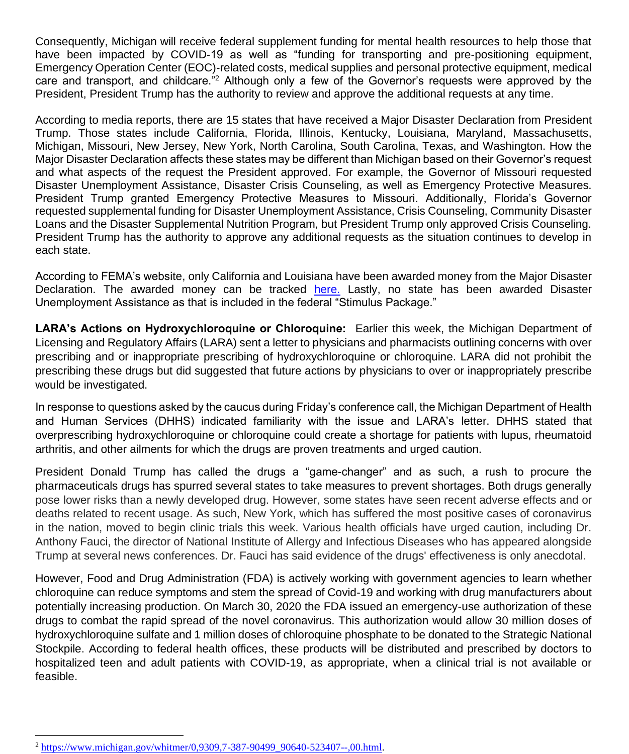Consequently, Michigan will receive federal supplement funding for mental health resources to help those that have been impacted by COVID-19 as well as "funding for transporting and pre-positioning equipment, Emergency Operation Center (EOC)-related costs, medical supplies and personal protective equipment, medical care and transport, and childcare."[2] Although only a few of the Governor's requests were approved by the President, President Trump has the authority to review and approve the additional requests at any time.

According to media reports, there are 15 states that have received a Major Disaster Declaration from President Trump. Those states include California, Florida, Illinois, Kentucky, Louisiana, Maryland, Massachusetts, Michigan, Missouri, New Jersey, New York, North Carolina, South Carolina, Texas, and Washington. How the Major Disaster Declaration affects these states may be different than Michigan based on their Governor's request and what aspects of the request the President approved. For example, the Governor of Missouri requested Disaster Unemployment Assistance, Disaster Crisis Counseling, as well as Emergency Protective Measures. President Trump granted Emergency Protective Measures to Missouri. Additionally, Florida's Governor requested supplemental funding for Disaster Unemployment Assistance, Crisis Counseling, Community Disaster Loans and the Disaster Supplemental Nutrition Program, but President Trump only approved Crisis Counseling. President Trump has the authority to approve any additional requests as the situation continues to develop in each state.

According to FEMA's website, only California and Louisiana have been awarded money from the Major Disaster Declaration. The awarded money can be tracked here. Lastly, no state has been awarded Disaster Unemployment Assistance as that is included in the federal "Stimulus Package."

**LARA's Actions on Hydroxychloroquine or Chloroquine:** Earlier this week, the Michigan Department of Licensing and Regulatory Affairs (LARA) sent a letter to physicians and pharmacists outlining concerns with over prescribing and or inappropriate prescribing of hydroxychloroquine or chloroquine. LARA did not prohibit the prescribing these drugs but did suggested that future actions by physicians to over or inappropriately prescribe would be investigated.

In response to questions asked by the caucus during Friday's conference call, the Michigan Department of Health and Human Services (DHHS) indicated familiarity with the issue and LARA's letter. DHHS stated that overprescribing hydroxychloroquine or chloroquine could create a shortage for patients with lupus, rheumatoid arthritis, and other ailments for which the drugs are proven treatments and urged caution.

President Donald Trump has called the drugs a "game-changer" and as such, a rush to procure the pharmaceuticals drugs has spurred several states to take measures to prevent shortages. Both drugs generally pose lower risks than a newly developed drug. However, some states have seen recent adverse effects and or deaths related to recent usage. As such, New York, which has suffered the most positive cases of coronavirus in the nation, moved to begin clinic trials this week. Various health officials have urged caution, including Dr. Anthony Fauci, the director of National Institute of Allergy and Infectious Diseases who has appeared alongside Trump at several news conferences. Dr. Fauci has said evidence of the drugs' effectiveness is only anecdotal.

However, Food and Drug Administration (FDA) is actively working with government agencies to learn whether chloroquine can reduce symptoms and stem the spread of Covid-19 and working with drug manufacturers about potentially increasing production. On March 30, 2020 the FDA issued an emergency-use authorization of these drugs to combat the rapid spread of the novel coronavirus. This authorization would allow 30 million doses of hydroxychloroquine sulfate and 1 million doses of chloroquine phosphate to be donated to the Strategic National Stockpile. According to federal health offices, these products will be distributed and prescribed by doctors to hospitalized teen and adult patients with COVID-19, as appropriate, when a clinical trial is not available or feasible.

---

[2] https://www.michigan.gov/whitmer/0,9309,7-387-90499_90640-523407--,00.html.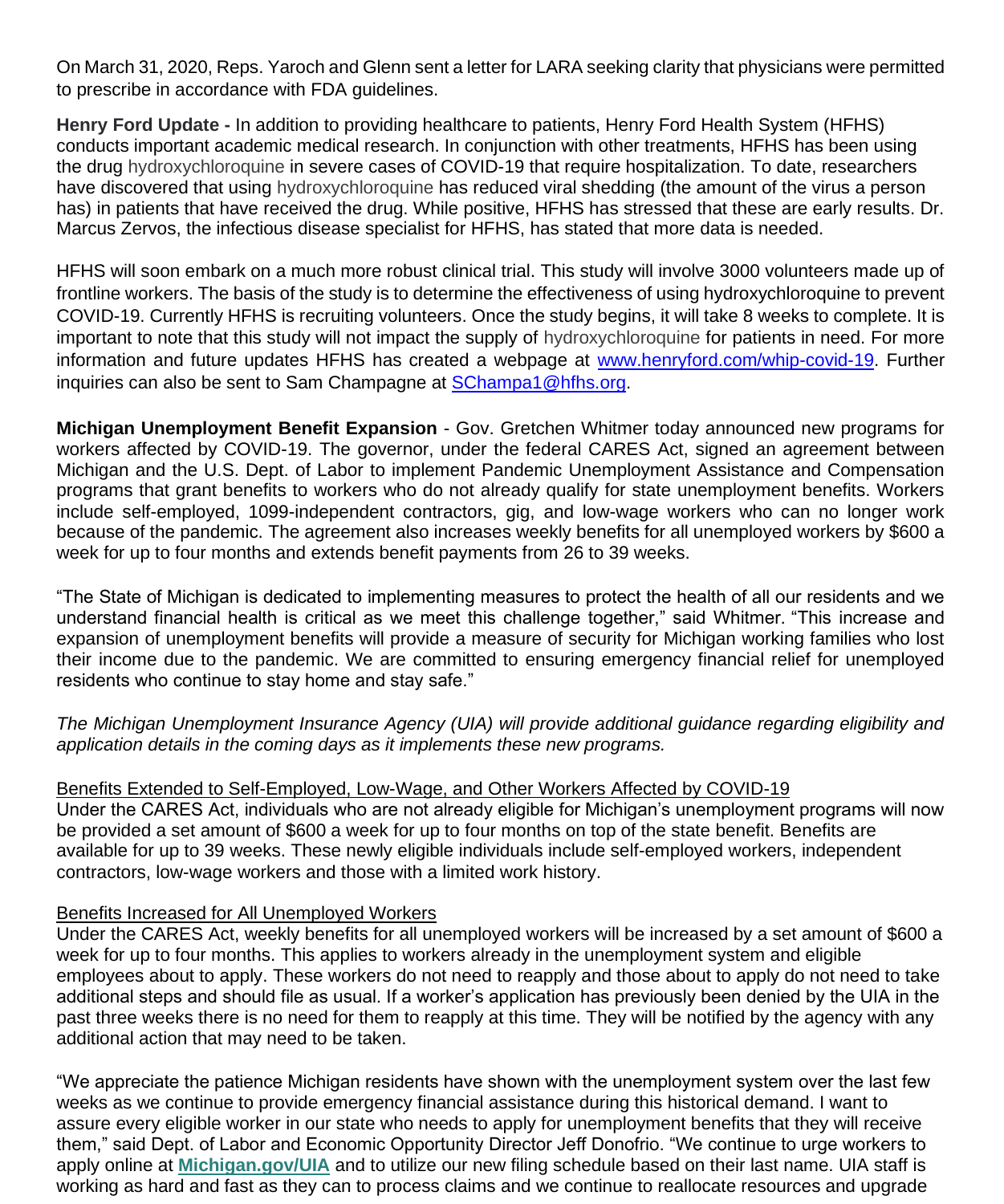On March 31, 2020, Reps. Yaroch and Glenn sent a letter for LARA seeking clarity that physicians were permitted to prescribe in accordance with FDA guidelines.

**Henry Ford Update -** In addition to providing healthcare to patients, Henry Ford Health System (HFHS) conducts important academic medical research. In conjunction with other treatments, HFHS has been using the drug hydroxychloroquine in severe cases of COVID-19 that require hospitalization. To date, researchers have discovered that using hydroxychloroquine has reduced viral shedding (the amount of the virus a person has) in patients that have received the drug. While positive, HFHS has stressed that these are early results. Dr. Marcus Zervos, the infectious disease specialist for HFHS, has stated that more data is needed.

HFHS will soon embark on a much more robust clinical trial. This study will involve 3000 volunteers made up of frontline workers. The basis of the study is to determine the effectiveness of using hydroxychloroquine to prevent COVID-19. Currently HFHS is recruiting volunteers. Once the study begins, it will take 8 weeks to complete. It is important to note that this study will not impact the supply of hydroxychloroquine for patients in need. For more information and future updates HFHS has created a webpage at [www.henryford.com/whip-covid-19](www.henryford.com/whip-covid-19). Further inquiries can also be sent to Sam Champagne at [SChampa1@hfhs.org](mailto:SChampa1@hfhs.org).

**Michigan Unemployment Benefit Expansion** - Gov. Gretchen Whitmer today announced new programs for workers affected by COVID-19. The governor, under the federal CARES Act, signed an agreement between Michigan and the U.S. Dept. of Labor to implement Pandemic Unemployment Assistance and Compensation programs that grant benefits to workers who do not already qualify for state unemployment benefits. Workers include self-employed, 1099-independent contractors, gig, and low-wage workers who can no longer work because of the pandemic. The agreement also increases weekly benefits for all unemployed workers by $600 a week for up to four months and extends benefit payments from 26 to 39 weeks.

“The State of Michigan is dedicated to implementing measures to protect the health of all our residents and we understand financial health is critical as we meet this challenge together,” said Whitmer. “This increase and expansion of unemployment benefits will provide a measure of security for Michigan working families who lost their income due to the pandemic. We are committed to ensuring emergency financial relief for unemployed residents who continue to stay home and stay safe.”

*The Michigan Unemployment Insurance Agency (UIA) will provide additional guidance regarding eligibility and application details in the coming days as it implements these new programs.*

<u>Benefits Extended to Self-Employed, Low-Wage, and Other Workers Affected by COVID-19</u>
Under the CARES Act, individuals who are not already eligible for Michigan’s unemployment programs will now be provided a set amount of $600 a week for up to four months on top of the state benefit. Benefits are available for up to 39 weeks. These newly eligible individuals include self-employed workers, independent contractors, low-wage workers and those with a limited work history.

<u>Benefits Increased for All Unemployed Workers</u>
Under the CARES Act, weekly benefits for all unemployed workers will be increased by a set amount of $600 a week for up to four months. This applies to workers already in the unemployment system and eligible employees about to apply. These workers do not need to reapply and those about to apply do not need to take additional steps and should file as usual. If a worker’s application has previously been denied by the UIA in the past three weeks there is no need for them to reapply at this time. They will be notified by the agency with any additional action that may need to be taken.

“We appreciate the patience Michigan residents have shown with the unemployment system over the last few weeks as we continue to provide emergency financial assistance during this historical demand. I want to assure every eligible worker in our state who needs to apply for unemployment benefits that they will receive them,” said Dept. of Labor and Economic Opportunity Director Jeff Donofrio. “We continue to urge workers to apply online at [**Michigan.gov/UIA**](Michigan.gov/UIA) and to utilize our new filing schedule based on their last name. UIA staff is working as hard and fast as they can to process claims and we continue to reallocate resources and upgrade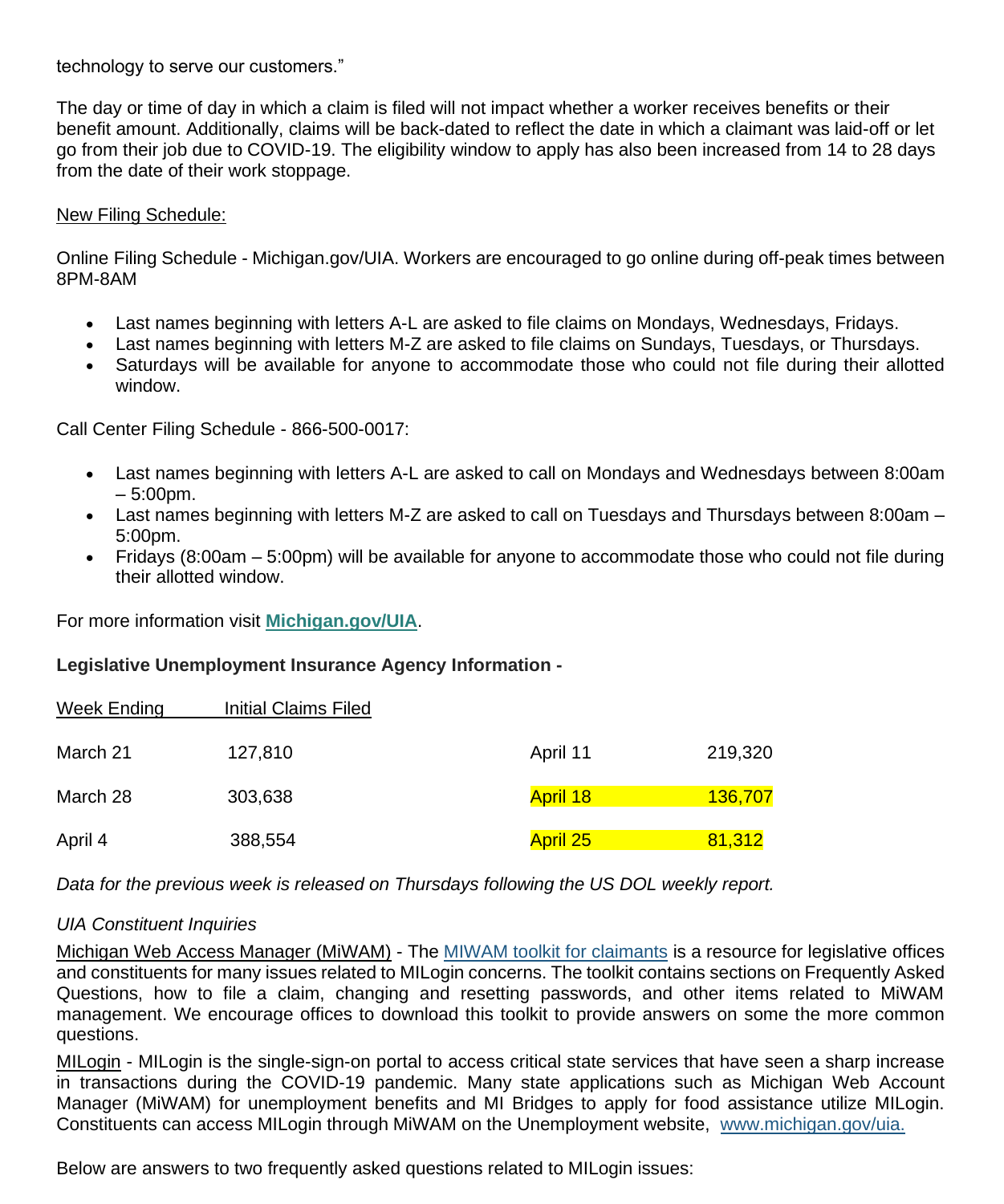technology to serve our customers."

The day or time of day in which a claim is filed will not impact whether a worker receives benefits or their benefit amount. Additionally, claims will be back-dated to reflect the date in which a claimant was laid-off or let go from their job due to COVID-19. The eligibility window to apply has also been increased from 14 to 28 days from the date of their work stoppage.

New Filing Schedule:

Online Filing Schedule - Michigan.gov/UIA. Workers are encouraged to go online during off-peak times between 8PM-8AM

- Last names beginning with letters A-L are asked to file claims on Mondays, Wednesdays, Fridays.
- Last names beginning with letters M-Z are asked to file claims on Sundays, Tuesdays, or Thursdays.
- Saturdays will be available for anyone to accommodate those who could not file during their allotted window.

Call Center Filing Schedule - 866-500-0017:

- Last names beginning with letters A-L are asked to call on Mondays and Wednesdays between 8:00am – 5:00pm.
- Last names beginning with letters M-Z are asked to call on Tuesdays and Thursdays between 8:00am – 5:00pm.
- Fridays (8:00am – 5:00pm) will be available for anyone to accommodate those who could not file during their allotted window.

For more information visit **Michigan.gov/UIA**.

**Legislative Unemployment Insurance Agency Information -**

| Week Ending | Initial Claims Filed |
|---|---|
| March 21 | 127,810 |
| March 28 | 303,638 |
| April 4 | 388,554 |
| April 11 | 219,320 |
| April 18 | 136,707 |
| April 25 | 81,312 |

*Data for the previous week is released on Thursdays following the US DOL weekly report.*

*UIA Constituent Inquiries*

Michigan Web Access Manager (MiWAM) - The MIWAM toolkit for claimants is a resource for legislative offices and constituents for many issues related to MILogin concerns. The toolkit contains sections on Frequently Asked Questions, how to file a claim, changing and resetting passwords, and other items related to MiWAM management. We encourage offices to download this toolkit to provide answers on some the more common questions.

MILogin - MILogin is the single-sign-on portal to access critical state services that have seen a sharp increase in transactions during the COVID-19 pandemic. Many state applications such as Michigan Web Account Manager (MiWAM) for unemployment benefits and MI Bridges to apply for food assistance utilize MILogin. Constituents can access MILogin through MiWAM on the Unemployment website, www.michigan.gov/uia.

Below are answers to two frequently asked questions related to MILogin issues: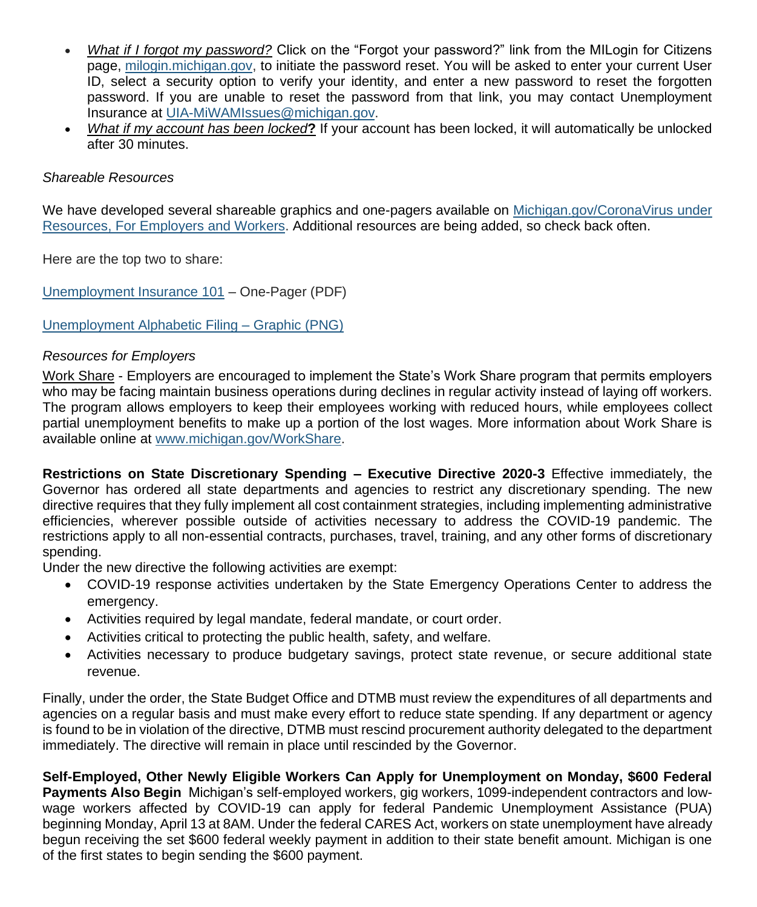- *What if I forgot my password?* Click on the "Forgot your password?" link from the MILogin for Citizens page, milogin.michigan.gov, to initiate the password reset. You will be asked to enter your current User ID, select a security option to verify your identity, and enter a new password to reset the forgotten password. If you are unable to reset the password from that link, you may contact Unemployment Insurance at UIA-MiWAMIssues@michigan.gov.
- *What if my account has been locked*? If your account has been locked, it will automatically be unlocked after 30 minutes.

*Shareable Resources*

We have developed several shareable graphics and one-pagers available on Michigan.gov/CoronaVirus under Resources, For Employers and Workers. Additional resources are being added, so check back often.

Here are the top two to share:

Unemployment Insurance 101 – One-Pager (PDF)

Unemployment Alphabetic Filing – Graphic (PNG)

*Resources for Employers*

Work Share - Employers are encouraged to implement the State's Work Share program that permits employers who may be facing maintain business operations during declines in regular activity instead of laying off workers. The program allows employers to keep their employees working with reduced hours, while employees collect partial unemployment benefits to make up a portion of the lost wages. More information about Work Share is available online at www.michigan.gov/WorkShare.

**Restrictions on State Discretionary Spending – Executive Directive 2020-3** Effective immediately, the Governor has ordered all state departments and agencies to restrict any discretionary spending. The new directive requires that they fully implement all cost containment strategies, including implementing administrative efficiencies, wherever possible outside of activities necessary to address the COVID-19 pandemic. The restrictions apply to all non-essential contracts, purchases, travel, training, and any other forms of discretionary spending.
Under the new directive the following activities are exempt:

- COVID-19 response activities undertaken by the State Emergency Operations Center to address the emergency.
- Activities required by legal mandate, federal mandate, or court order.
- Activities critical to protecting the public health, safety, and welfare.
- Activities necessary to produce budgetary savings, protect state revenue, or secure additional state revenue.

Finally, under the order, the State Budget Office and DTMB must review the expenditures of all departments and agencies on a regular basis and must make every effort to reduce state spending. If any department or agency is found to be in violation of the directive, DTMB must rescind procurement authority delegated to the department immediately. The directive will remain in place until rescinded by the Governor.

**Self-Employed, Other Newly Eligible Workers Can Apply for Unemployment on Monday, $600 Federal Payments Also Begin** Michigan's self-employed workers, gig workers, 1099-independent contractors and low-wage workers affected by COVID-19 can apply for federal Pandemic Unemployment Assistance (PUA) beginning Monday, April 13 at 8AM. Under the federal CARES Act, workers on state unemployment have already begun receiving the set $600 federal weekly payment in addition to their state benefit amount. Michigan is one of the first states to begin sending the $600 payment.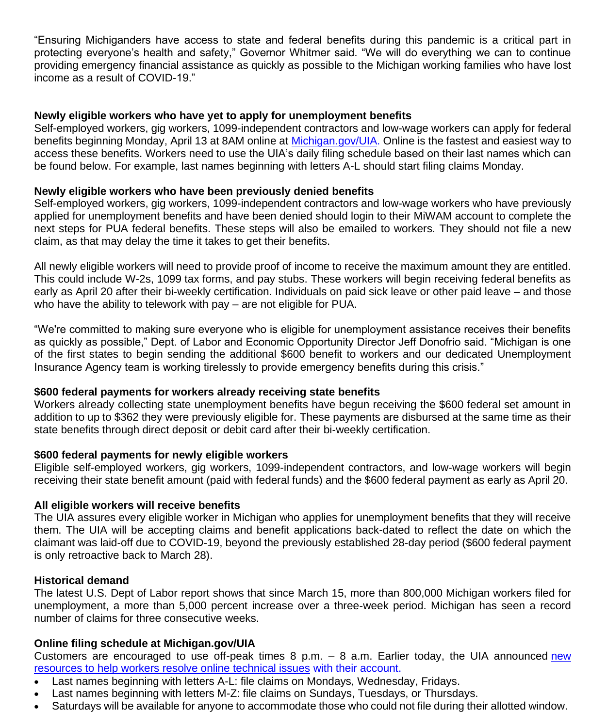"Ensuring Michiganders have access to state and federal benefits during this pandemic is a critical part in protecting everyone's health and safety," Governor Whitmer said. "We will do everything we can to continue providing emergency financial assistance as quickly as possible to the Michigan working families who have lost income as a result of COVID-19."

**Newly eligible workers who have yet to apply for unemployment benefits**

Self-employed workers, gig workers, 1099-independent contractors and low-wage workers can apply for federal benefits beginning Monday, April 13 at 8AM online at [Michigan.gov/UIA](Michigan.gov/UIA). Online is the fastest and easiest way to access these benefits. Workers need to use the UIA's daily filing schedule based on their last names which can be found below. For example, last names beginning with letters A-L should start filing claims Monday.

**Newly eligible workers who have been previously denied benefits**

Self-employed workers, gig workers, 1099-independent contractors and low-wage workers who have previously applied for unemployment benefits and have been denied should login to their MiWAM account to complete the next steps for PUA federal benefits. These steps will also be emailed to workers. They should not file a new claim, as that may delay the time it takes to get their benefits.

All newly eligible workers will need to provide proof of income to receive the maximum amount they are entitled. This could include W-2s, 1099 tax forms, and pay stubs. These workers will begin receiving federal benefits as early as April 20 after their bi-weekly certification. Individuals on paid sick leave or other paid leave – and those who have the ability to telework with pay – are not eligible for PUA.

"We're committed to making sure everyone who is eligible for unemployment assistance receives their benefits as quickly as possible," Dept. of Labor and Economic Opportunity Director Jeff Donofrio said. "Michigan is one of the first states to begin sending the additional $600 benefit to workers and our dedicated Unemployment Insurance Agency team is working tirelessly to provide emergency benefits during this crisis."

**$600 federal payments for workers already receiving state benefits**

Workers already collecting state unemployment benefits have begun receiving the $600 federal set amount in addition to up to $362 they were previously eligible for. These payments are disbursed at the same time as their state benefits through direct deposit or debit card after their bi-weekly certification.

**$600 federal payments for newly eligible workers**

Eligible self-employed workers, gig workers, 1099-independent contractors, and low-wage workers will begin receiving their state benefit amount (paid with federal funds) and the $600 federal payment as early as April 20.

**All eligible workers will receive benefits**

The UIA assures every eligible worker in Michigan who applies for unemployment benefits that they will receive them. The UIA will be accepting claims and benefit applications back-dated to reflect the date on which the claimant was laid-off due to COVID-19, beyond the previously established 28-day period ($600 federal payment is only retroactive back to March 28).

**Historical demand**

The latest U.S. Dept of Labor report shows that since March 15, more than 800,000 Michigan workers filed for unemployment, a more than 5,000 percent increase over a three-week period. Michigan has seen a record number of claims for three consecutive weeks.

**Online filing schedule at Michigan.gov/UIA**

Customers are encouraged to use off-peak times 8 p.m. – 8 a.m. Earlier today, the UIA announced new resources to help workers resolve online technical issues with their account.

- Last names beginning with letters A-L: file claims on Mondays, Wednesday, Fridays.
- Last names beginning with letters M-Z: file claims on Sundays, Tuesdays, or Thursdays.
- Saturdays will be available for anyone to accommodate those who could not file during their allotted window.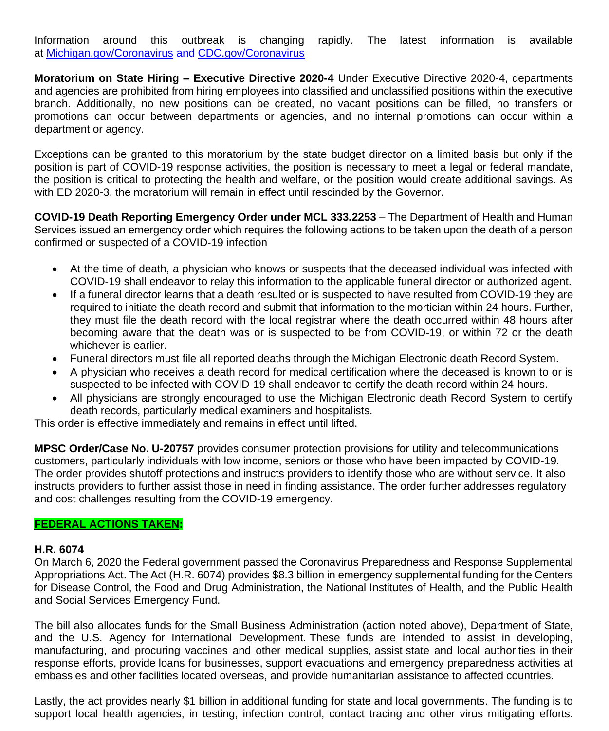Information around this outbreak is changing rapidly. The latest information is available at [Michigan.gov/Coronavirus](Michigan.gov/Coronavirus) and [CDC.gov/Coronavirus](CDC.gov/Coronavirus)

**Moratorium on State Hiring – Executive Directive 2020-4** Under Executive Directive 2020-4, departments and agencies are prohibited from hiring employees into classified and unclassified positions within the executive branch. Additionally, no new positions can be created, no vacant positions can be filled, no transfers or promotions can occur between departments or agencies, and no internal promotions can occur within a department or agency.

Exceptions can be granted to this moratorium by the state budget director on a limited basis but only if the position is part of COVID-19 response activities, the position is necessary to meet a legal or federal mandate, the position is critical to protecting the health and welfare, or the position would create additional savings. As with ED 2020-3, the moratorium will remain in effect until rescinded by the Governor.

**COVID-19 Death Reporting Emergency Order under MCL 333.2253** – The Department of Health and Human Services issued an emergency order which requires the following actions to be taken upon the death of a person confirmed or suspected of a COVID-19 infection

- At the time of death, a physician who knows or suspects that the deceased individual was infected with COVID-19 shall endeavor to relay this information to the applicable funeral director or authorized agent.
- If a funeral director learns that a death resulted or is suspected to have resulted from COVID-19 they are required to initiate the death record and submit that information to the mortician within 24 hours. Further, they must file the death record with the local registrar where the death occurred within 48 hours after becoming aware that the death was or is suspected to be from COVID-19, or within 72 or the death whichever is earlier.
- Funeral directors must file all reported deaths through the Michigan Electronic death Record System.
- A physician who receives a death record for medical certification where the deceased is known to or is suspected to be infected with COVID-19 shall endeavor to certify the death record within 24-hours.
- All physicians are strongly encouraged to use the Michigan Electronic death Record System to certify death records, particularly medical examiners and hospitalists.

This order is effective immediately and remains in effect until lifted.

**MPSC Order/Case No. U-20757** provides consumer protection provisions for utility and telecommunications customers, particularly individuals with low income, seniors or those who have been impacted by COVID-19. The order provides shutoff protections and instructs providers to identify those who are without service. It also instructs providers to further assist those in need in finding assistance. The order further addresses regulatory and cost challenges resulting from the COVID-19 emergency.

## FEDERAL ACTIONS TAKEN:

### H.R. 6074

On March 6, 2020 the Federal government passed the Coronavirus Preparedness and Response Supplemental Appropriations Act. The Act (H.R. 6074) provides $8.3 billion in emergency supplemental funding for the Centers for Disease Control, the Food and Drug Administration, the National Institutes of Health, and the Public Health and Social Services Emergency Fund.

The bill also allocates funds for the Small Business Administration (action noted above), Department of State, and the U.S. Agency for International Development. These funds are intended to assist in developing, manufacturing, and procuring vaccines and other medical supplies, assist state and local authorities in their response efforts, provide loans for businesses, support evacuations and emergency preparedness activities at embassies and other facilities located overseas, and provide humanitarian assistance to affected countries.

Lastly, the act provides nearly $1 billion in additional funding for state and local governments. The funding is to support local health agencies, in testing, infection control, contact tracing and other virus mitigating efforts.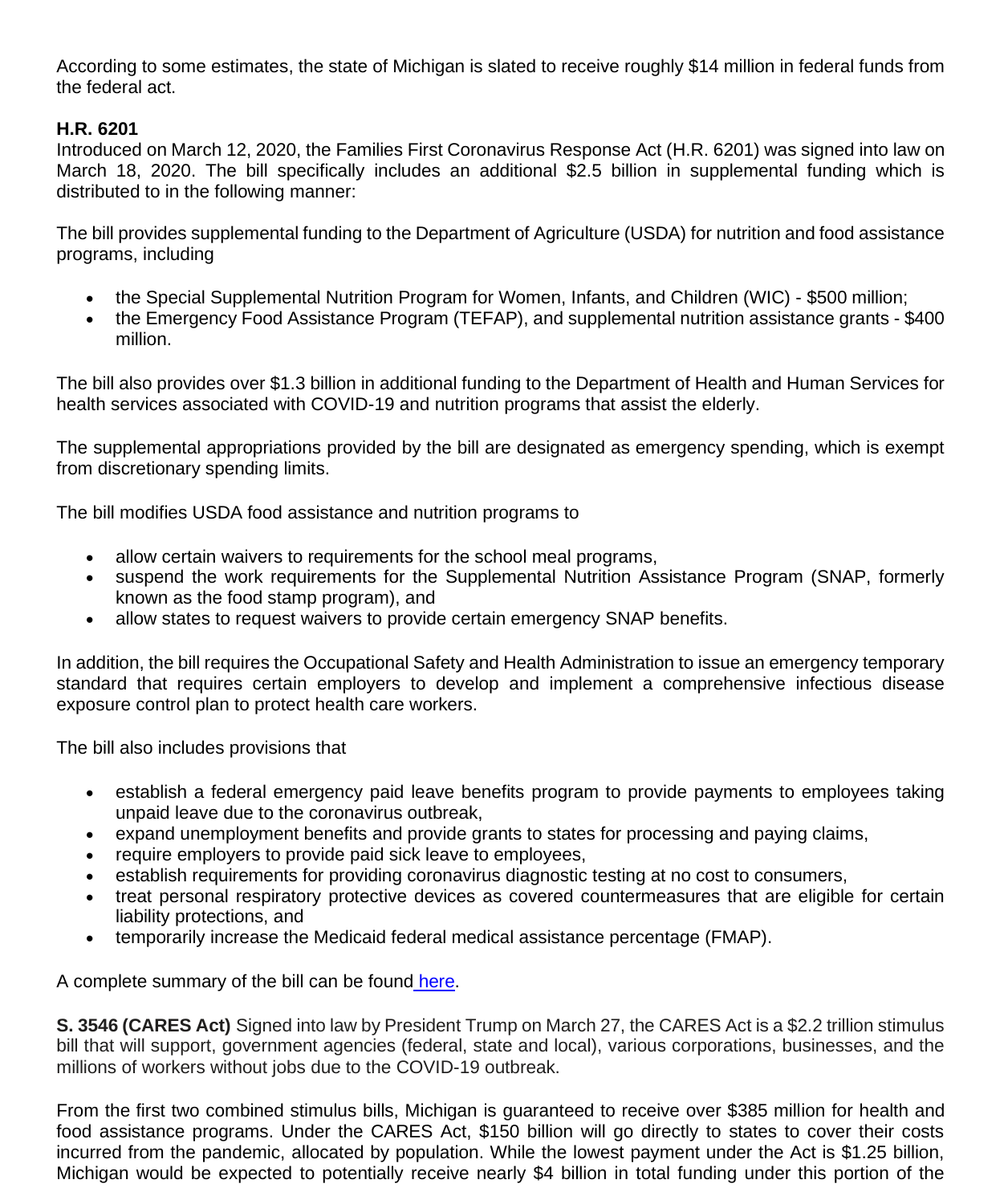According to some estimates, the state of Michigan is slated to receive roughly $14 million in federal funds from the federal act.

**H.R. 6201**
Introduced on March 12, 2020, the Families First Coronavirus Response Act (H.R. 6201) was signed into law on March 18, 2020. The bill specifically includes an additional $2.5 billion in supplemental funding which is distributed to in the following manner:

The bill provides supplemental funding to the Department of Agriculture (USDA) for nutrition and food assistance programs, including

- the Special Supplemental Nutrition Program for Women, Infants, and Children (WIC) - $500 million;
- the Emergency Food Assistance Program (TEFAP), and supplemental nutrition assistance grants - $400 million.

The bill also provides over $1.3 billion in additional funding to the Department of Health and Human Services for health services associated with COVID-19 and nutrition programs that assist the elderly.

The supplemental appropriations provided by the bill are designated as emergency spending, which is exempt from discretionary spending limits.

The bill modifies USDA food assistance and nutrition programs to

- allow certain waivers to requirements for the school meal programs,
- suspend the work requirements for the Supplemental Nutrition Assistance Program (SNAP, formerly known as the food stamp program), and
- allow states to request waivers to provide certain emergency SNAP benefits.

In addition, the bill requires the Occupational Safety and Health Administration to issue an emergency temporary standard that requires certain employers to develop and implement a comprehensive infectious disease exposure control plan to protect health care workers.

The bill also includes provisions that

- establish a federal emergency paid leave benefits program to provide payments to employees taking unpaid leave due to the coronavirus outbreak,
- expand unemployment benefits and provide grants to states for processing and paying claims,
- require employers to provide paid sick leave to employees,
- establish requirements for providing coronavirus diagnostic testing at no cost to consumers,
- treat personal respiratory protective devices as covered countermeasures that are eligible for certain liability protections, and
- temporarily increase the Medicaid federal medical assistance percentage (FMAP).

A complete summary of the bill can be found here.

**S. 3546 (CARES Act)** Signed into law by President Trump on March 27, the CARES Act is a $2.2 trillion stimulus bill that will support, government agencies (federal, state and local), various corporations, businesses, and the millions of workers without jobs due to the COVID-19 outbreak.

From the first two combined stimulus bills, Michigan is guaranteed to receive over $385 million for health and food assistance programs. Under the CARES Act, $150 billion will go directly to states to cover their costs incurred from the pandemic, allocated by population. While the lowest payment under the Act is $1.25 billion, Michigan would be expected to potentially receive nearly $4 billion in total funding under this portion of the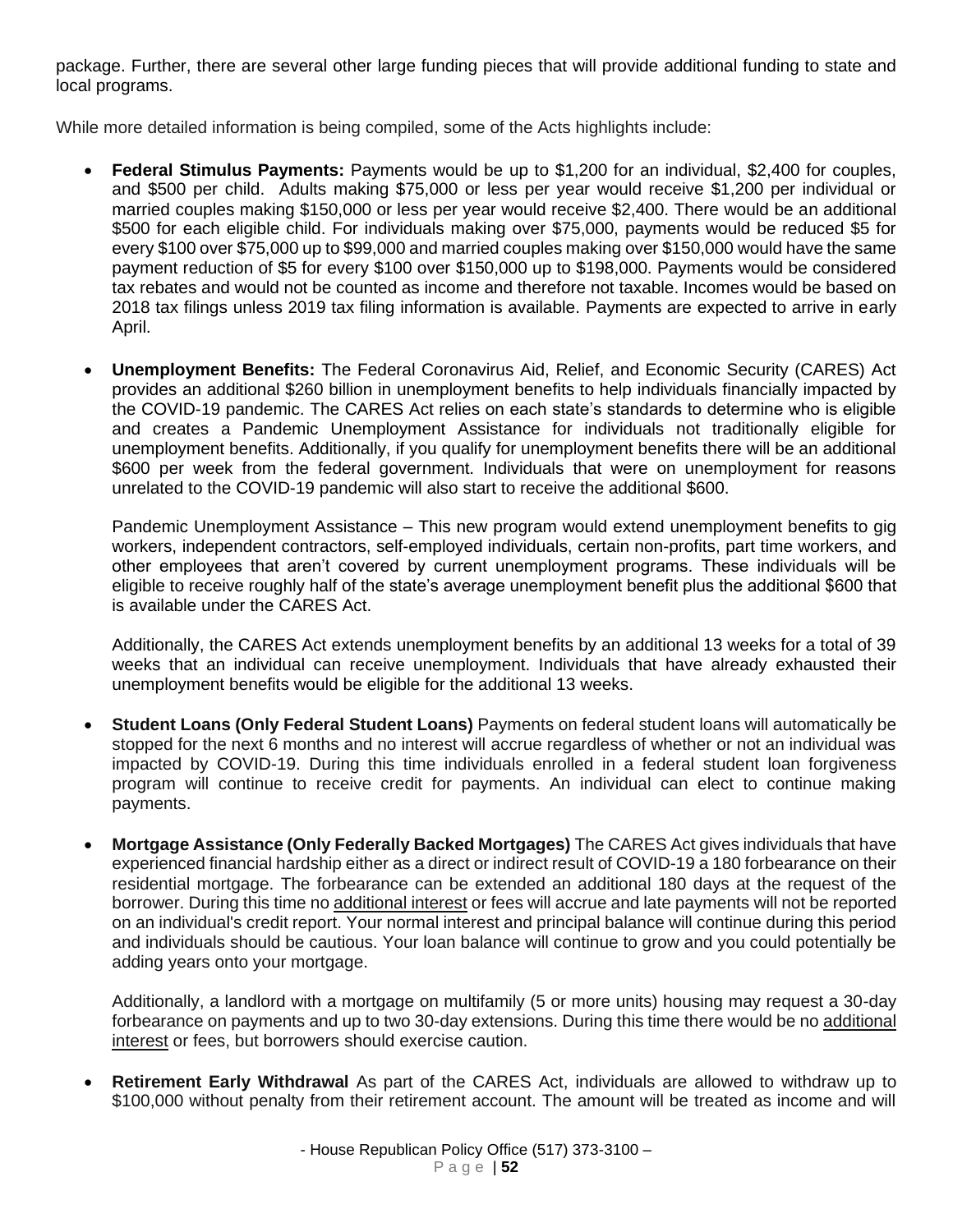package. Further, there are several other large funding pieces that will provide additional funding to state and local programs.

While more detailed information is being compiled, some of the Acts highlights include:

- **Federal Stimulus Payments:** Payments would be up to $1,200 for an individual, $2,400 for couples, and $500 per child. Adults making $75,000 or less per year would receive $1,200 per individual or married couples making $150,000 or less per year would receive $2,400. There would be an additional $500 for each eligible child. For individuals making over $75,000, payments would be reduced $5 for every $100 over $75,000 up to $99,000 and married couples making over $150,000 would have the same payment reduction of $5 for every $100 over $150,000 up to $198,000. Payments would be considered tax rebates and would not be counted as income and therefore not taxable. Incomes would be based on 2018 tax filings unless 2019 tax filing information is available. Payments are expected to arrive in early April.

- **Unemployment Benefits:** The Federal Coronavirus Aid, Relief, and Economic Security (CARES) Act provides an additional $260 billion in unemployment benefits to help individuals financially impacted by the COVID-19 pandemic. The CARES Act relies on each state's standards to determine who is eligible and creates a Pandemic Unemployment Assistance for individuals not traditionally eligible for unemployment benefits. Additionally, if you qualify for unemployment benefits there will be an additional $600 per week from the federal government. Individuals that were on unemployment for reasons unrelated to the COVID-19 pandemic will also start to receive the additional $600.

  Pandemic Unemployment Assistance – This new program would extend unemployment benefits to gig workers, independent contractors, self-employed individuals, certain non-profits, part time workers, and other employees that aren't covered by current unemployment programs. These individuals will be eligible to receive roughly half of the state's average unemployment benefit plus the additional $600 that is available under the CARES Act.

  Additionally, the CARES Act extends unemployment benefits by an additional 13 weeks for a total of 39 weeks that an individual can receive unemployment. Individuals that have already exhausted their unemployment benefits would be eligible for the additional 13 weeks.

- **Student Loans (Only Federal Student Loans)** Payments on federal student loans will automatically be stopped for the next 6 months and no interest will accrue regardless of whether or not an individual was impacted by COVID-19. During this time individuals enrolled in a federal student loan forgiveness program will continue to receive credit for payments. An individual can elect to continue making payments.

- **Mortgage Assistance (Only Federally Backed Mortgages)** The CARES Act gives individuals that have experienced financial hardship either as a direct or indirect result of COVID-19 a 180 forbearance on their residential mortgage. The forbearance can be extended an additional 180 days at the request of the borrower. During this time no additional interest or fees will accrue and late payments will not be reported on an individual's credit report. Your normal interest and principal balance will continue during this period and individuals should be cautious. Your loan balance will continue to grow and you could potentially be adding years onto your mortgage.

  Additionally, a landlord with a mortgage on multifamily (5 or more units) housing may request a 30-day forbearance on payments and up to two 30-day extensions. During this time there would be no additional interest or fees, but borrowers should exercise caution.

- **Retirement Early Withdrawal** As part of the CARES Act, individuals are allowed to withdraw up to $100,000 without penalty from their retirement account. The amount will be treated as income and will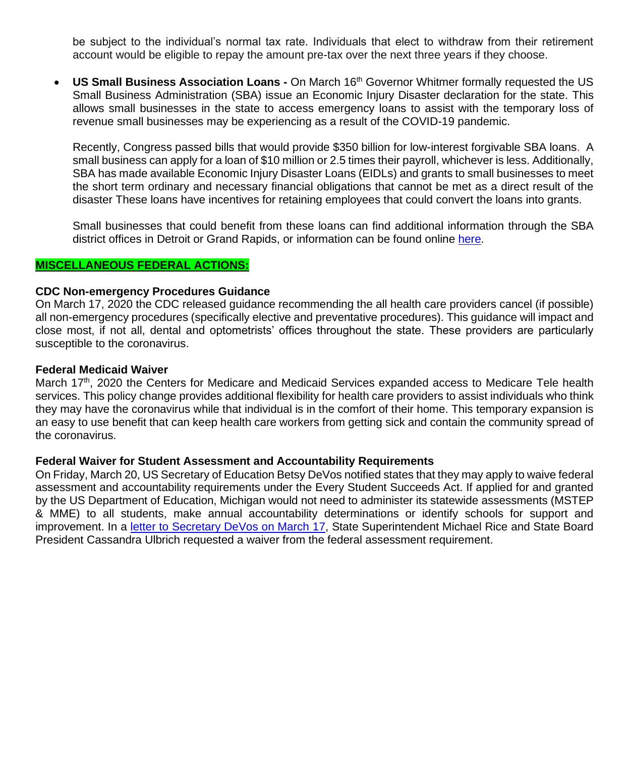be subject to the individual's normal tax rate. Individuals that elect to withdraw from their retirement account would be eligible to repay the amount pre-tax over the next three years if they choose.

- **US Small Business Association Loans -** On March 16th Governor Whitmer formally requested the US Small Business Administration (SBA) issue an Economic Injury Disaster declaration for the state. This allows small businesses in the state to access emergency loans to assist with the temporary loss of revenue small businesses may be experiencing as a result of the COVID-19 pandemic.

  Recently, Congress passed bills that would provide $350 billion for low-interest forgivable SBA loans. A small business can apply for a loan of $10 million or 2.5 times their payroll, whichever is less. Additionally, SBA has made available Economic Injury Disaster Loans (EIDLs) and grants to small businesses to meet the short term ordinary and necessary financial obligations that cannot be met as a direct result of the disaster These loans have incentives for retaining employees that could convert the loans into grants.

  Small businesses that could benefit from these loans can find additional information through the SBA district offices in Detroit or Grand Rapids, or information can be found online here.

## MISCELLANEOUS FEDERAL ACTIONS:

### CDC Non-emergency Procedures Guidance

On March 17, 2020 the CDC released guidance recommending the all health care providers cancel (if possible) all non-emergency procedures (specifically elective and preventative procedures). This guidance will impact and close most, if not all, dental and optometrists' offices throughout the state. These providers are particularly susceptible to the coronavirus.

### Federal Medicaid Waiver

March 17th, 2020 the Centers for Medicare and Medicaid Services expanded access to Medicare Tele health services. This policy change provides additional flexibility for health care providers to assist individuals who think they may have the coronavirus while that individual is in the comfort of their home. This temporary expansion is an easy to use benefit that can keep health care workers from getting sick and contain the community spread of the coronavirus.

### Federal Waiver for Student Assessment and Accountability Requirements

On Friday, March 20, US Secretary of Education Betsy DeVos notified states that they may apply to waive federal assessment and accountability requirements under the Every Student Succeeds Act. If applied for and granted by the US Department of Education, Michigan would not need to administer its statewide assessments (MSTEP & MME) to all students, make annual accountability determinations or identify schools for support and improvement. In a letter to Secretary DeVos on March 17, State Superintendent Michael Rice and State Board President Cassandra Ulbrich requested a waiver from the federal assessment requirement.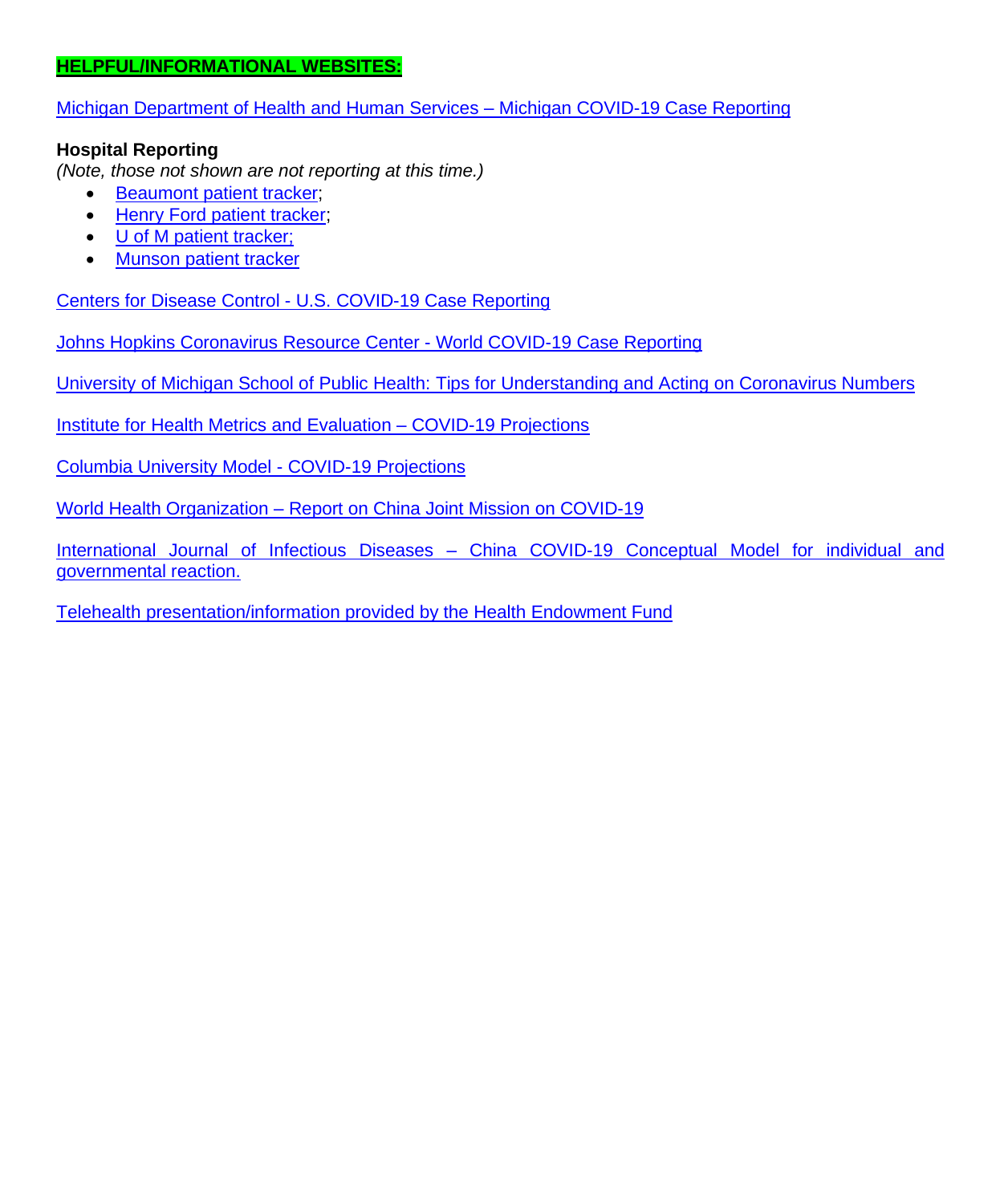**HELPFUL/INFORMATIONAL WEBSITES:**

Michigan Department of Health and Human Services – Michigan COVID-19 Case Reporting

**Hospital Reporting**
*(Note, those not shown are not reporting at this time.)*

- Beaumont patient tracker;
- Henry Ford patient tracker;
- U of M patient tracker;
- Munson patient tracker

Centers for Disease Control - U.S. COVID-19 Case Reporting

Johns Hopkins Coronavirus Resource Center - World COVID-19 Case Reporting

University of Michigan School of Public Health: Tips for Understanding and Acting on Coronavirus Numbers

Institute for Health Metrics and Evaluation – COVID-19 Projections

Columbia University Model - COVID-19 Projections

World Health Organization – Report on China Joint Mission on COVID-19

International Journal of Infectious Diseases – China COVID-19 Conceptual Model for individual and governmental reaction.

Telehealth presentation/information provided by the Health Endowment Fund